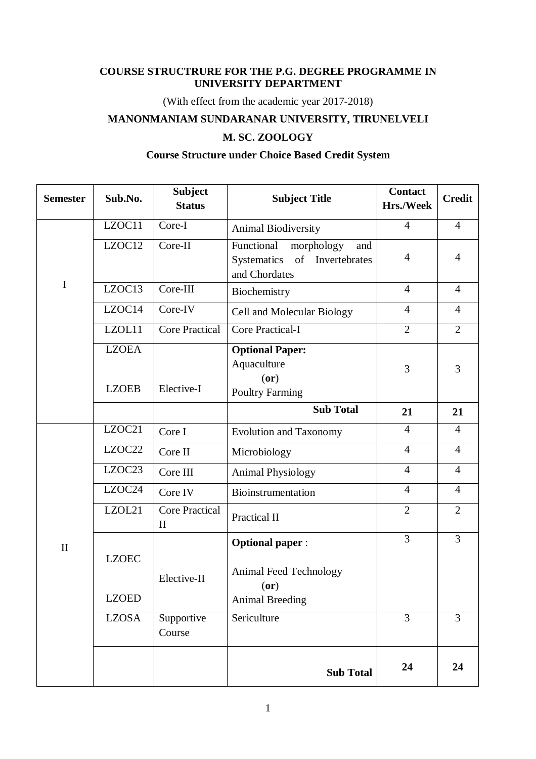**COURSE STRUCTRURE FOR THE P.G. DEGREE PROGRAMME IN UNIVERSITY DEPARTMENT**

(With effect from the academic year 2017-2018)

**MANONMANIAM SUNDARANAR UNIVERSITY, TIRUNELVELI**

**M. SC. ZOOLOGY**

**Course Structure under Choice Based Credit System**

| Semester | Sub.No. | Subject Status | Subject Title | Contact Hrs./Week | Credit |
|---|---|---|---|---|---|
| I | LZOC11 | Core-I | Animal Biodiversity | 4 | 4 |
| | LZOC12 | Core-II | Functional morphology and Systematics of Invertebrates and Chordates | 4 | 4 |
| | LZOC13 | Core-III | Biochemistry | 4 | 4 |
| | LZOC14 | Core-IV | Cell and Molecular Biology | 4 | 4 |
| | LZOL11 | Core Practical | Core Practical-I | 2 | 2 |
| | LZOEA<br><br>LZOEB | Elective-I | **Optional Paper:**<br>Aquaculture<br>(**or**)<br>Poultry Farming | 3 | 3 |
| | | | **Sub Total** | **21** | **21** |
| II | LZOC21 | Core I | Evolution and Taxonomy | 4 | 4 |
| | LZOC22 | Core II | Microbiology | 4 | 4 |
| | LZOC23 | Core III | Animal Physiology | 4 | 4 |
| | LZOC24 | Core IV | Bioinstrumentation | 4 | 4 |
| | LZOL21 | Core Practical II | Practical II | 2 | 2 |
| | LZOEC<br><br>LZOED | Elective-II | **Optional paper** :<br><br>Animal Feed Technology<br>(**or**)<br>Animal Breeding | 3 | 3 |
| | LZOSA | Supportive Course | Sericulture | 3 | 3 |
| | | | **Sub Total** | **24** | **24** |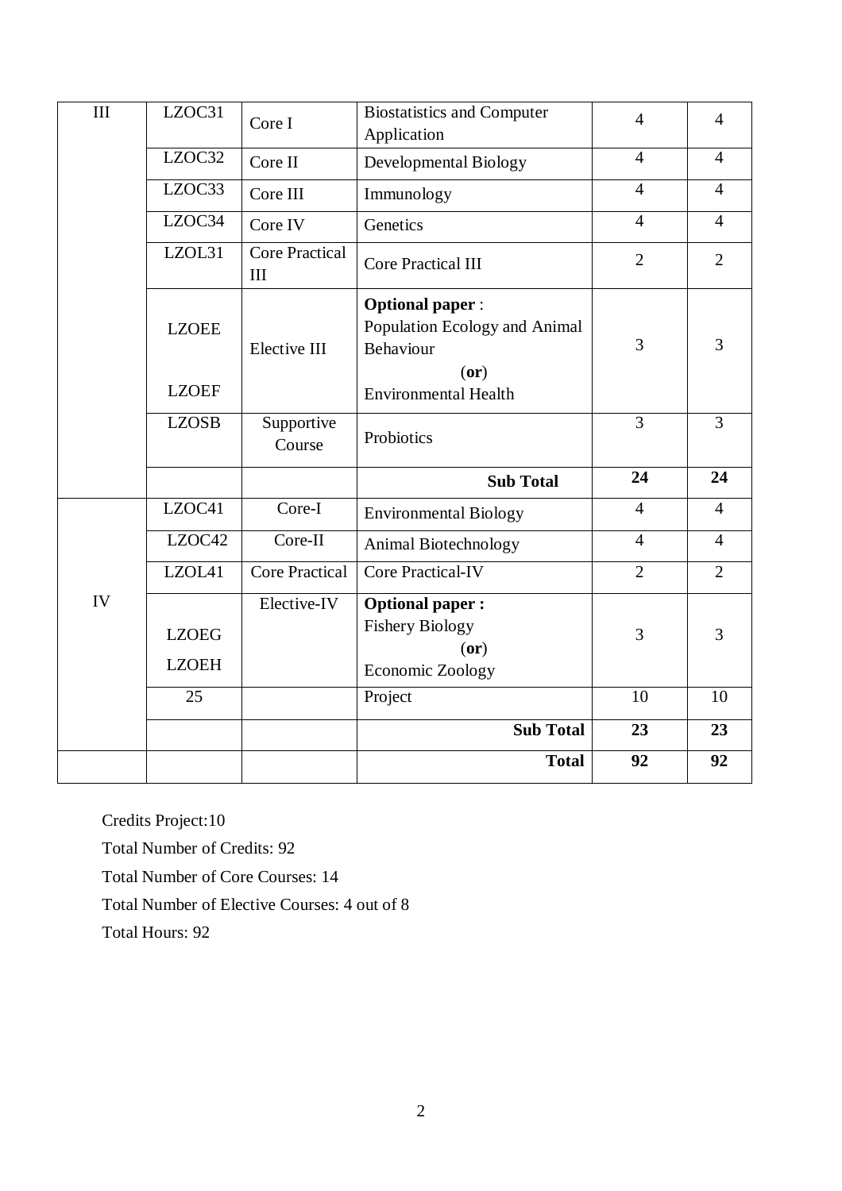| III | LZOC31 | Core I | Biostatistics and Computer Application | 4 | 4 |
|---|---|---|---|---|---|
| | LZOC32 | Core II | Developmental Biology | 4 | 4 |
| | LZOC33 | Core III | Immunology | 4 | 4 |
| | LZOC34 | Core IV | Genetics | 4 | 4 |
| | LZOL31 | Core Practical III | Core Practical III | 2 | 2 |
| | LZOEE<br><br>LZOEF | Elective III | **Optional paper** :<br>Population Ecology and Animal Behaviour<br>(**or**)<br>Environmental Health | 3 | 3 |
| | LZOSB | Supportive Course | Probiotics | 3 | 3 |
| | | | **Sub Total** | **24** | **24** |
| IV | LZOC41 | Core-I | Environmental Biology | 4 | 4 |
| | LZOC42 | Core-II | Animal Biotechnology | 4 | 4 |
| | LZOL41 | Core Practical | Core Practical-IV | 2 | 2 |
| | LZOEG<br><br>LZOEH | Elective-IV | **Optional paper :**<br>Fishery Biology<br>(**or**)<br>Economic Zoology | 3 | 3 |
| | 25 | | Project | 10 | 10 |
| | | | **Sub Total** | **23** | **23** |
| | | | **Total** | **92** | **92** |

Credits Project:10

Total Number of Credits: 92

Total Number of Core Courses: 14

Total Number of Elective Courses: 4 out of 8

Total Hours: 92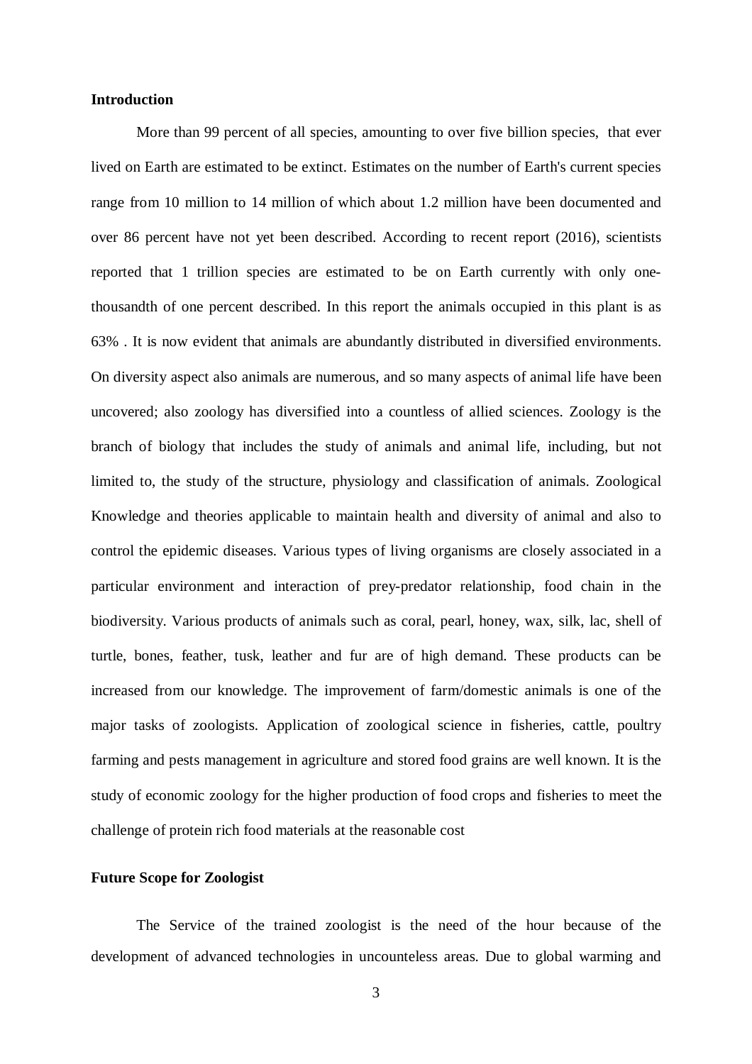**Introduction**

More than 99 percent of all species, amounting to over five billion species, that ever lived on Earth are estimated to be extinct. Estimates on the number of Earth's current species range from 10 million to 14 million of which about 1.2 million have been documented and over 86 percent have not yet been described. According to recent report (2016), scientists reported that 1 trillion species are estimated to be on Earth currently with only one-thousandth of one percent described. In this report the animals occupied in this plant is as 63% . It is now evident that animals are abundantly distributed in diversified environments. On diversity aspect also animals are numerous, and so many aspects of animal life have been uncovered; also zoology has diversified into a countless of allied sciences. Zoology is the branch of biology that includes the study of animals and animal life, including, but not limited to, the study of the structure, physiology and classification of animals. Zoological Knowledge and theories applicable to maintain health and diversity of animal and also to control the epidemic diseases. Various types of living organisms are closely associated in a particular environment and interaction of prey-predator relationship, food chain in the biodiversity. Various products of animals such as coral, pearl, honey, wax, silk, lac, shell of turtle, bones, feather, tusk, leather and fur are of high demand. These products can be increased from our knowledge. The improvement of farm/domestic animals is one of the major tasks of zoologists. Application of zoological science in fisheries, cattle, poultry farming and pests management in agriculture and stored food grains are well known. It is the study of economic zoology for the higher production of food crops and fisheries to meet the challenge of protein rich food materials at the reasonable cost

**Future Scope for Zoologist**

The Service of the trained zoologist is the need of the hour because of the development of advanced technologies in uncounteless areas. Due to global warming and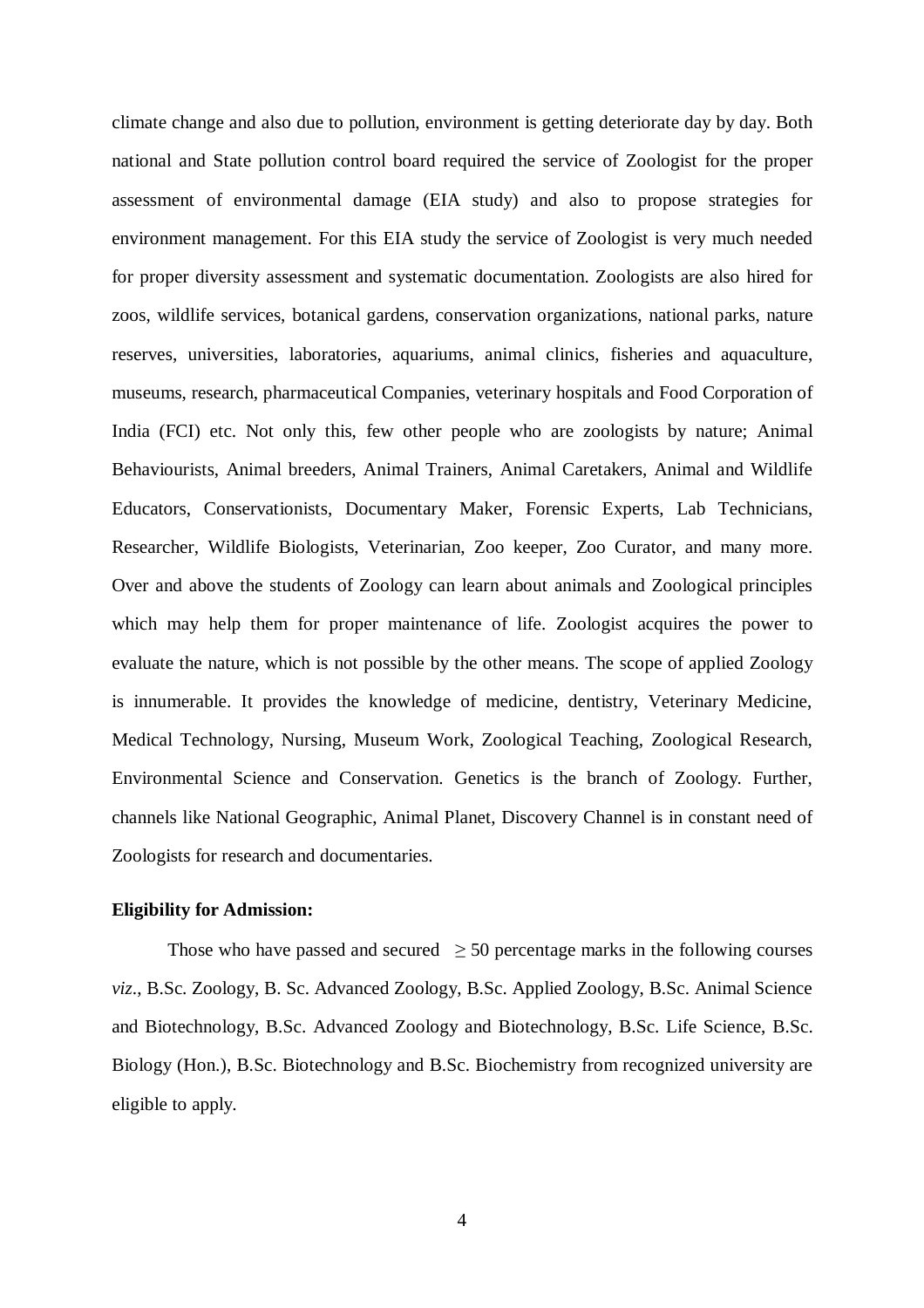climate change and also due to pollution, environment is getting deteriorate day by day. Both national and State pollution control board required the service of Zoologist for the proper assessment of environmental damage (EIA study) and also to propose strategies for environment management. For this EIA study the service of Zoologist is very much needed for proper diversity assessment and systematic documentation. Zoologists are also hired for zoos, wildlife services, botanical gardens, conservation organizations, national parks, nature reserves, universities, laboratories, aquariums, animal clinics, fisheries and aquaculture, museums, research, pharmaceutical Companies, veterinary hospitals and Food Corporation of India (FCI) etc. Not only this, few other people who are zoologists by nature; Animal Behaviourists, Animal breeders, Animal Trainers, Animal Caretakers, Animal and Wildlife Educators, Conservationists, Documentary Maker, Forensic Experts, Lab Technicians, Researcher, Wildlife Biologists, Veterinarian, Zoo keeper, Zoo Curator, and many more. Over and above the students of Zoology can learn about animals and Zoological principles which may help them for proper maintenance of life. Zoologist acquires the power to evaluate the nature, which is not possible by the other means. The scope of applied Zoology is innumerable. It provides the knowledge of medicine, dentistry, Veterinary Medicine, Medical Technology, Nursing, Museum Work, Zoological Teaching, Zoological Research, Environmental Science and Conservation. Genetics is the branch of Zoology. Further, channels like National Geographic, Animal Planet, Discovery Channel is in constant need of Zoologists for research and documentaries.

**Eligibility for Admission:**

Those who have passed and secured $\geq 50$ percentage marks in the following courses *viz*., B.Sc. Zoology, B. Sc. Advanced Zoology, B.Sc. Applied Zoology, B.Sc. Animal Science and Biotechnology, B.Sc. Advanced Zoology and Biotechnology, B.Sc. Life Science, B.Sc. Biology (Hon.), B.Sc. Biotechnology and B.Sc. Biochemistry from recognized university are eligible to apply.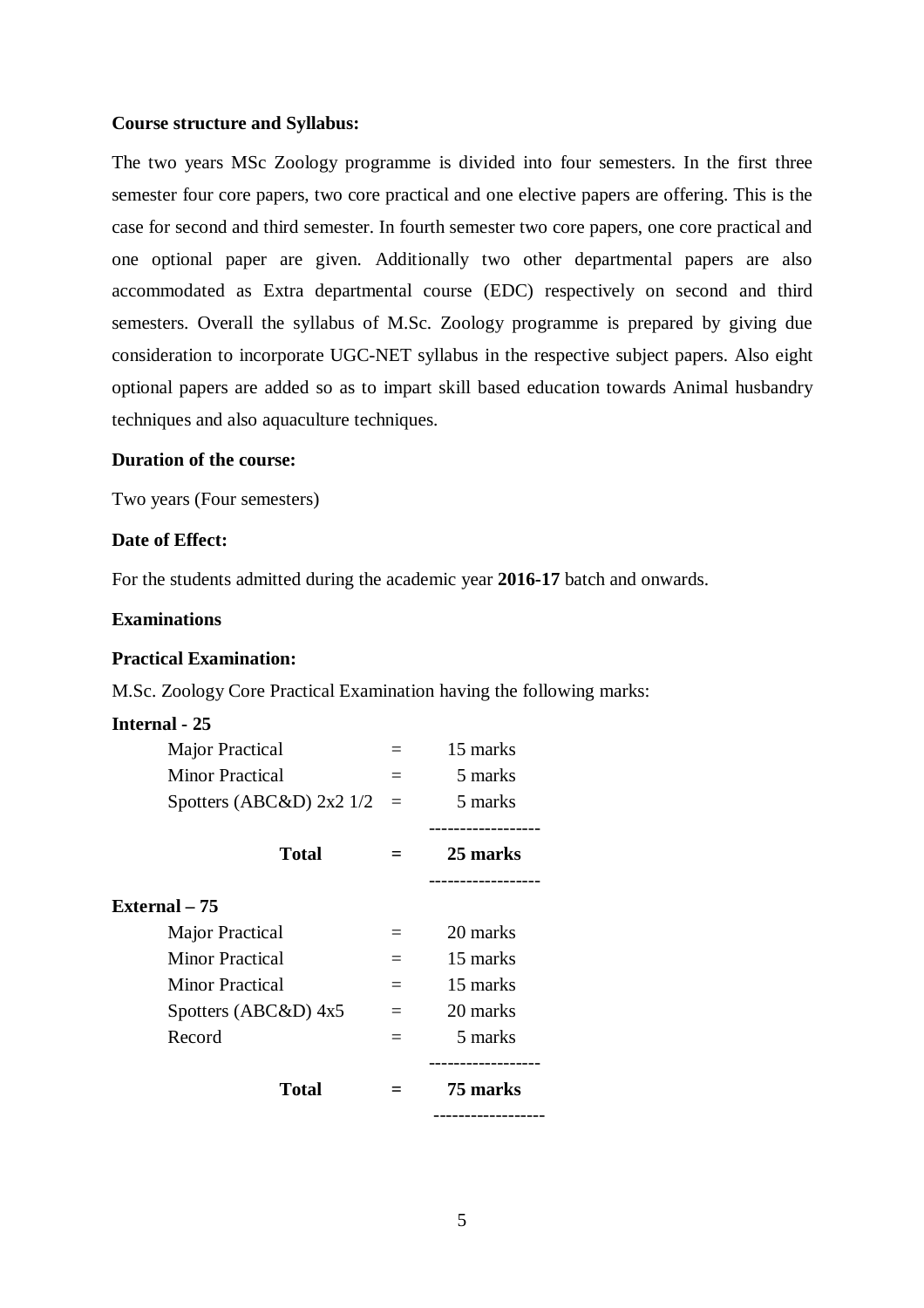**Course structure and Syllabus:**

The two years MSc Zoology programme is divided into four semesters. In the first three semester four core papers, two core practical and one elective papers are offering. This is the case for second and third semester. In fourth semester two core papers, one core practical and one optional paper are given. Additionally two other departmental papers are also accommodated as Extra departmental course (EDC) respectively on second and third semesters. Overall the syllabus of M.Sc. Zoology programme is prepared by giving due consideration to incorporate UGC-NET syllabus in the respective subject papers. Also eight optional papers are added so as to impart skill based education towards Animal husbandry techniques and also aquaculture techniques.

**Duration of the course:**

Two years (Four semesters)

**Date of Effect:**

For the students admitted during the academic year **2016-17** batch and onwards.

**Examinations**

**Practical Examination:**

M.Sc. Zoology Core Practical Examination having the following marks:

**Internal - 25**

| | | |
|---|---|---|
| Major Practical | = | 15 marks |
| Minor Practical | = | 5 marks |
| Spotters (ABC&D) 2x2 1/2 | = | 5 marks |
| **Total** | **=** | **25 marks** |

**External – 75**

| | | |
|---|---|---|
| Major Practical | = | 20 marks |
| Minor Practical | = | 15 marks |
| Minor Practical | = | 15 marks |
| Spotters (ABC&D) 4x5 | = | 20 marks |
| Record | = | 5 marks |
| **Total** | **=** | **75 marks** |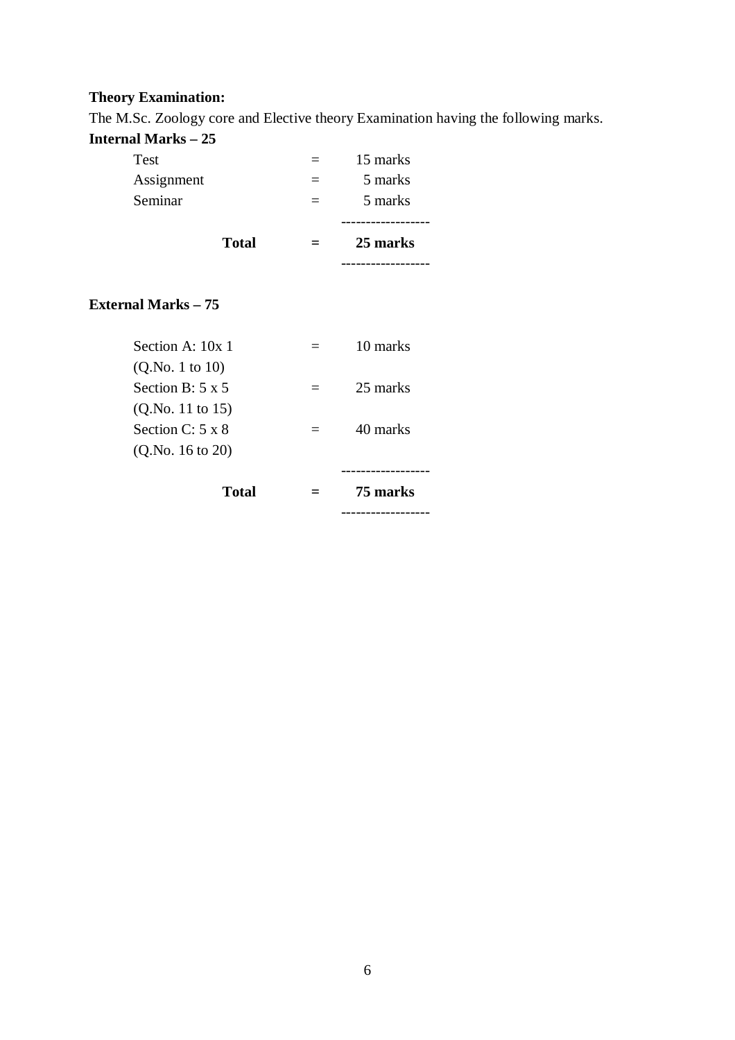**Theory Examination:**

The M.Sc. Zoology core and Elective theory Examination having the following marks.

**Internal Marks – 25**

| | | |
|---|---|---|
| Test | = | 15 marks |
| Assignment | = | 5 marks |
| Seminar | = | 5 marks |
| **Total** | **=** | **25 marks** |

**External Marks – 75**

| | | |
|---|---|---|
| Section A: 10x 1 (Q.No. 1 to 10) | = | 10 marks |
| Section B: 5 x 5 (Q.No. 11 to 15) | = | 25 marks |
| Section C: 5 x 8 (Q.No. 16 to 20) | = | 40 marks |
| **Total** | **=** | **75 marks** |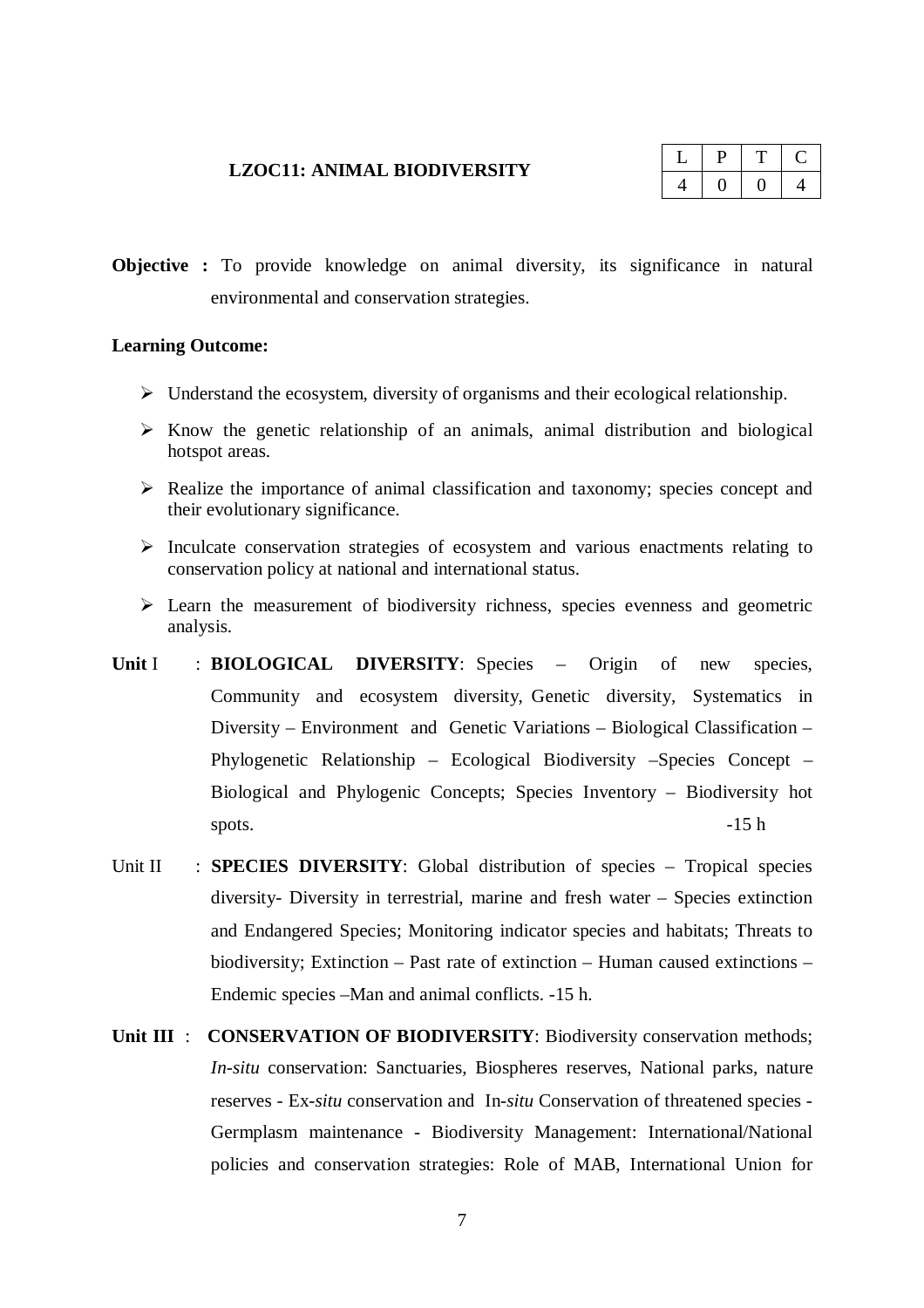## LZOC11: ANIMAL BIODIVERSITY

| L | P | T | C |
|---|---|---|---|
| 4 | 0 | 0 | 4 |

**Objective :** To provide knowledge on animal diversity, its significance in natural environmental and conservation strategies.

**Learning Outcome:**

- Understand the ecosystem, diversity of organisms and their ecological relationship.
- Know the genetic relationship of an animals, animal distribution and biological hotspot areas.
- Realize the importance of animal classification and taxonomy; species concept and their evolutionary significance.
- Inculcate conservation strategies of ecosystem and various enactments relating to conservation policy at national and international status.
- Learn the measurement of biodiversity richness, species evenness and geometric analysis.

**Unit** I : **BIOLOGICAL DIVERSITY**: Species – Origin of new species, Community and ecosystem diversity, Genetic diversity, Systematics in Diversity – Environment and Genetic Variations – Biological Classification – Phylogenetic Relationship – Ecological Biodiversity –Species Concept – Biological and Phylogenic Concepts; Species Inventory – Biodiversity hot spots. -15 h

Unit II : **SPECIES DIVERSITY**: Global distribution of species – Tropical species diversity- Diversity in terrestrial, marine and fresh water – Species extinction and Endangered Species; Monitoring indicator species and habitats; Threats to biodiversity; Extinction – Past rate of extinction – Human caused extinctions – Endemic species –Man and animal conflicts. -15 h.

**Unit III** : **CONSERVATION OF BIODIVERSITY**: Biodiversity conservation methods; *In-situ* conservation: Sanctuaries, Biospheres reserves, National parks, nature reserves - Ex-*situ* conservation and In-*situ* Conservation of threatened species - Germplasm maintenance - Biodiversity Management: International/National policies and conservation strategies: Role of MAB, International Union for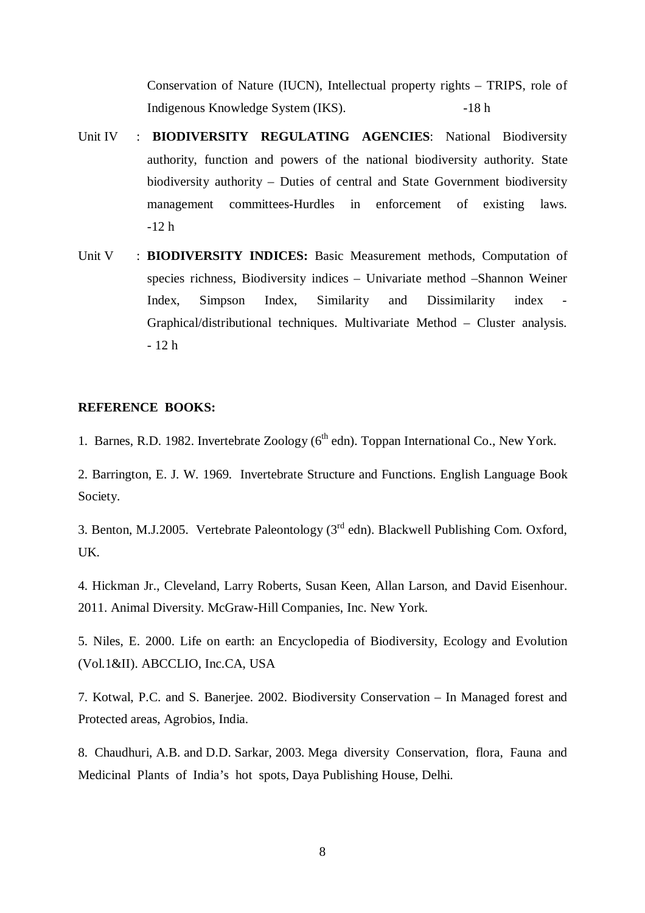Conservation of Nature (IUCN), Intellectual property rights – TRIPS, role of Indigenous Knowledge System (IKS). -18 h

Unit IV : **BIODIVERSITY REGULATING AGENCIES**: National Biodiversity authority, function and powers of the national biodiversity authority. State biodiversity authority – Duties of central and State Government biodiversity management committees-Hurdles in enforcement of existing laws. -12 h

Unit V : **BIODIVERSITY INDICES:** Basic Measurement methods, Computation of species richness, Biodiversity indices – Univariate method –Shannon Weiner Index, Simpson Index, Similarity and Dissimilarity index - Graphical/distributional techniques. Multivariate Method – Cluster analysis. - 12 h

**REFERENCE BOOKS:**

1. Barnes, R.D. 1982. Invertebrate Zoology (6th edn). Toppan International Co., New York.

2. Barrington, E. J. W. 1969. Invertebrate Structure and Functions. English Language Book Society.

3. Benton, M.J.2005. Vertebrate Paleontology (3rd edn). Blackwell Publishing Com. Oxford, UK.

4. Hickman Jr., Cleveland, Larry Roberts, Susan Keen, Allan Larson, and David Eisenhour. 2011. Animal Diversity. McGraw-Hill Companies, Inc. New York.

5. Niles, E. 2000. Life on earth: an Encyclopedia of Biodiversity, Ecology and Evolution (Vol.1&II). ABCCLIO, Inc.CA, USA

7. Kotwal, P.C. and S. Banerjee. 2002. Biodiversity Conservation – In Managed forest and Protected areas, Agrobios, India.

8. Chaudhuri, A.B. and D.D. Sarkar, 2003. Mega diversity Conservation, flora, Fauna and Medicinal Plants of India's hot spots, Daya Publishing House, Delhi.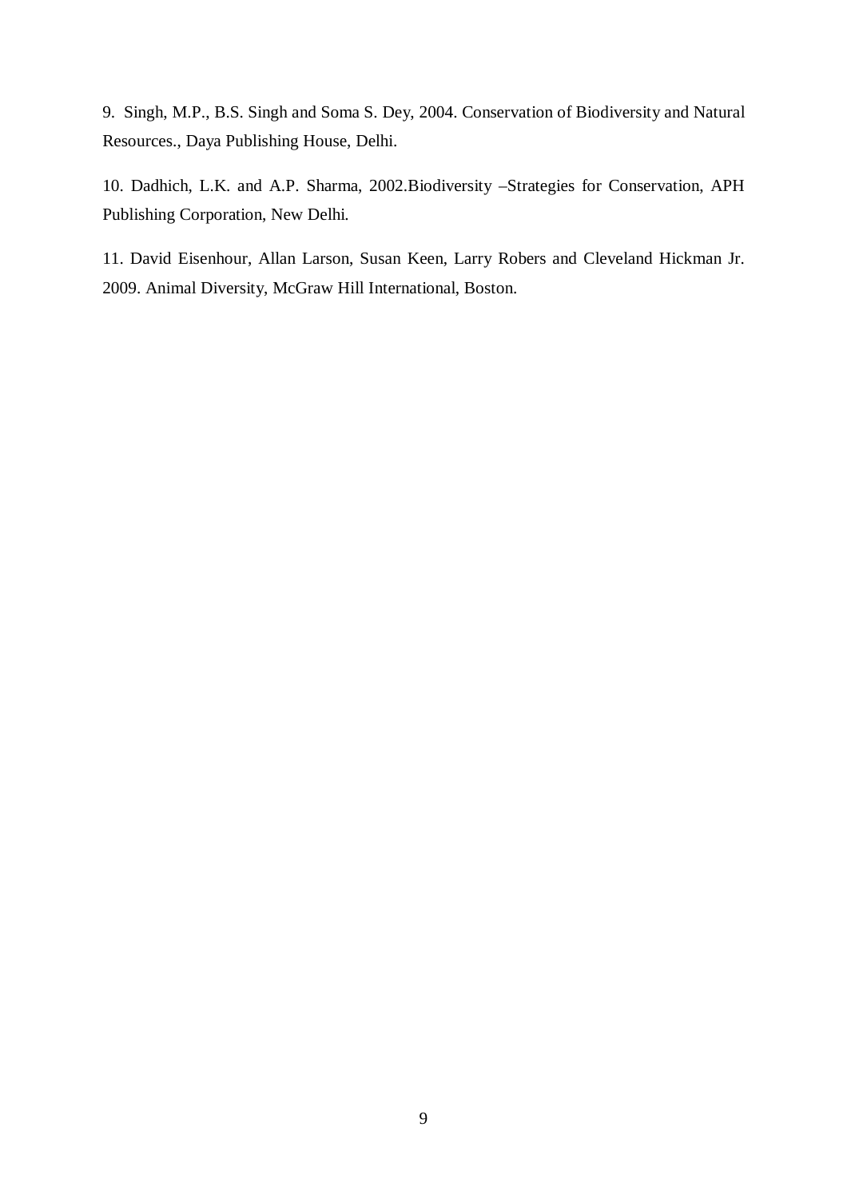9. Singh, M.P., B.S. Singh and Soma S. Dey, 2004. Conservation of Biodiversity and Natural Resources., Daya Publishing House, Delhi.

10. Dadhich, L.K. and A.P. Sharma, 2002.Biodiversity –Strategies for Conservation, APH Publishing Corporation, New Delhi.

11. David Eisenhour, Allan Larson, Susan Keen, Larry Robers and Cleveland Hickman Jr. 2009. Animal Diversity, McGraw Hill International, Boston.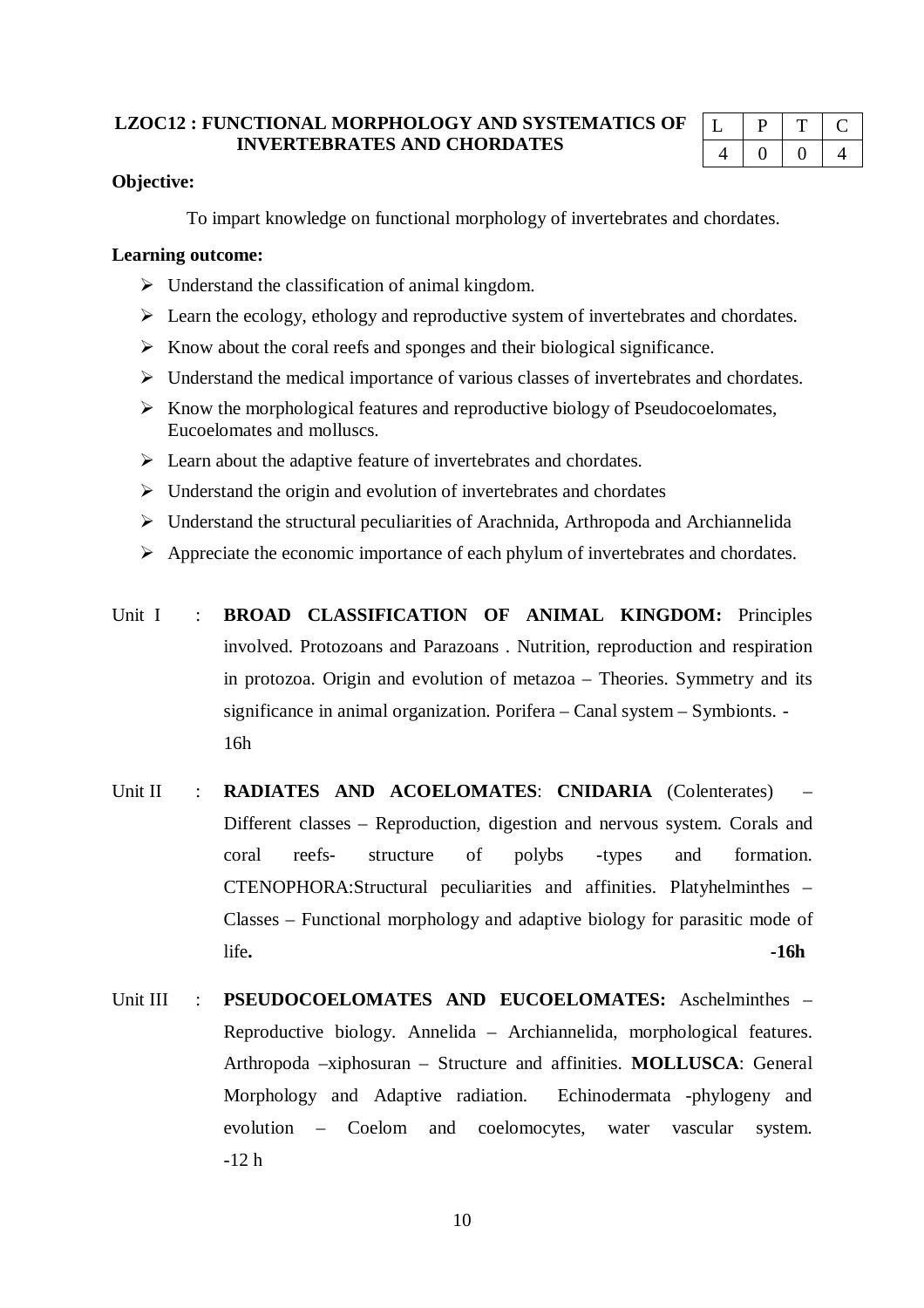## LZOC12 : FUNCTIONAL MORPHOLOGY AND SYSTEMATICS OF INVERTEBRATES AND CHORDATES

| L | P | T | C |
|---|---|---|---|
| 4 | 0 | 0 | 4 |

**Objective:**

To impart knowledge on functional morphology of invertebrates and chordates.

**Learning outcome:**

- Understand the classification of animal kingdom.
- Learn the ecology, ethology and reproductive system of invertebrates and chordates.
- Know about the coral reefs and sponges and their biological significance.
- Understand the medical importance of various classes of invertebrates and chordates.
- Know the morphological features and reproductive biology of Pseudocoelomates, Eucoelomates and molluscs.
- Learn about the adaptive feature of invertebrates and chordates.
- Understand the origin and evolution of invertebrates and chordates
- Understand the structural peculiarities of Arachnida, Arthropoda and Archiannelida
- Appreciate the economic importance of each phylum of invertebrates and chordates.

Unit I : **BROAD CLASSIFICATION OF ANIMAL KINGDOM:** Principles involved. Protozoans and Parazoans . Nutrition, reproduction and respiration in protozoa. Origin and evolution of metazoa – Theories. Symmetry and its significance in animal organization. Porifera – Canal system – Symbionts. - 16h

Unit II : **RADIATES AND ACOELOMATES**: **CNIDARIA** (Colenterates) – Different classes – Reproduction, digestion and nervous system. Corals and coral reefs- structure of polybs -types and formation. CTENOPHORA:Structural peculiarities and affinities. Platyhelminthes – Classes – Functional morphology and adaptive biology for parasitic mode of life**.** **-16h**

Unit III : **PSEUDOCOELOMATES AND EUCOELOMATES:** Aschelminthes – Reproductive biology. Annelida – Archiannelida, morphological features. Arthropoda –xiphosuran – Structure and affinities. **MOLLUSCA**: General Morphology and Adaptive radiation. Echinodermata -phylogeny and evolution – Coelom and coelomocytes, water vascular system. -12 h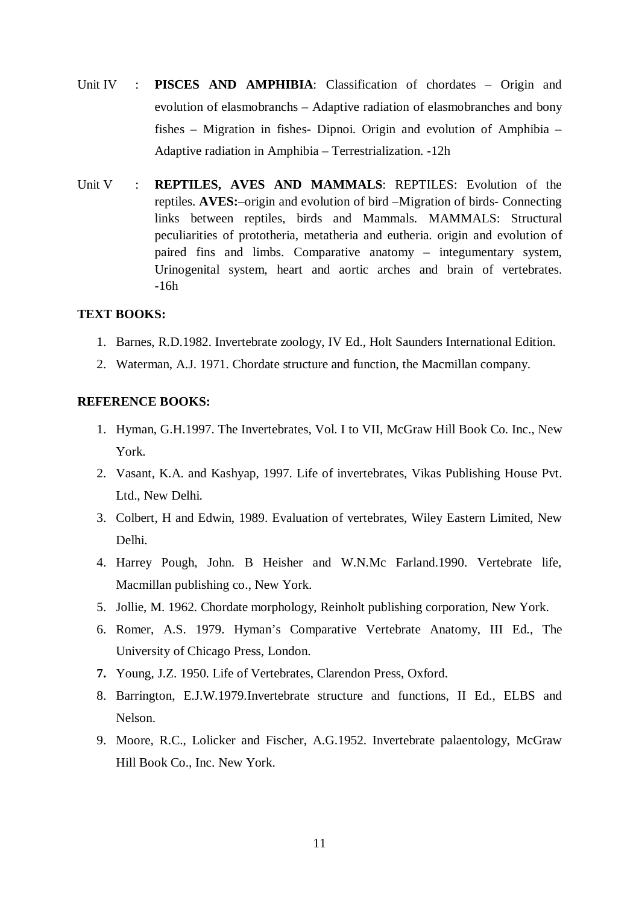Unit IV : **PISCES AND AMPHIBIA**: Classification of chordates – Origin and evolution of elasmobranchs – Adaptive radiation of elasmobranches and bony fishes – Migration in fishes- Dipnoi. Origin and evolution of Amphibia – Adaptive radiation in Amphibia – Terrestrialization. -12h

Unit V : **REPTILES, AVES AND MAMMALS**: REPTILES: Evolution of the reptiles. **AVES:**–origin and evolution of bird –Migration of birds- Connecting links between reptiles, birds and Mammals. MAMMALS: Structural peculiarities of prototheria, metatheria and eutheria. origin and evolution of paired fins and limbs. Comparative anatomy – integumentary system, Urinogenital system, heart and aortic arches and brain of vertebrates. -16h

**TEXT BOOKS:**

1. Barnes, R.D.1982. Invertebrate zoology, IV Ed., Holt Saunders International Edition.
2. Waterman, A.J. 1971. Chordate structure and function, the Macmillan company.

**REFERENCE BOOKS:**

1. Hyman, G.H.1997. The Invertebrates, Vol. I to VII, McGraw Hill Book Co. Inc., New York.
2. Vasant, K.A. and Kashyap, 1997. Life of invertebrates, Vikas Publishing House Pvt. Ltd., New Delhi.
3. Colbert, H and Edwin, 1989. Evaluation of vertebrates, Wiley Eastern Limited, New Delhi.
4. Harrey Pough, John. B Heisher and W.N.Mc Farland.1990. Vertebrate life, Macmillan publishing co., New York.
5. Jollie, M. 1962. Chordate morphology, Reinholt publishing corporation, New York.
6. Romer, A.S. 1979. Hyman's Comparative Vertebrate Anatomy, III Ed., The University of Chicago Press, London.
7. Young, J.Z. 1950. Life of Vertebrates, Clarendon Press, Oxford.
8. Barrington, E.J.W.1979.Invertebrate structure and functions, II Ed., ELBS and Nelson.
9. Moore, R.C., Lolicker and Fischer, A.G.1952. Invertebrate palaentology, McGraw Hill Book Co., Inc. New York.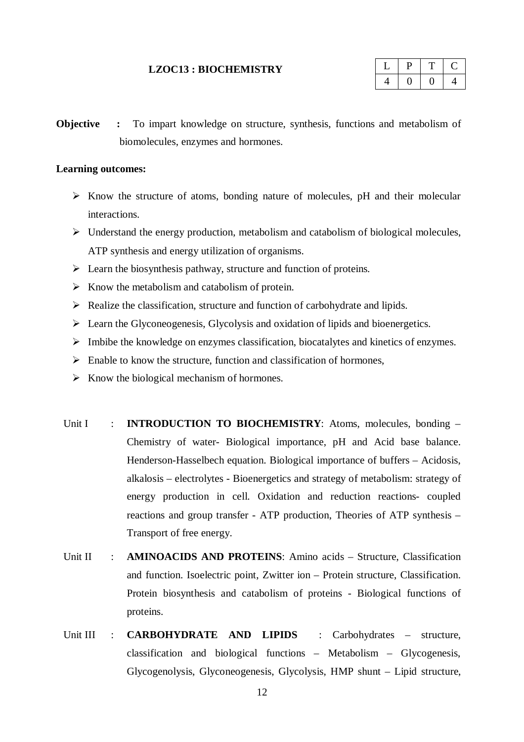## LZOC13 : BIOCHEMISTRY

| L | P | T | C |
|---|---|---|---|
| 4 | 0 | 0 | 4 |

**Objective :** To impart knowledge on structure, synthesis, functions and metabolism of biomolecules, enzymes and hormones.

**Learning outcomes:**

- Know the structure of atoms, bonding nature of molecules, pH and their molecular interactions.
- Understand the energy production, metabolism and catabolism of biological molecules, ATP synthesis and energy utilization of organisms.
- Learn the biosynthesis pathway, structure and function of proteins.
- Know the metabolism and catabolism of protein.
- Realize the classification, structure and function of carbohydrate and lipids.
- Learn the Glyconeogenesis, Glycolysis and oxidation of lipids and bioenergetics.
- Imbibe the knowledge on enzymes classification, biocatalytes and kinetics of enzymes.
- Enable to know the structure, function and classification of hormones,
- Know the biological mechanism of hormones.

Unit I : **INTRODUCTION TO BIOCHEMISTRY**: Atoms, molecules, bonding – Chemistry of water- Biological importance, pH and Acid base balance. Henderson-Hasselbech equation. Biological importance of buffers – Acidosis, alkalosis – electrolytes - Bioenergetics and strategy of metabolism: strategy of energy production in cell. Oxidation and reduction reactions- coupled reactions and group transfer - ATP production, Theories of ATP synthesis – Transport of free energy.

Unit II : **AMINOACIDS AND PROTEINS**: Amino acids – Structure, Classification and function. Isoelectric point, Zwitter ion – Protein structure, Classification. Protein biosynthesis and catabolism of proteins - Biological functions of proteins.

Unit III : **CARBOHYDRATE AND LIPIDS** : Carbohydrates – structure, classification and biological functions – Metabolism – Glycogenesis, Glycogenolysis, Glyconeogenesis, Glycolysis, HMP shunt – Lipid structure,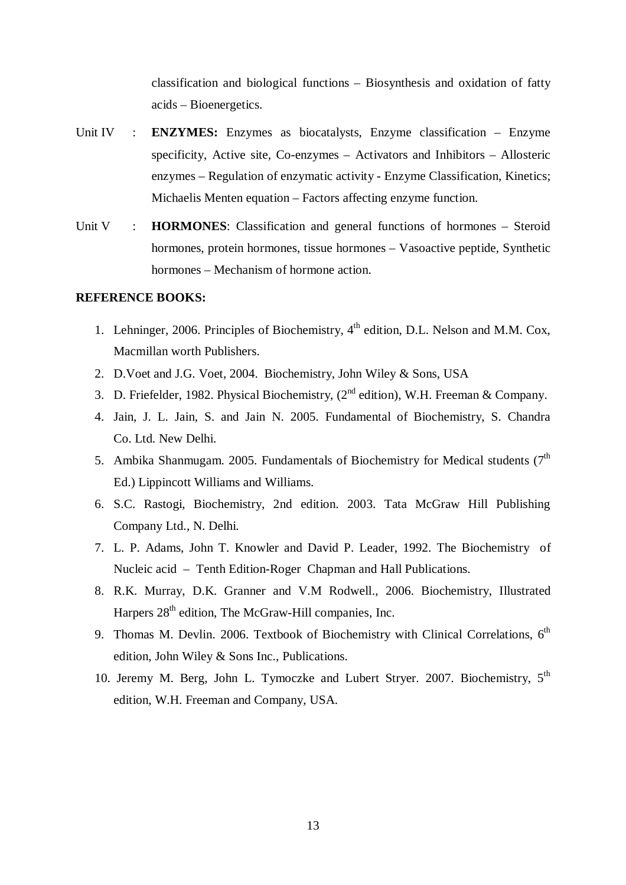classification and biological functions – Biosynthesis and oxidation of fatty acids – Bioenergetics.

Unit IV : **ENZYMES:** Enzymes as biocatalysts, Enzyme classification – Enzyme specificity, Active site, Co-enzymes – Activators and Inhibitors – Allosteric enzymes – Regulation of enzymatic activity - Enzyme Classification, Kinetics; Michaelis Menten equation – Factors affecting enzyme function.

Unit V : **HORMONES**: Classification and general functions of hormones – Steroid hormones, protein hormones, tissue hormones – Vasoactive peptide, Synthetic hormones – Mechanism of hormone action.

**REFERENCE BOOKS:**

1. Lehninger, 2006. Principles of Biochemistry, 4th edition, D.L. Nelson and M.M. Cox, Macmillan worth Publishers.
2. D.Voet and J.G. Voet, 2004. Biochemistry, John Wiley & Sons, USA
3. D. Friefelder, 1982. Physical Biochemistry, (2nd edition), W.H. Freeman & Company.
4. Jain, J. L. Jain, S. and Jain N. 2005. Fundamental of Biochemistry, S. Chandra Co. Ltd. New Delhi.
5. Ambika Shanmugam. 2005. Fundamentals of Biochemistry for Medical students (7th Ed.) Lippincott Williams and Williams.
6. S.C. Rastogi, Biochemistry, 2nd edition. 2003. Tata McGraw Hill Publishing Company Ltd., N. Delhi.
7. L. P. Adams, John T. Knowler and David P. Leader, 1992. The Biochemistry of Nucleic acid – Tenth Edition-Roger Chapman and Hall Publications.
8. R.K. Murray, D.K. Granner and V.M Rodwell., 2006. Biochemistry, Illustrated Harpers 28th edition, The McGraw-Hill companies, Inc.
9. Thomas M. Devlin. 2006. Textbook of Biochemistry with Clinical Correlations, 6th edition, John Wiley & Sons Inc., Publications.
10. Jeremy M. Berg, John L. Tymoczke and Lubert Stryer. 2007. Biochemistry, 5th edition, W.H. Freeman and Company, USA.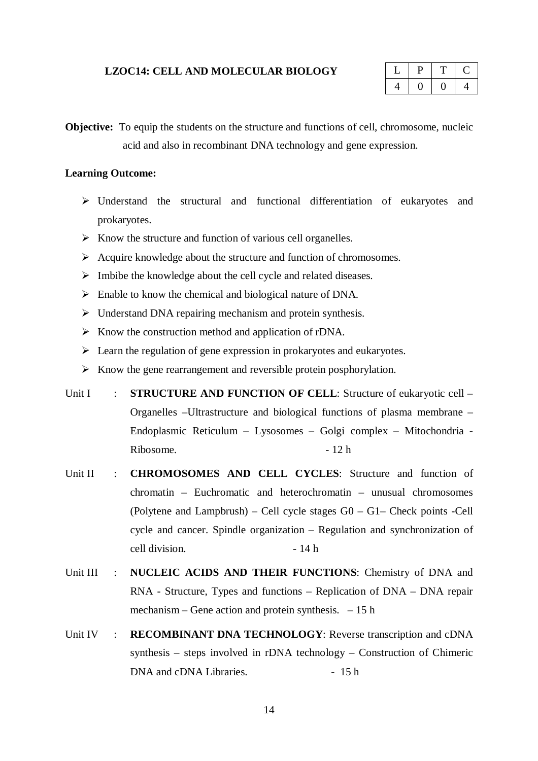**LZOC14: CELL AND MOLECULAR BIOLOGY**

| L | P | T | C |
|---|---|---|---|
| 4 | 0 | 0 | 4 |

**Objective:** To equip the students on the structure and functions of cell, chromosome, nucleic acid and also in recombinant DNA technology and gene expression.

**Learning Outcome:**

- Understand the structural and functional differentiation of eukaryotes and prokaryotes.
- Know the structure and function of various cell organelles.
- Acquire knowledge about the structure and function of chromosomes.
- Imbibe the knowledge about the cell cycle and related diseases.
- Enable to know the chemical and biological nature of DNA.
- Understand DNA repairing mechanism and protein synthesis.
- Know the construction method and application of rDNA.
- Learn the regulation of gene expression in prokaryotes and eukaryotes.
- Know the gene rearrangement and reversible protein posphorylation.

Unit I : **STRUCTURE AND FUNCTION OF CELL**: Structure of eukaryotic cell – Organelles –Ultrastructure and biological functions of plasma membrane – Endoplasmic Reticulum – Lysosomes – Golgi complex – Mitochondria - Ribosome. - 12 h

Unit II : **CHROMOSOMES AND CELL CYCLES**: Structure and function of chromatin – Euchromatic and heterochromatin – unusual chromosomes (Polytene and Lampbrush) – Cell cycle stages G0 – G1– Check points -Cell cycle and cancer. Spindle organization – Regulation and synchronization of cell division. - 14 h

Unit III : **NUCLEIC ACIDS AND THEIR FUNCTIONS**: Chemistry of DNA and RNA - Structure, Types and functions – Replication of DNA – DNA repair mechanism – Gene action and protein synthesis. – 15 h

Unit IV : **RECOMBINANT DNA TECHNOLOGY**: Reverse transcription and cDNA synthesis – steps involved in rDNA technology – Construction of Chimeric DNA and cDNA Libraries. - 15 h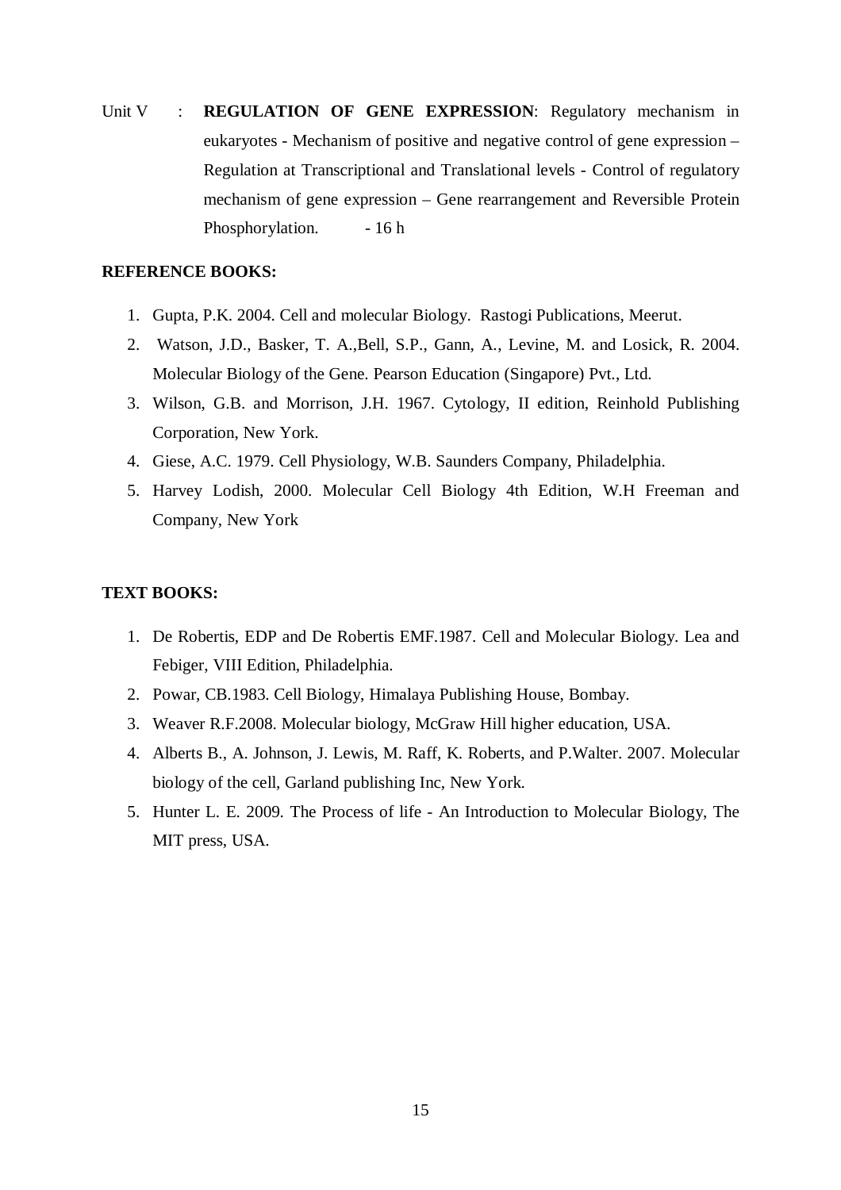Unit V : **REGULATION OF GENE EXPRESSION**: Regulatory mechanism in eukaryotes - Mechanism of positive and negative control of gene expression – Regulation at Transcriptional and Translational levels - Control of regulatory mechanism of gene expression – Gene rearrangement and Reversible Protein Phosphorylation. - 16 h

**REFERENCE BOOKS:**

1. Gupta, P.K. 2004. Cell and molecular Biology. Rastogi Publications, Meerut.
2. Watson, J.D., Basker, T. A.,Bell, S.P., Gann, A., Levine, M. and Losick, R. 2004. Molecular Biology of the Gene. Pearson Education (Singapore) Pvt., Ltd.
3. Wilson, G.B. and Morrison, J.H. 1967. Cytology, II edition, Reinhold Publishing Corporation, New York.
4. Giese, A.C. 1979. Cell Physiology, W.B. Saunders Company, Philadelphia.
5. Harvey Lodish, 2000. Molecular Cell Biology 4th Edition, W.H Freeman and Company, New York

**TEXT BOOKS:**

1. De Robertis, EDP and De Robertis EMF.1987. Cell and Molecular Biology. Lea and Febiger, VIII Edition, Philadelphia.
2. Powar, CB.1983. Cell Biology, Himalaya Publishing House, Bombay.
3. Weaver R.F.2008. Molecular biology, McGraw Hill higher education, USA.
4. Alberts B., A. Johnson, J. Lewis, M. Raff, K. Roberts, and P.Walter. 2007. Molecular biology of the cell, Garland publishing Inc, New York.
5. Hunter L. E. 2009. The Process of life - An Introduction to Molecular Biology, The MIT press, USA.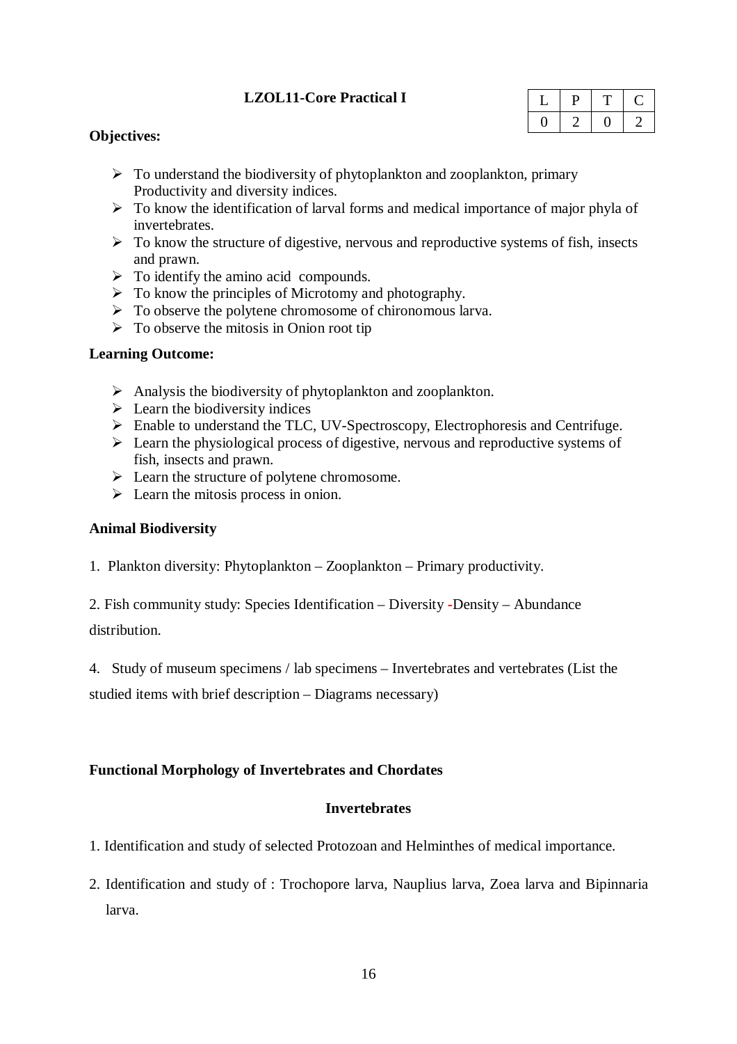## LZOL11-Core Practical I

| L | P | T | C |
|---|---|---|---|
| 0 | 2 | 0 | 2 |

**Objectives:**

- To understand the biodiversity of phytoplankton and zooplankton, primary Productivity and diversity indices.
- To know the identification of larval forms and medical importance of major phyla of invertebrates.
- To know the structure of digestive, nervous and reproductive systems of fish, insects and prawn.
- To identify the amino acid compounds.
- To know the principles of Microtomy and photography.
- To observe the polytene chromosome of chironomous larva.
- To observe the mitosis in Onion root tip

**Learning Outcome:**

- Analysis the biodiversity of phytoplankton and zooplankton.
- Learn the biodiversity indices
- Enable to understand the TLC, UV-Spectroscopy, Electrophoresis and Centrifuge.
- Learn the physiological process of digestive, nervous and reproductive systems of fish, insects and prawn.
- Learn the structure of polytene chromosome.
- Learn the mitosis process in onion.

**Animal Biodiversity**

1. Plankton diversity: Phytoplankton – Zooplankton – Primary productivity.

2. Fish community study: Species Identification – Diversity -Density – Abundance distribution.

4. Study of museum specimens / lab specimens – Invertebrates and vertebrates (List the studied items with brief description – Diagrams necessary)

**Functional Morphology of Invertebrates and Chordates**

**Invertebrates**

1. Identification and study of selected Protozoan and Helminthes of medical importance.

2. Identification and study of : Trochopore larva, Nauplius larva, Zoea larva and Bipinnaria larva.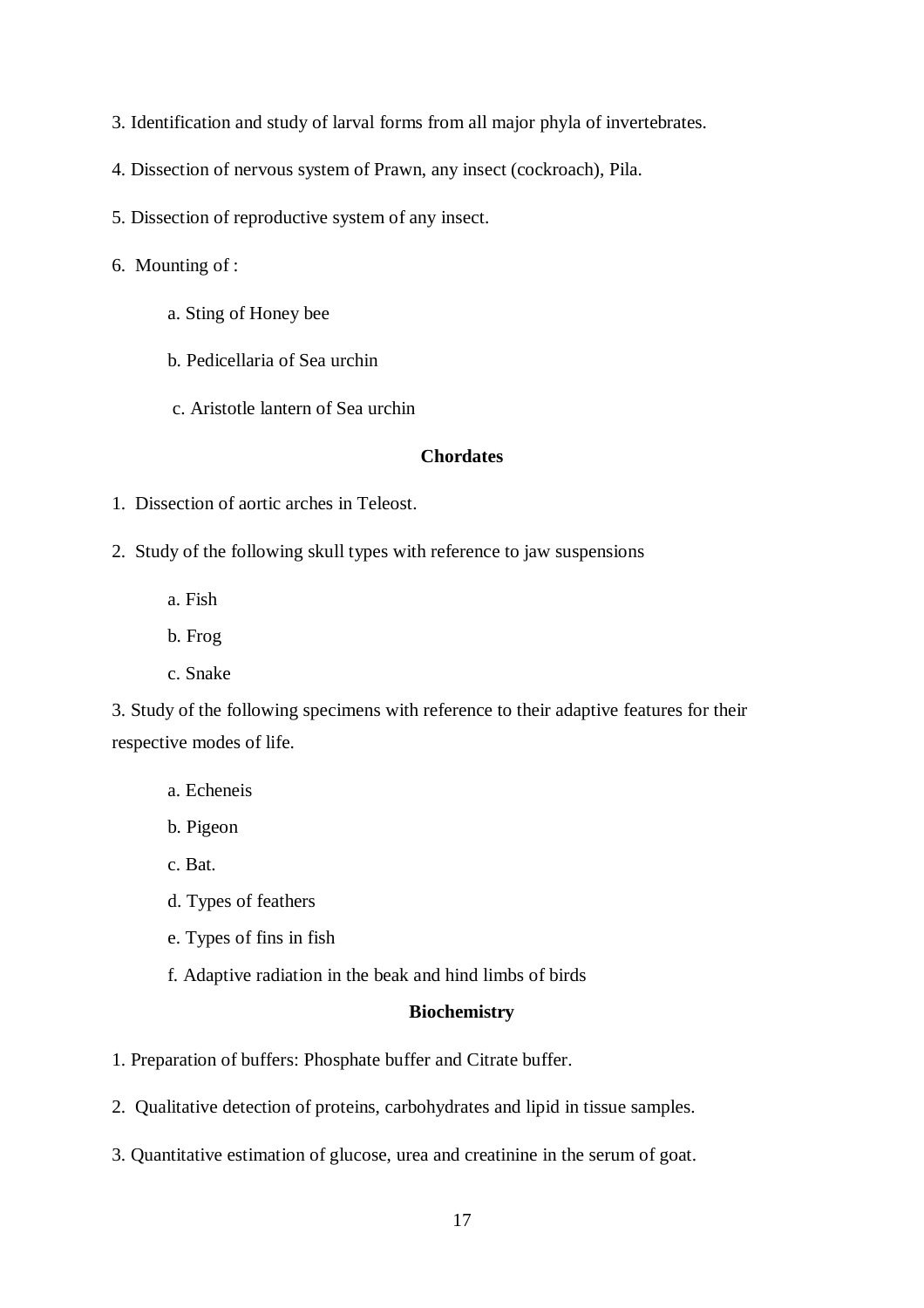3. Identification and study of larval forms from all major phyla of invertebrates.

4. Dissection of nervous system of Prawn, any insect (cockroach), Pila.

5. Dissection of reproductive system of any insect.

6. Mounting of :

    a. Sting of Honey bee

    b. Pedicellaria of Sea urchin

    c. Aristotle lantern of Sea urchin

**Chordates**

1. Dissection of aortic arches in Teleost.

2. Study of the following skull types with reference to jaw suspensions

    a. Fish

    b. Frog

    c. Snake

3. Study of the following specimens with reference to their adaptive features for their respective modes of life.

    a. Echeneis

    b. Pigeon

    c. Bat.

    d. Types of feathers

    e. Types of fins in fish

    f. Adaptive radiation in the beak and hind limbs of birds

**Biochemistry**

1. Preparation of buffers: Phosphate buffer and Citrate buffer.

2. Qualitative detection of proteins, carbohydrates and lipid in tissue samples.

3. Quantitative estimation of glucose, urea and creatinine in the serum of goat.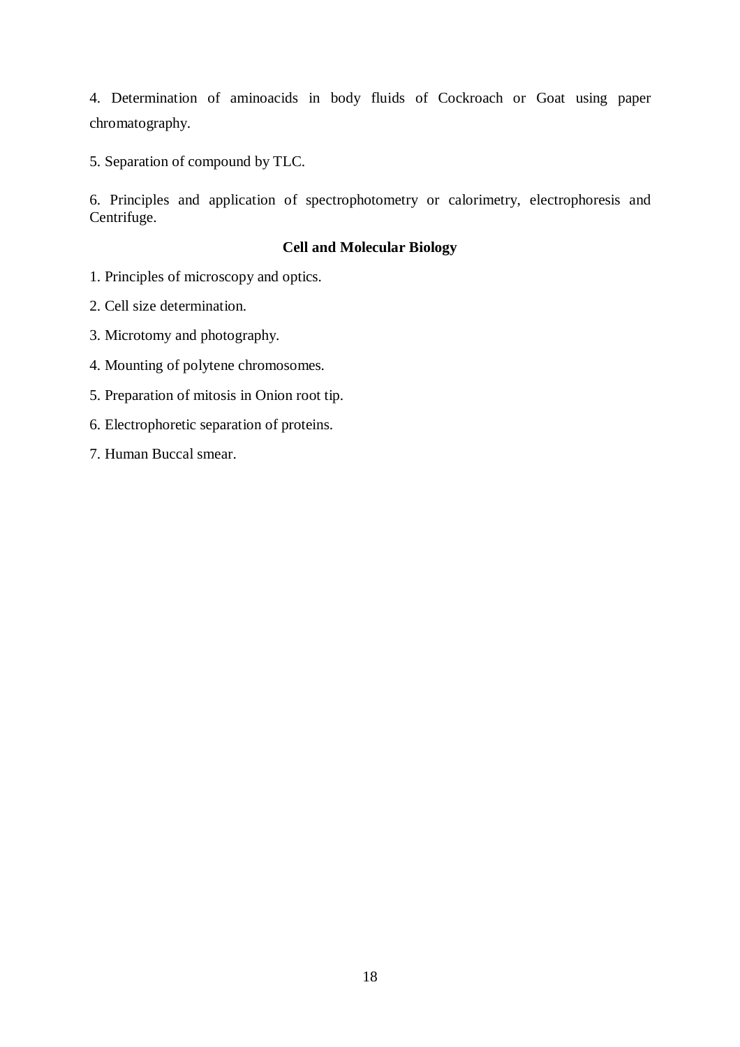4. Determination of aminoacids in body fluids of Cockroach or Goat using paper chromatography.

5. Separation of compound by TLC.

6. Principles and application of spectrophotometry or calorimetry, electrophoresis and Centrifuge.

**Cell and Molecular Biology**

1. Principles of microscopy and optics.

2. Cell size determination.

3. Microtomy and photography.

4. Mounting of polytene chromosomes.

5. Preparation of mitosis in Onion root tip.

6. Electrophoretic separation of proteins.

7. Human Buccal smear.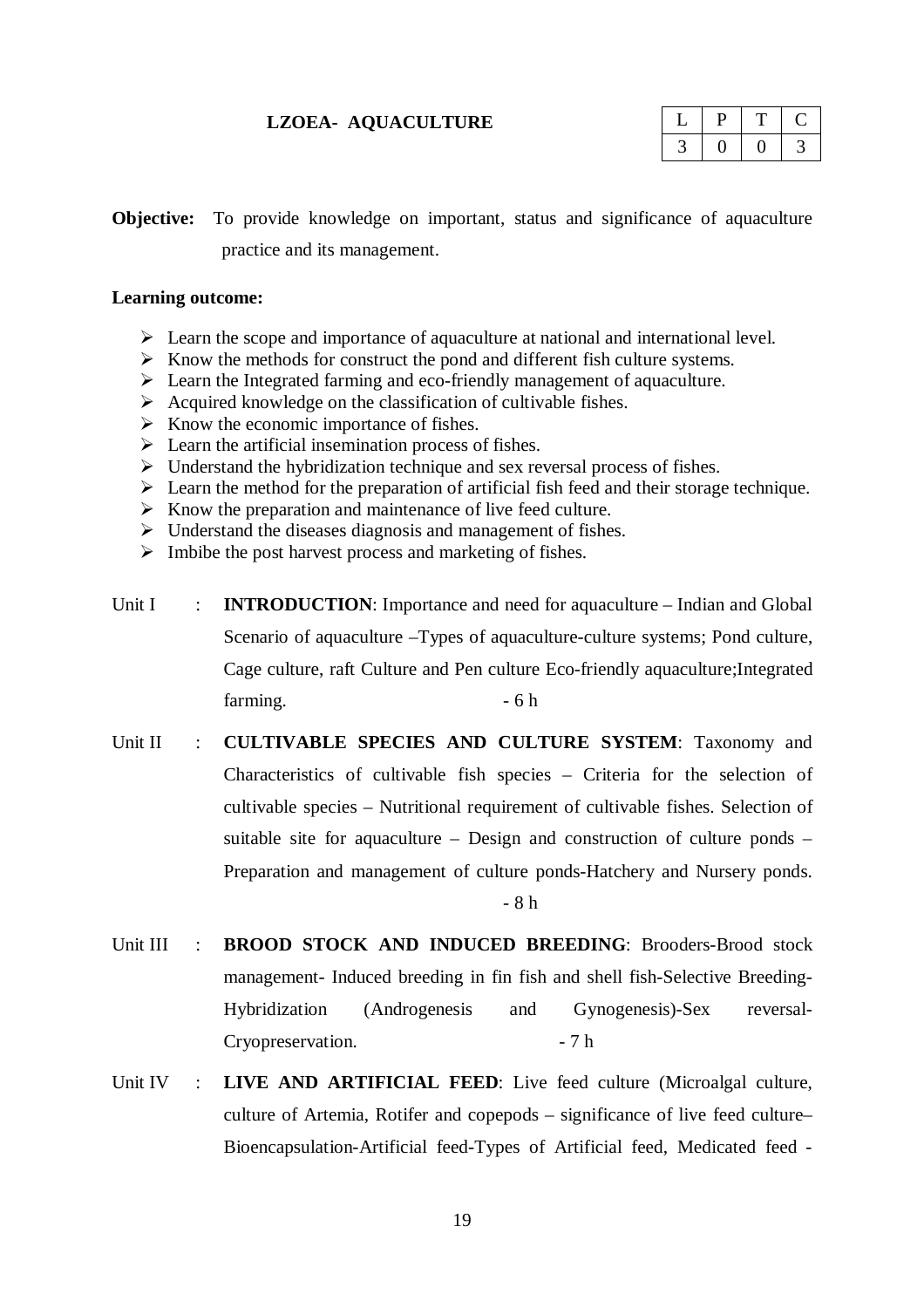**LZOEA- AQUACULTURE**

| L | P | T | C |
|---|---|---|---|
| 3 | 0 | 0 | 3 |

**Objective:** To provide knowledge on important, status and significance of aquaculture practice and its management.

**Learning outcome:**

- Learn the scope and importance of aquaculture at national and international level.
- Know the methods for construct the pond and different fish culture systems.
- Learn the Integrated farming and eco-friendly management of aquaculture.
- Acquired knowledge on the classification of cultivable fishes.
- Know the economic importance of fishes.
- Learn the artificial insemination process of fishes.
- Understand the hybridization technique and sex reversal process of fishes.
- Learn the method for the preparation of artificial fish feed and their storage technique.
- Know the preparation and maintenance of live feed culture.
- Understand the diseases diagnosis and management of fishes.
- Imbibe the post harvest process and marketing of fishes.

Unit I : **INTRODUCTION**: Importance and need for aquaculture – Indian and Global Scenario of aquaculture –Types of aquaculture-culture systems; Pond culture, Cage culture, raft Culture and Pen culture Eco-friendly aquaculture;Integrated farming. - 6 h

Unit II : **CULTIVABLE SPECIES AND CULTURE SYSTEM**: Taxonomy and Characteristics of cultivable fish species – Criteria for the selection of cultivable species – Nutritional requirement of cultivable fishes. Selection of suitable site for aquaculture – Design and construction of culture ponds – Preparation and management of culture ponds-Hatchery and Nursery ponds. - 8 h

Unit III : **BROOD STOCK AND INDUCED BREEDING**: Brooders-Brood stock management- Induced breeding in fin fish and shell fish-Selective Breeding-Hybridization (Androgenesis and Gynogenesis)-Sex reversal-Cryopreservation. - 7 h

Unit IV : **LIVE AND ARTIFICIAL FEED**: Live feed culture (Microalgal culture, culture of Artemia, Rotifer and copepods – significance of live feed culture– Bioencapsulation-Artificial feed-Types of Artificial feed, Medicated feed -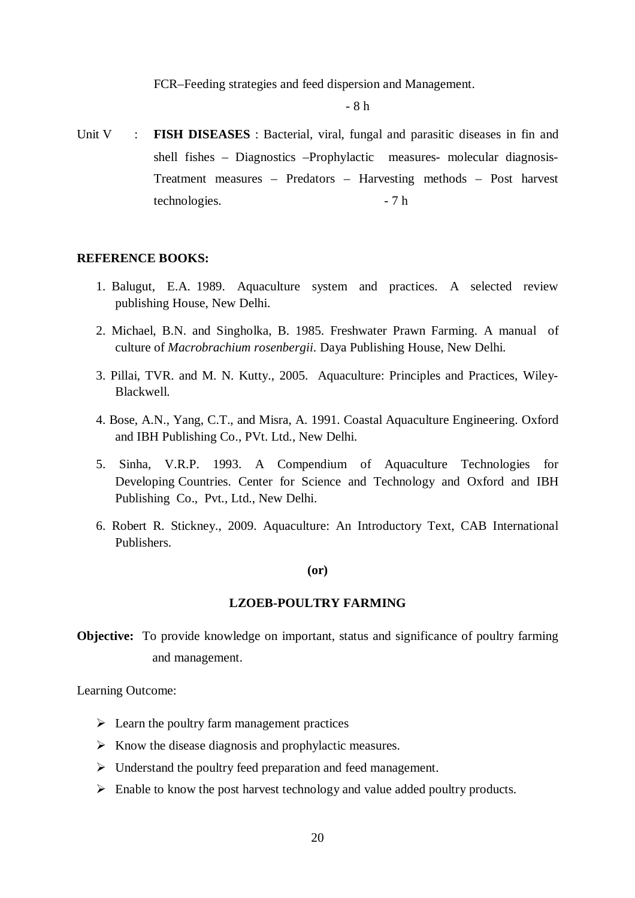FCR–Feeding strategies and feed dispersion and Management.

- 8 h

Unit V : **FISH DISEASES** : Bacterial, viral, fungal and parasitic diseases in fin and shell fishes – Diagnostics –Prophylactic measures- molecular diagnosis- Treatment measures – Predators – Harvesting methods – Post harvest technologies. - 7 h

**REFERENCE BOOKS:**

1. Balugut, E.A. 1989. Aquaculture system and practices. A selected review publishing House, New Delhi.
2. Michael, B.N. and Singholka, B. 1985. Freshwater Prawn Farming. A manual of culture of *Macrobrachium rosenbergii*. Daya Publishing House, New Delhi.
3. Pillai, TVR. and M. N. Kutty., 2005. Aquaculture: Principles and Practices, Wiley-Blackwell.
4. Bose, A.N., Yang, C.T., and Misra, A. 1991. Coastal Aquaculture Engineering. Oxford and IBH Publishing Co., PVt. Ltd., New Delhi.
5. Sinha, V.R.P. 1993. A Compendium of Aquaculture Technologies for Developing Countries. Center for Science and Technology and Oxford and IBH Publishing Co., Pvt., Ltd., New Delhi.
6. Robert R. Stickney., 2009. Aquaculture: An Introductory Text, CAB International Publishers.

**(or)**

## LZOEB-POULTRY FARMING

**Objective:** To provide knowledge on important, status and significance of poultry farming and management.

Learning Outcome:

- Learn the poultry farm management practices
- Know the disease diagnosis and prophylactic measures.
- Understand the poultry feed preparation and feed management.
- Enable to know the post harvest technology and value added poultry products.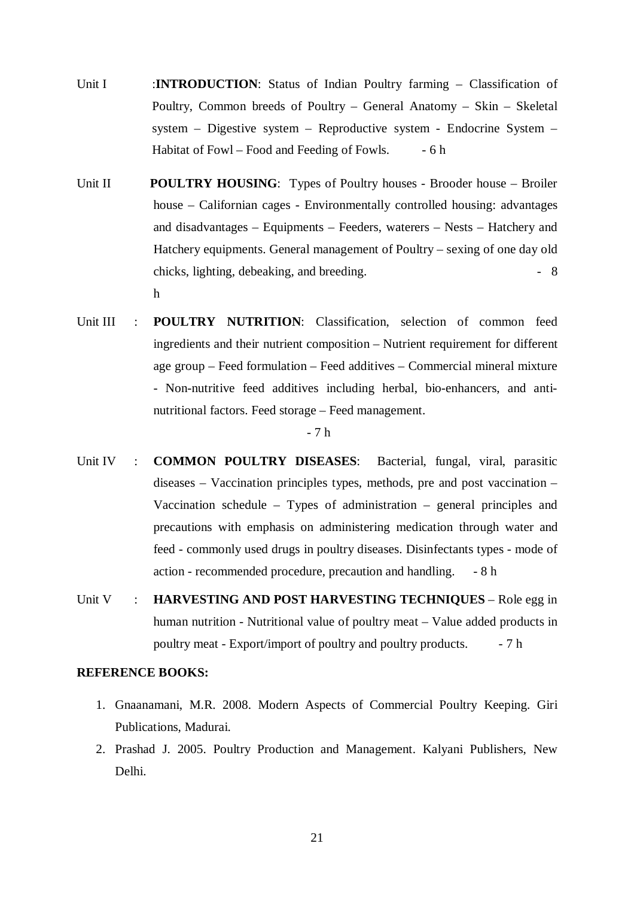Unit I : **INTRODUCTION**: Status of Indian Poultry farming – Classification of Poultry, Common breeds of Poultry – General Anatomy – Skin – Skeletal system – Digestive system – Reproductive system - Endocrine System – Habitat of Fowl – Food and Feeding of Fowls. - 6 h

Unit II **POULTRY HOUSING**: Types of Poultry houses - Brooder house – Broiler house – Californian cages - Environmentally controlled housing: advantages and disadvantages – Equipments – Feeders, waterers – Nests – Hatchery and Hatchery equipments. General management of Poultry – sexing of one day old chicks, lighting, debeaking, and breeding. - 8 h

Unit III : **POULTRY NUTRITION**: Classification, selection of common feed ingredients and their nutrient composition – Nutrient requirement for different age group – Feed formulation – Feed additives – Commercial mineral mixture - Non-nutritive feed additives including herbal, bio-enhancers, and anti-nutritional factors. Feed storage – Feed management. - 7 h

Unit IV : **COMMON POULTRY DISEASES**: Bacterial, fungal, viral, parasitic diseases – Vaccination principles types, methods, pre and post vaccination – Vaccination schedule – Types of administration – general principles and precautions with emphasis on administering medication through water and feed - commonly used drugs in poultry diseases. Disinfectants types - mode of action - recommended procedure, precaution and handling. - 8 h

Unit V : **HARVESTING AND POST HARVESTING TECHNIQUES** – Role egg in human nutrition - Nutritional value of poultry meat – Value added products in poultry meat - Export/import of poultry and poultry products. - 7 h

**REFERENCE BOOKS:**

1. Gnaanamani, M.R. 2008. Modern Aspects of Commercial Poultry Keeping. Giri Publications, Madurai.
2. Prashad J. 2005. Poultry Production and Management. Kalyani Publishers, New Delhi.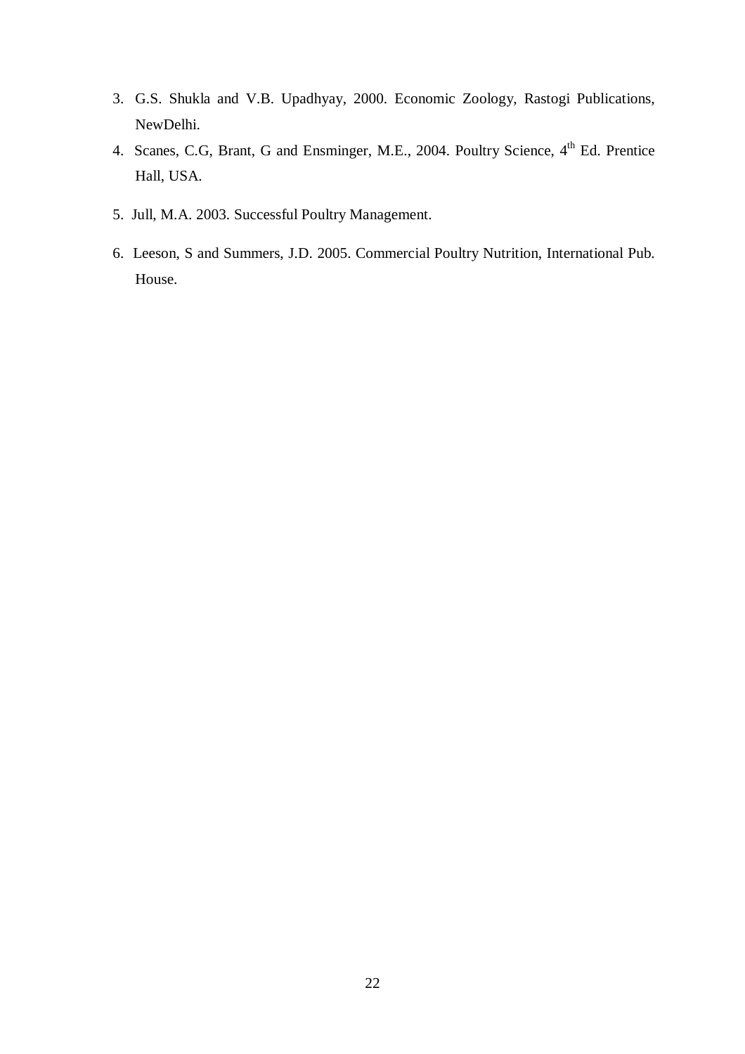3. G.S. Shukla and V.B. Upadhyay, 2000. Economic Zoology, Rastogi Publications, NewDelhi.
4. Scanes, C.G, Brant, G and Ensminger, M.E., 2004. Poultry Science, $4^{th}$ Ed. Prentice Hall, USA.
5. Jull, M.A. 2003. Successful Poultry Management.
6. Leeson, S and Summers, J.D. 2005. Commercial Poultry Nutrition, International Pub. House.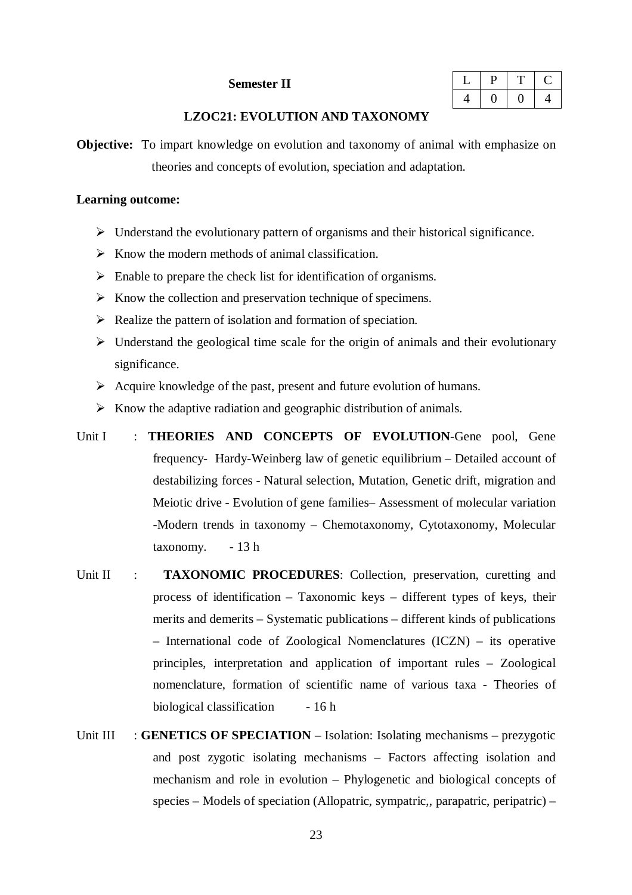**Semester II**

| L | P | T | C |
|---|---|---|---|
| 4 | 0 | 0 | 4 |

## LZOC21: EVOLUTION AND TAXONOMY

**Objective:** To impart knowledge on evolution and taxonomy of animal with emphasize on theories and concepts of evolution, speciation and adaptation.

**Learning outcome:**

- Understand the evolutionary pattern of organisms and their historical significance.
- Know the modern methods of animal classification.
- Enable to prepare the check list for identification of organisms.
- Know the collection and preservation technique of specimens.
- Realize the pattern of isolation and formation of speciation.
- Understand the geological time scale for the origin of animals and their evolutionary significance.
- Acquire knowledge of the past, present and future evolution of humans.
- Know the adaptive radiation and geographic distribution of animals.

Unit I : **THEORIES AND CONCEPTS OF EVOLUTION**-Gene pool, Gene frequency- Hardy-Weinberg law of genetic equilibrium – Detailed account of destabilizing forces - Natural selection, Mutation, Genetic drift, migration and Meiotic drive - Evolution of gene families– Assessment of molecular variation -Modern trends in taxonomy – Chemotaxonomy, Cytotaxonomy, Molecular taxonomy. - 13 h

Unit II : **TAXONOMIC PROCEDURES**: Collection, preservation, curetting and process of identification – Taxonomic keys – different types of keys, their merits and demerits – Systematic publications – different kinds of publications – International code of Zoological Nomenclatures (ICZN) – its operative principles, interpretation and application of important rules – Zoological nomenclature, formation of scientific name of various taxa - Theories of biological classification - 16 h

Unit III : **GENETICS OF SPECIATION** – Isolation: Isolating mechanisms – prezygotic and post zygotic isolating mechanisms – Factors affecting isolation and mechanism and role in evolution – Phylogenetic and biological concepts of species – Models of speciation (Allopatric, sympatric,, parapatric, peripatric) –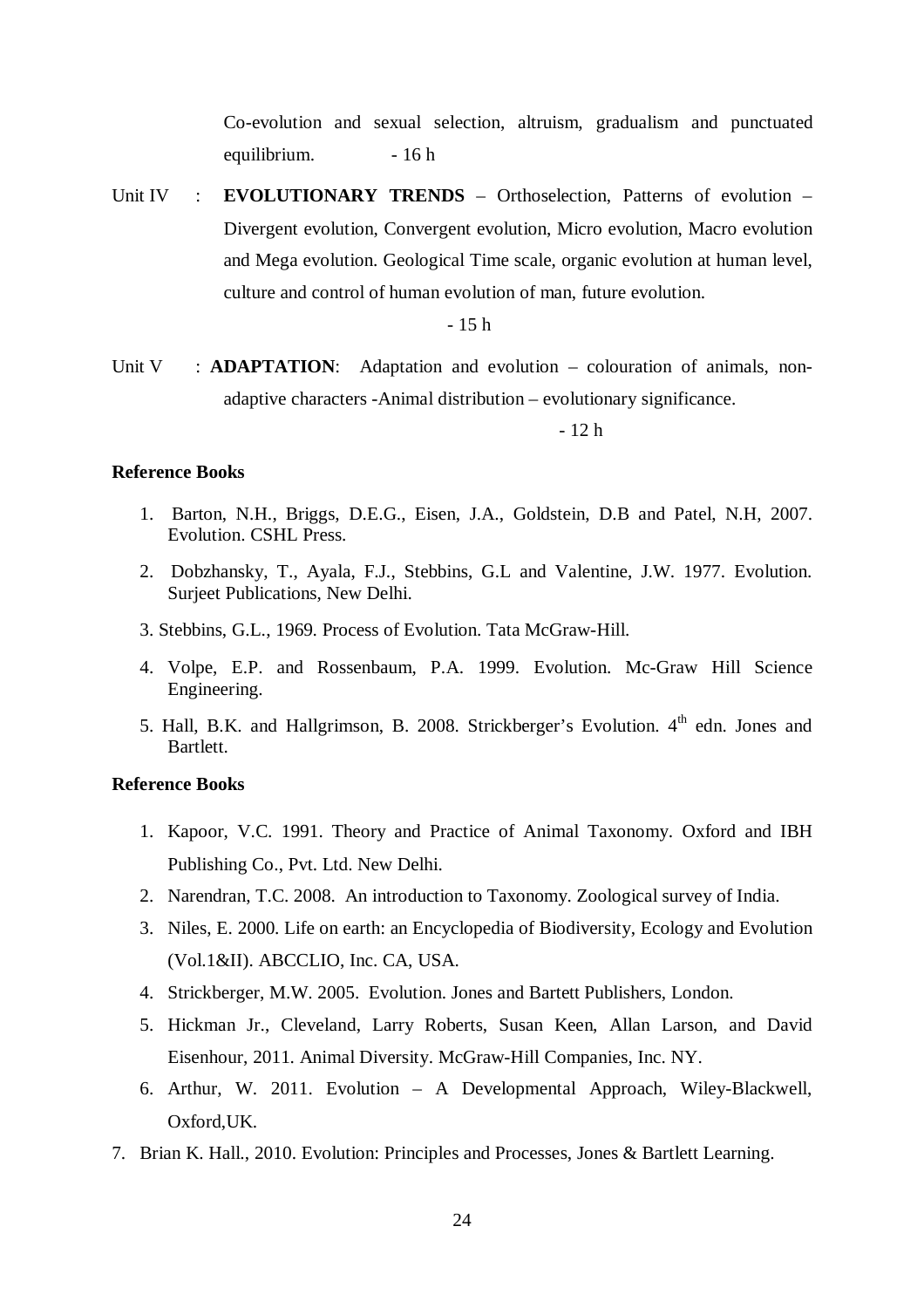Co-evolution and sexual selection, altruism, gradualism and punctuated equilibrium. - 16 h

Unit IV : **EVOLUTIONARY TRENDS** – Orthoselection, Patterns of evolution – Divergent evolution, Convergent evolution, Micro evolution, Macro evolution and Mega evolution. Geological Time scale, organic evolution at human level, culture and control of human evolution of man, future evolution.

- 15 h

Unit V : **ADAPTATION**: Adaptation and evolution – colouration of animals, non-adaptive characters -Animal distribution – evolutionary significance.

- 12 h

**Reference Books**

1. Barton, N.H., Briggs, D.E.G., Eisen, J.A., Goldstein, D.B and Patel, N.H, 2007. Evolution. CSHL Press.
2. Dobzhansky, T., Ayala, F.J., Stebbins, G.L and Valentine, J.W. 1977. Evolution. Surjeet Publications, New Delhi.
3. Stebbins, G.L., 1969. Process of Evolution. Tata McGraw-Hill.
4. Volpe, E.P. and Rossenbaum, P.A. 1999. Evolution. Mc-Graw Hill Science Engineering.
5. Hall, B.K. and Hallgrimson, B. 2008. Strickberger's Evolution. 4th edn. Jones and Bartlett.

**Reference Books**

1. Kapoor, V.C. 1991. Theory and Practice of Animal Taxonomy. Oxford and IBH Publishing Co., Pvt. Ltd. New Delhi.
2. Narendran, T.C. 2008. An introduction to Taxonomy. Zoological survey of India.
3. Niles, E. 2000. Life on earth: an Encyclopedia of Biodiversity, Ecology and Evolution (Vol.1&II). ABCCLIO, Inc. CA, USA.
4. Strickberger, M.W. 2005. Evolution. Jones and Bartett Publishers, London.
5. Hickman Jr., Cleveland, Larry Roberts, Susan Keen, Allan Larson, and David Eisenhour, 2011. Animal Diversity. McGraw-Hill Companies, Inc. NY.
6. Arthur, W. 2011. Evolution – A Developmental Approach, Wiley-Blackwell, Oxford,UK.
7. Brian K. Hall., 2010. Evolution: Principles and Processes, Jones & Bartlett Learning.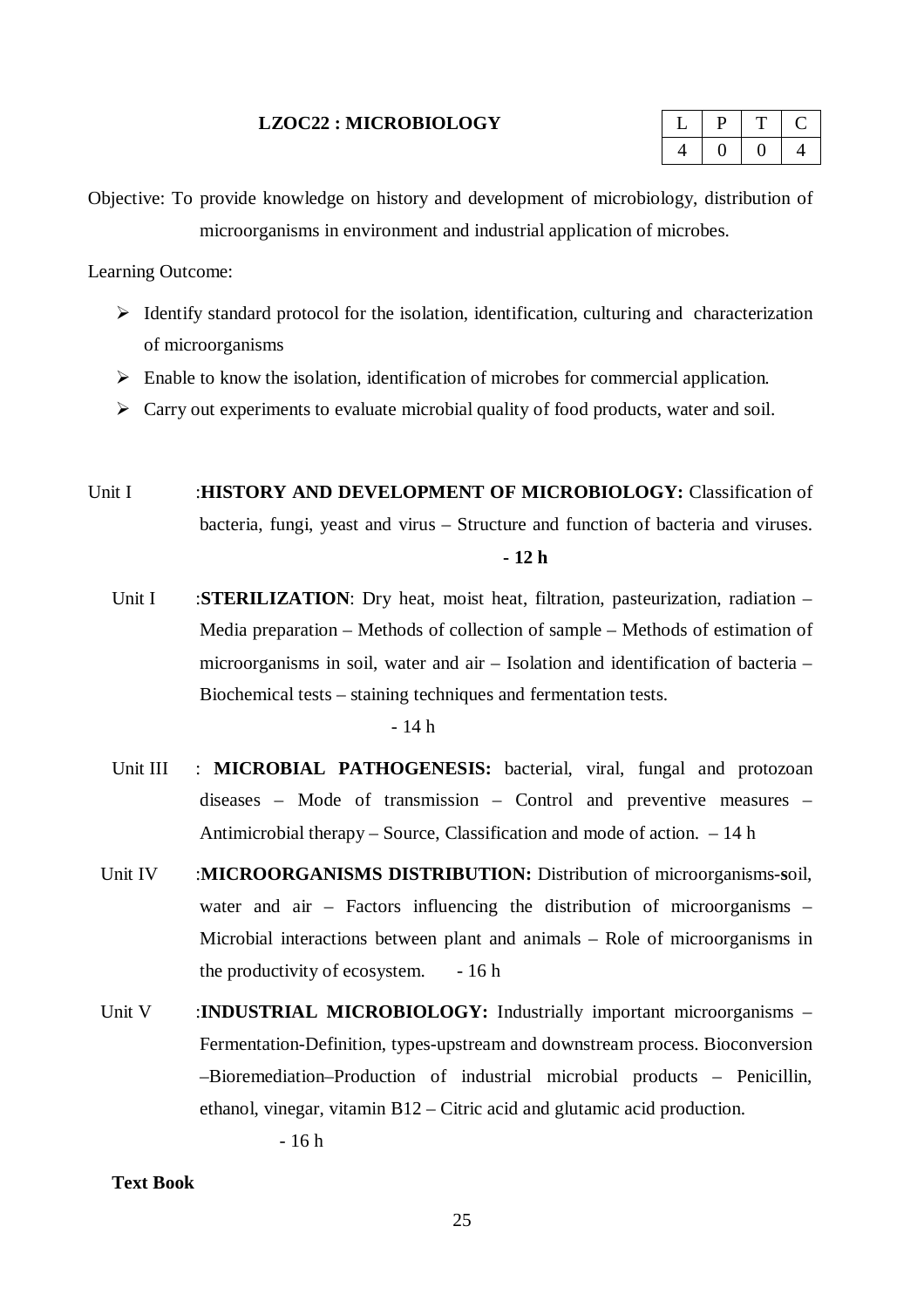**LZOC22 : MICROBIOLOGY**

| L | P | T | C |
|---|---|---|---|
| 4 | 0 | 0 | 4 |

Objective: To provide knowledge on history and development of microbiology, distribution of microorganisms in environment and industrial application of microbes.

Learning Outcome:

- Identify standard protocol for the isolation, identification, culturing and characterization of microorganisms
- Enable to know the isolation, identification of microbes for commercial application.
- Carry out experiments to evaluate microbial quality of food products, water and soil.

Unit I :**HISTORY AND DEVELOPMENT OF MICROBIOLOGY:** Classification of bacteria, fungi, yeast and virus – Structure and function of bacteria and viruses. **- 12 h**

Unit I :**STERILIZATION**: Dry heat, moist heat, filtration, pasteurization, radiation – Media preparation – Methods of collection of sample – Methods of estimation of microorganisms in soil, water and air – Isolation and identification of bacteria – Biochemical tests – staining techniques and fermentation tests. - 14 h

Unit III : **MICROBIAL PATHOGENESIS:** bacterial, viral, fungal and protozoan diseases – Mode of transmission – Control and preventive measures – Antimicrobial therapy – Source, Classification and mode of action. – 14 h

Unit IV :**MICROORGANISMS DISTRIBUTION:** Distribution of microorganisms-soil, water and air – Factors influencing the distribution of microorganisms – Microbial interactions between plant and animals – Role of microorganisms in the productivity of ecosystem. - 16 h

Unit V :**INDUSTRIAL MICROBIOLOGY:** Industrially important microorganisms – Fermentation-Definition, types-upstream and downstream process. Bioconversion –Bioremediation–Production of industrial microbial products – Penicillin, ethanol, vinegar, vitamin B12 – Citric acid and glutamic acid production. - 16 h

**Text Book**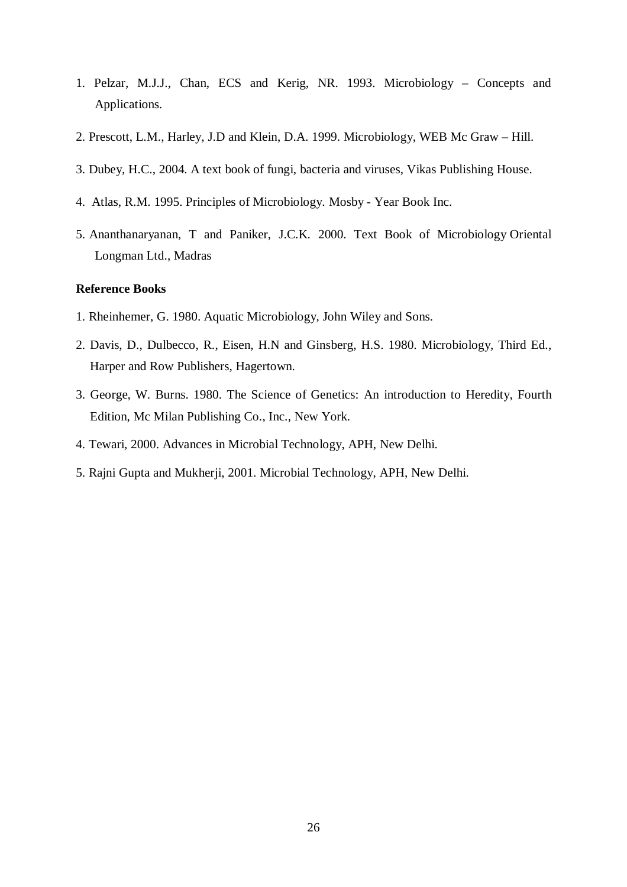1. Pelzar, M.J.J., Chan, ECS and Kerig, NR. 1993. Microbiology – Concepts and Applications.
2. Prescott, L.M., Harley, J.D and Klein, D.A. 1999. Microbiology, WEB Mc Graw – Hill.
3. Dubey, H.C., 2004. A text book of fungi, bacteria and viruses, Vikas Publishing House.
4. Atlas, R.M. 1995. Principles of Microbiology. Mosby - Year Book Inc.
5. Ananthanaryanan, T and Paniker, J.C.K. 2000. Text Book of Microbiology Oriental Longman Ltd., Madras

**Reference Books**

1. Rheinhemer, G. 1980. Aquatic Microbiology, John Wiley and Sons.
2. Davis, D., Dulbecco, R., Eisen, H.N and Ginsberg, H.S. 1980. Microbiology, Third Ed., Harper and Row Publishers, Hagertown.
3. George, W. Burns. 1980. The Science of Genetics: An introduction to Heredity, Fourth Edition, Mc Milan Publishing Co., Inc., New York.
4. Tewari, 2000. Advances in Microbial Technology, APH, New Delhi.
5. Rajni Gupta and Mukherji, 2001. Microbial Technology, APH, New Delhi.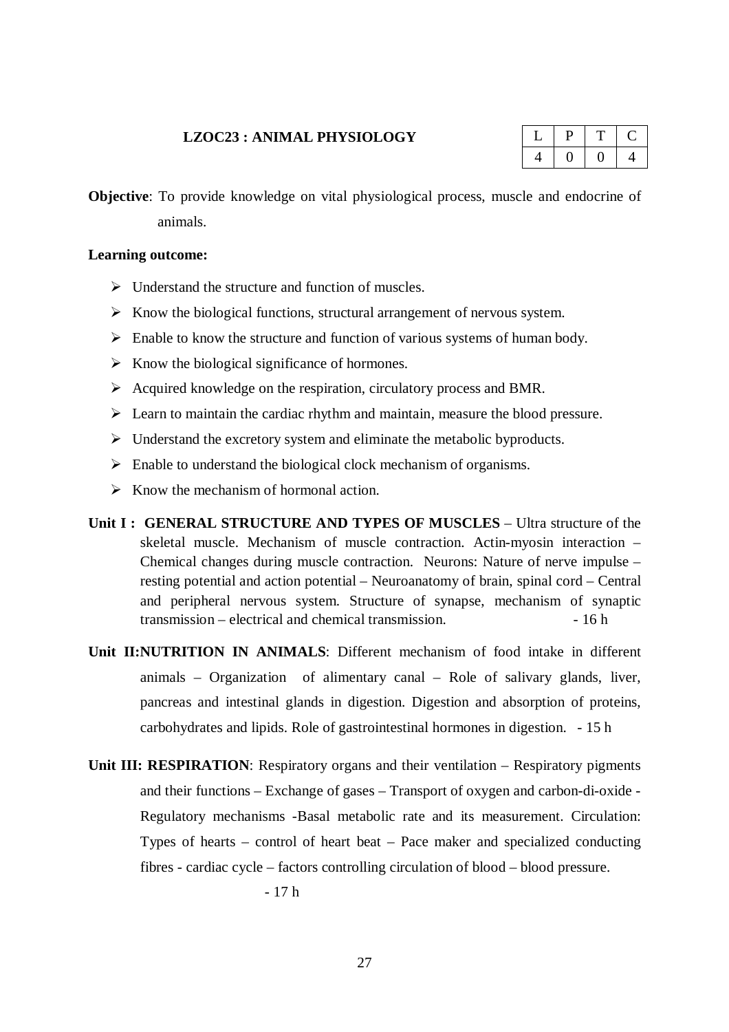## LZOC23 : ANIMAL PHYSIOLOGY

| L | P | T | C |
|---|---|---|---|
| 4 | 0 | 0 | 4 |

**Objective**: To provide knowledge on vital physiological process, muscle and endocrine of animals.

**Learning outcome:**

- Understand the structure and function of muscles.
- Know the biological functions, structural arrangement of nervous system.
- Enable to know the structure and function of various systems of human body.
- Know the biological significance of hormones.
- Acquired knowledge on the respiration, circulatory process and BMR.
- Learn to maintain the cardiac rhythm and maintain, measure the blood pressure.
- Understand the excretory system and eliminate the metabolic byproducts.
- Enable to understand the biological clock mechanism of organisms.
- Know the mechanism of hormonal action.

**Unit I : GENERAL STRUCTURE AND TYPES OF MUSCLES** – Ultra structure of the skeletal muscle. Mechanism of muscle contraction. Actin-myosin interaction – Chemical changes during muscle contraction. Neurons: Nature of nerve impulse – resting potential and action potential – Neuroanatomy of brain, spinal cord – Central and peripheral nervous system. Structure of synapse, mechanism of synaptic transmission – electrical and chemical transmission. - 16 h

**Unit II:NUTRITION IN ANIMALS**: Different mechanism of food intake in different animals – Organization of alimentary canal – Role of salivary glands, liver, pancreas and intestinal glands in digestion. Digestion and absorption of proteins, carbohydrates and lipids. Role of gastrointestinal hormones in digestion. - 15 h

**Unit III: RESPIRATION**: Respiratory organs and their ventilation – Respiratory pigments and their functions – Exchange of gases – Transport of oxygen and carbon-di-oxide - Regulatory mechanisms -Basal metabolic rate and its measurement. Circulation: Types of hearts – control of heart beat – Pace maker and specialized conducting fibres - cardiac cycle – factors controlling circulation of blood – blood pressure.

- 17 h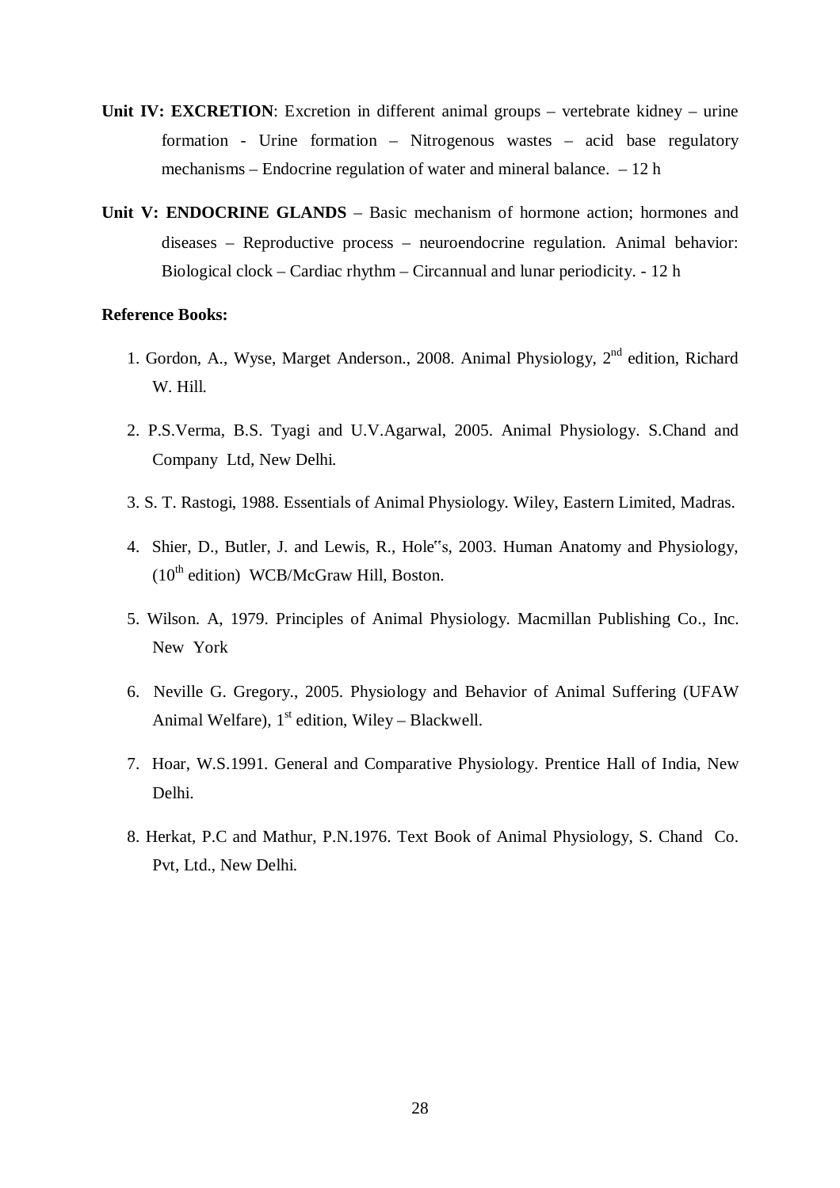**Unit IV: EXCRETION**: Excretion in different animal groups – vertebrate kidney – urine formation - Urine formation – Nitrogenous wastes – acid base regulatory mechanisms – Endocrine regulation of water and mineral balance. – 12 h

**Unit V: ENDOCRINE GLANDS** – Basic mechanism of hormone action; hormones and diseases – Reproductive process – neuroendocrine regulation. Animal behavior: Biological clock – Cardiac rhythm – Circannual and lunar periodicity. - 12 h

**Reference Books:**

1. Gordon, A., Wyse, Marget Anderson., 2008. Animal Physiology, 2nd edition, Richard W. Hill.
2. P.S.Verma, B.S. Tyagi and U.V.Agarwal, 2005. Animal Physiology. S.Chand and Company Ltd, New Delhi.
3. S. T. Rastogi, 1988. Essentials of Animal Physiology. Wiley, Eastern Limited, Madras.
4. Shier, D., Butler, J. and Lewis, R., Hole"s, 2003. Human Anatomy and Physiology, (10th edition) WCB/McGraw Hill, Boston.
5. Wilson. A, 1979. Principles of Animal Physiology. Macmillan Publishing Co., Inc. New York
6. Neville G. Gregory., 2005. Physiology and Behavior of Animal Suffering (UFAW Animal Welfare), 1st edition, Wiley – Blackwell.
7. Hoar, W.S.1991. General and Comparative Physiology. Prentice Hall of India, New Delhi.
8. Herkat, P.C and Mathur, P.N.1976. Text Book of Animal Physiology, S. Chand Co. Pvt, Ltd., New Delhi.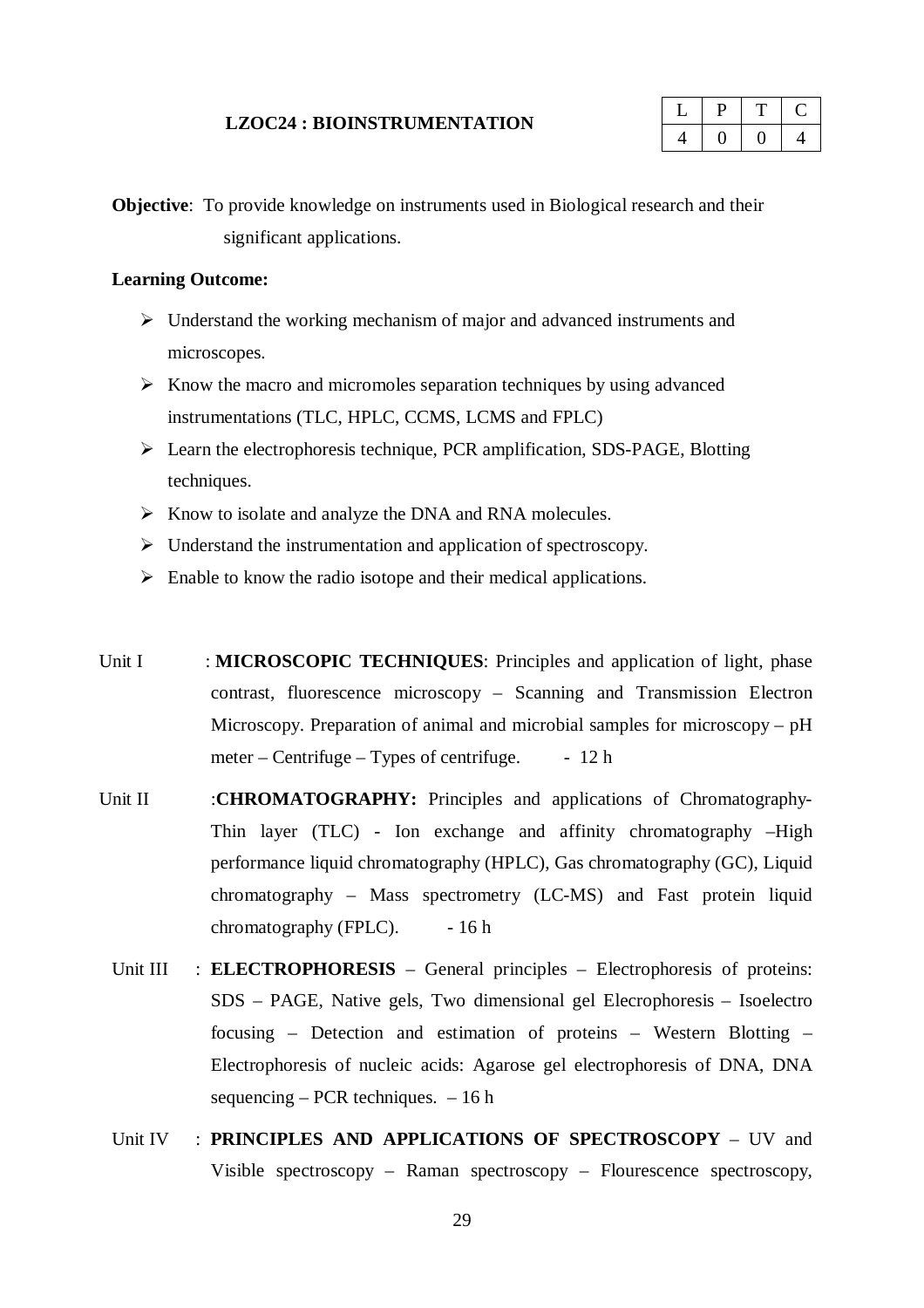## LZOC24 : BIOINSTRUMENTATION

| L | P | T | C |
|---|---|---|---|
| 4 | 0 | 0 | 4 |

**Objective**: To provide knowledge on instruments used in Biological research and their significant applications.

**Learning Outcome:**

- Understand the working mechanism of major and advanced instruments and microscopes.
- Know the macro and micromoles separation techniques by using advanced instrumentations (TLC, HPLC, CCMS, LCMS and FPLC)
- Learn the electrophoresis technique, PCR amplification, SDS-PAGE, Blotting techniques.
- Know to isolate and analyze the DNA and RNA molecules.
- Understand the instrumentation and application of spectroscopy.
- Enable to know the radio isotope and their medical applications.

Unit I : **MICROSCOPIC TECHNIQUES**: Principles and application of light, phase contrast, fluorescence microscopy – Scanning and Transmission Electron Microscopy. Preparation of animal and microbial samples for microscopy – pH meter – Centrifuge – Types of centrifuge. - 12 h

Unit II :**CHROMATOGRAPHY:** Principles and applications of Chromatography- Thin layer (TLC) - Ion exchange and affinity chromatography –High performance liquid chromatography (HPLC), Gas chromatography (GC), Liquid chromatography – Mass spectrometry (LC-MS) and Fast protein liquid chromatography (FPLC). - 16 h

Unit III : **ELECTROPHORESIS** – General principles – Electrophoresis of proteins: SDS – PAGE, Native gels, Two dimensional gel Elecrophoresis – Isoelectro focusing – Detection and estimation of proteins – Western Blotting – Electrophoresis of nucleic acids: Agarose gel electrophoresis of DNA, DNA sequencing – PCR techniques. – 16 h

Unit IV : **PRINCIPLES AND APPLICATIONS OF SPECTROSCOPY** – UV and Visible spectroscopy – Raman spectroscopy – Flourescence spectroscopy,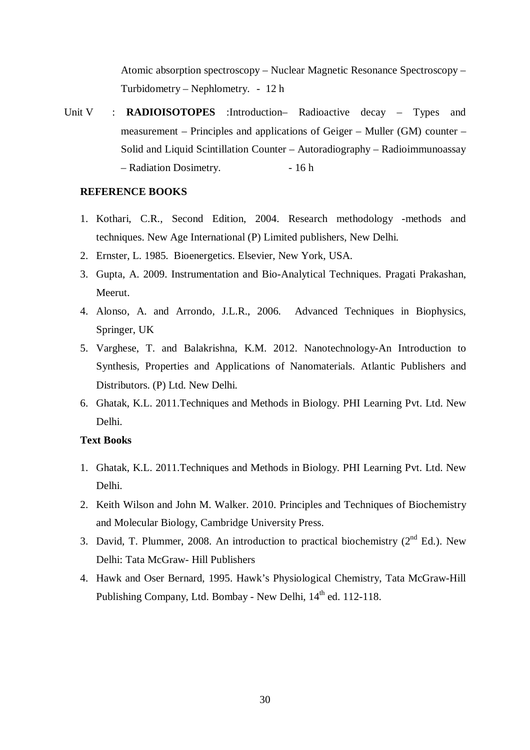Atomic absorption spectroscopy – Nuclear Magnetic Resonance Spectroscopy – Turbidometry – Nephlometry. - 12 h

Unit V : **RADIOISOTOPES** :Introduction– Radioactive decay – Types and measurement – Principles and applications of Geiger – Muller (GM) counter – Solid and Liquid Scintillation Counter – Autoradiography – Radioimmunoassay – Radiation Dosimetry. - 16 h

**REFERENCE BOOKS**

1. Kothari, C.R., Second Edition, 2004. Research methodology -methods and techniques. New Age International (P) Limited publishers, New Delhi.
2. Ernster, L. 1985. Bioenergetics. Elsevier, New York, USA.
3. Gupta, A. 2009. Instrumentation and Bio-Analytical Techniques. Pragati Prakashan, Meerut.
4. Alonso, A. and Arrondo, J.L.R., 2006. Advanced Techniques in Biophysics, Springer, UK
5. Varghese, T. and Balakrishna, K.M. 2012. Nanotechnology-An Introduction to Synthesis, Properties and Applications of Nanomaterials. Atlantic Publishers and Distributors. (P) Ltd. New Delhi.
6. Ghatak, K.L. 2011.Techniques and Methods in Biology. PHI Learning Pvt. Ltd. New Delhi.

**Text Books**

1. Ghatak, K.L. 2011.Techniques and Methods in Biology. PHI Learning Pvt. Ltd. New Delhi.
2. Keith Wilson and John M. Walker. 2010. Principles and Techniques of Biochemistry and Molecular Biology, Cambridge University Press.
3. David, T. Plummer, 2008. An introduction to practical biochemistry ($2^{nd}$ Ed.). New Delhi: Tata McGraw- Hill Publishers
4. Hawk and Oser Bernard, 1995. Hawk's Physiological Chemistry, Tata McGraw-Hill Publishing Company, Ltd. Bombay - New Delhi, $14^{th}$ ed. 112-118.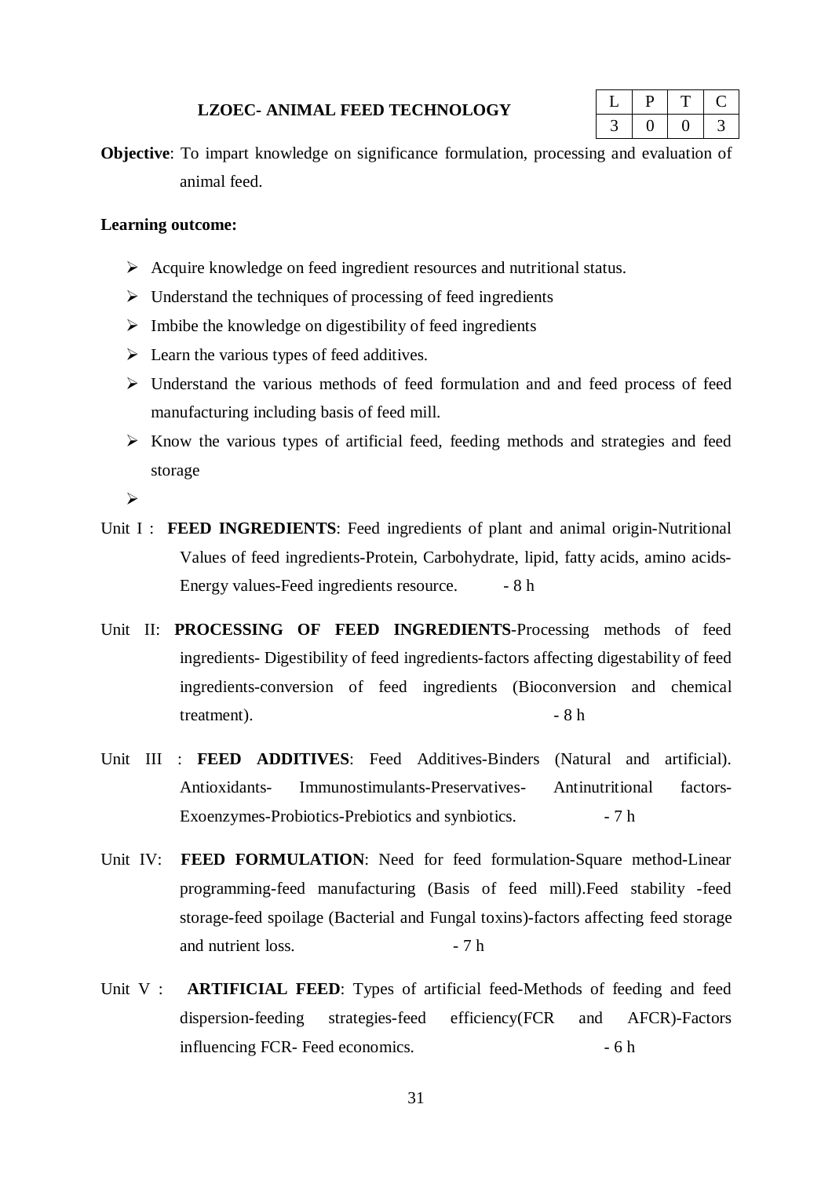## LZOEC- ANIMAL FEED TECHNOLOGY

| L | P | T | C |
|---|---|---|---|
| 3 | 0 | 0 | 3 |

**Objective**: To impart knowledge on significance formulation, processing and evaluation of animal feed.

**Learning outcome:**

- Acquire knowledge on feed ingredient resources and nutritional status.
- Understand the techniques of processing of feed ingredients
- Imbibe the knowledge on digestibility of feed ingredients
- Learn the various types of feed additives.
- Understand the various methods of feed formulation and and feed process of feed manufacturing including basis of feed mill.
- Know the various types of artificial feed, feeding methods and strategies and feed storage
- 

Unit I : **FEED INGREDIENTS**: Feed ingredients of plant and animal origin-Nutritional Values of feed ingredients-Protein, Carbohydrate, lipid, fatty acids, amino acids-Energy values-Feed ingredients resource. - 8 h

Unit II: **PROCESSING OF FEED INGREDIENTS**-Processing methods of feed ingredients- Digestibility of feed ingredients-factors affecting digestability of feed ingredients-conversion of feed ingredients (Bioconversion and chemical treatment). - 8 h

Unit III : **FEED ADDITIVES**: Feed Additives-Binders (Natural and artificial). Antioxidants- Immunostimulants-Preservatives- Antinutritional factors-Exoenzymes-Probiotics-Prebiotics and synbiotics. - 7 h

Unit IV: **FEED FORMULATION**: Need for feed formulation-Square method-Linear programming-feed manufacturing (Basis of feed mill).Feed stability -feed storage-feed spoilage (Bacterial and Fungal toxins)-factors affecting feed storage and nutrient loss. - 7 h

Unit V : **ARTIFICIAL FEED**: Types of artificial feed-Methods of feeding and feed dispersion-feeding strategies-feed efficiency(FCR and AFCR)-Factors influencing FCR- Feed economics. - 6 h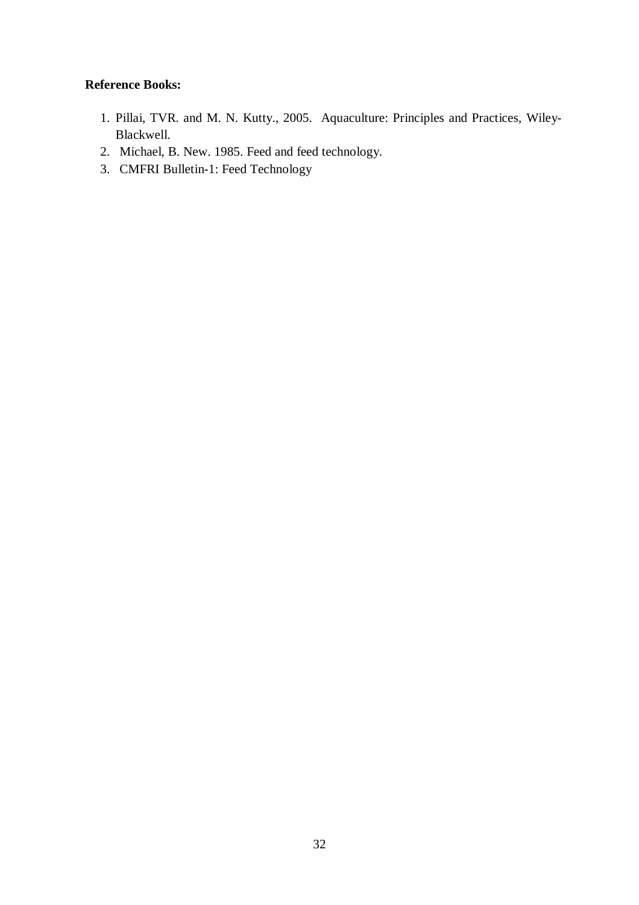**Reference Books:**

1. Pillai, TVR. and M. N. Kutty., 2005. Aquaculture: Principles and Practices, Wiley-Blackwell.
2. Michael, B. New. 1985. Feed and feed technology.
3. CMFRI Bulletin-1: Feed Technology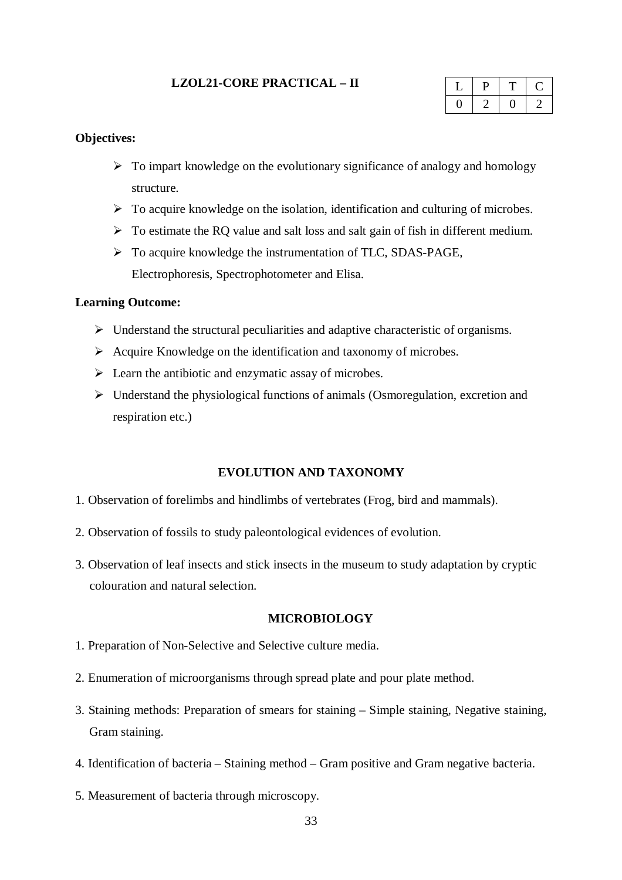## LZOL21-CORE PRACTICAL – II

| L | P | T | C |
|---|---|---|---|
| 0 | 2 | 0 | 2 |

**Objectives:**

- To impart knowledge on the evolutionary significance of analogy and homology structure.
- To acquire knowledge on the isolation, identification and culturing of microbes.
- To estimate the RQ value and salt loss and salt gain of fish in different medium.
- To acquire knowledge the instrumentation of TLC, SDAS-PAGE, Electrophoresis, Spectrophotometer and Elisa.

**Learning Outcome:**

- Understand the structural peculiarities and adaptive characteristic of organisms.
- Acquire Knowledge on the identification and taxonomy of microbes.
- Learn the antibiotic and enzymatic assay of microbes.
- Understand the physiological functions of animals (Osmoregulation, excretion and respiration etc.)

### EVOLUTION AND TAXONOMY

1. Observation of forelimbs and hindlimbs of vertebrates (Frog, bird and mammals).
2. Observation of fossils to study paleontological evidences of evolution.
3. Observation of leaf insects and stick insects in the museum to study adaptation by cryptic colouration and natural selection.

### MICROBIOLOGY

1. Preparation of Non-Selective and Selective culture media.
2. Enumeration of microorganisms through spread plate and pour plate method.
3. Staining methods: Preparation of smears for staining – Simple staining, Negative staining, Gram staining.
4. Identification of bacteria – Staining method – Gram positive and Gram negative bacteria.
5. Measurement of bacteria through microscopy.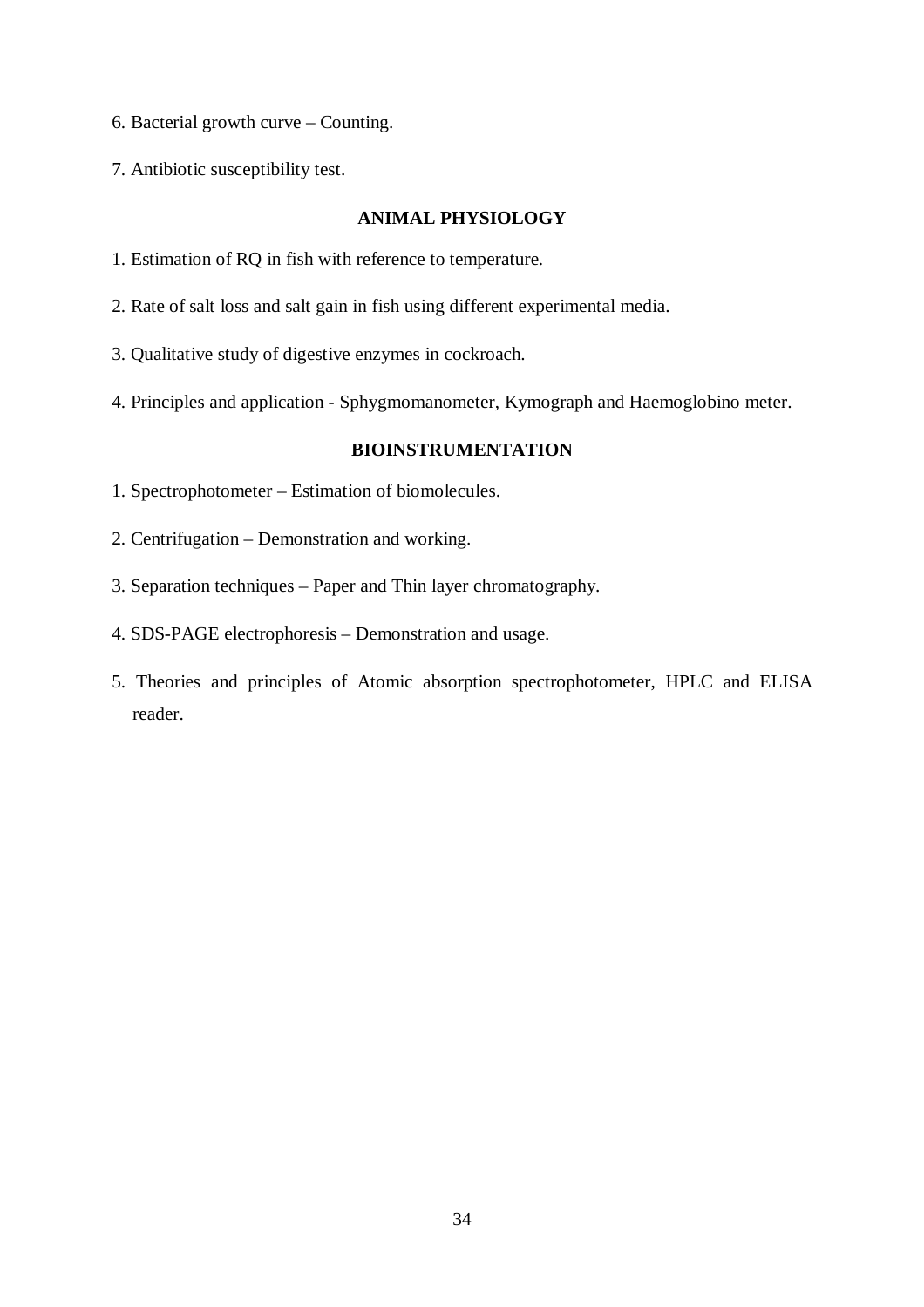6. Bacterial growth curve – Counting.

7. Antibiotic susceptibility test.

### ANIMAL PHYSIOLOGY

1. Estimation of RQ in fish with reference to temperature.

2. Rate of salt loss and salt gain in fish using different experimental media.

3. Qualitative study of digestive enzymes in cockroach.

4. Principles and application - Sphygmomanometer, Kymograph and Haemoglobino meter.

### BIOINSTRUMENTATION

1. Spectrophotometer – Estimation of biomolecules.

2. Centrifugation – Demonstration and working.

3. Separation techniques – Paper and Thin layer chromatography.

4. SDS-PAGE electrophoresis – Demonstration and usage.

5. Theories and principles of Atomic absorption spectrophotometer, HPLC and ELISA reader.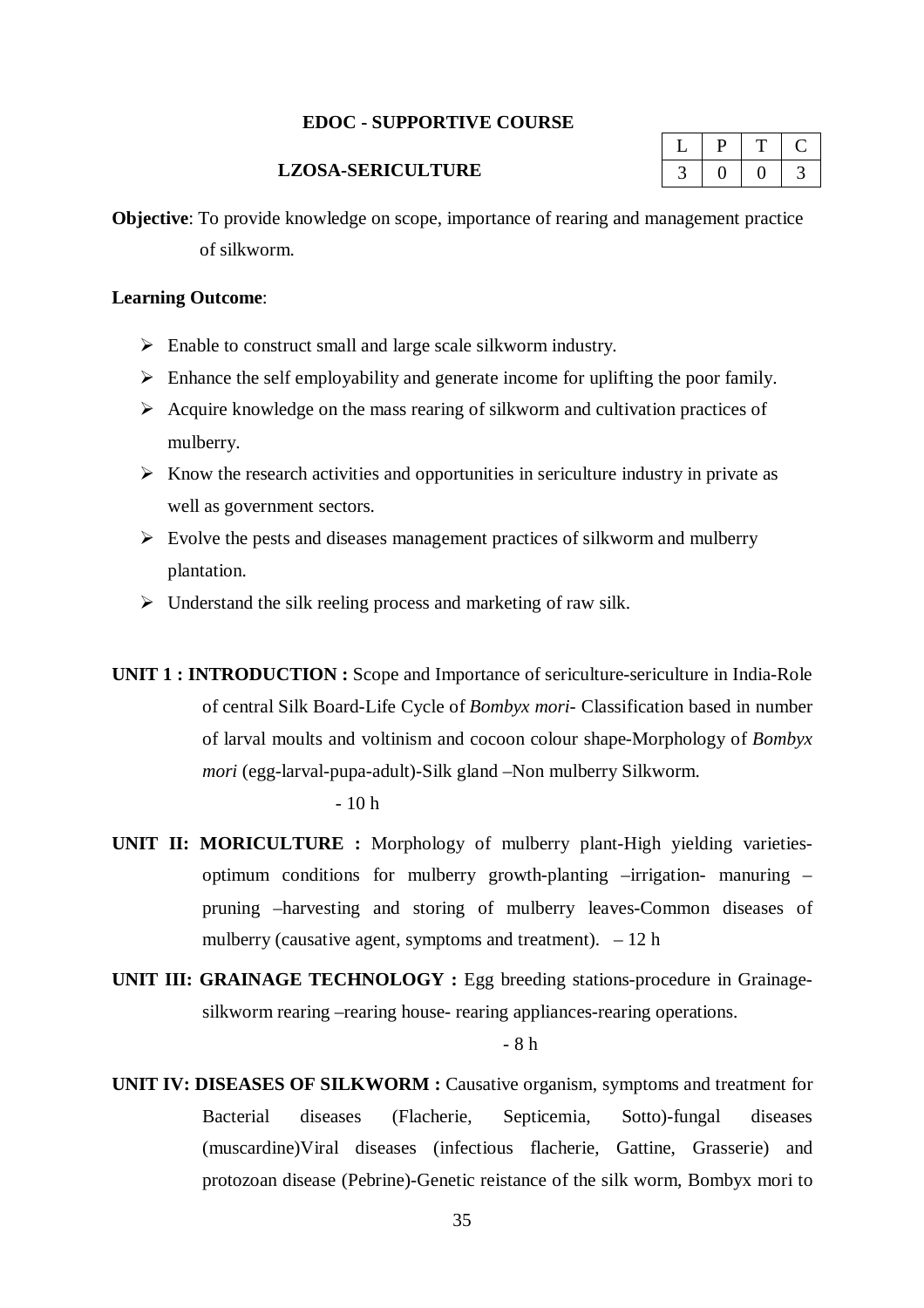**EDOC - SUPPORTIVE COURSE**

**LZOSA-SERICULTURE**

| L | P | T | C |
|---|---|---|---|
| 3 | 0 | 0 | 3 |

**Objective**: To provide knowledge on scope, importance of rearing and management practice of silkworm.

**Learning Outcome**:

- Enable to construct small and large scale silkworm industry.
- Enhance the self employability and generate income for uplifting the poor family.
- Acquire knowledge on the mass rearing of silkworm and cultivation practices of mulberry.
- Know the research activities and opportunities in sericulture industry in private as well as government sectors.
- Evolve the pests and diseases management practices of silkworm and mulberry plantation.
- Understand the silk reeling process and marketing of raw silk.

**UNIT 1 : INTRODUCTION :** Scope and Importance of sericulture-sericulture in India-Role of central Silk Board-Life Cycle of *Bombyx mori*- Classification based in number of larval moults and voltinism and cocoon colour shape-Morphology of *Bombyx mori* (egg-larval-pupa-adult)-Silk gland –Non mulberry Silkworm. - 10 h

**UNIT II: MORICULTURE :** Morphology of mulberry plant-High yielding varieties-optimum conditions for mulberry growth-planting –irrigation- manuring –pruning –harvesting and storing of mulberry leaves-Common diseases of mulberry (causative agent, symptoms and treatment). – 12 h

**UNIT III: GRAINAGE TECHNOLOGY :** Egg breeding stations-procedure in Grainage-silkworm rearing –rearing house- rearing appliances-rearing operations. - 8 h

**UNIT IV: DISEASES OF SILKWORM :** Causative organism, symptoms and treatment for Bacterial diseases (Flacherie, Septicemia, Sotto)-fungal diseases (muscardine)Viral diseases (infectious flacherie, Gattine, Grasserie) and protozoan disease (Pebrine)-Genetic reistance of the silk worm, Bombyx mori to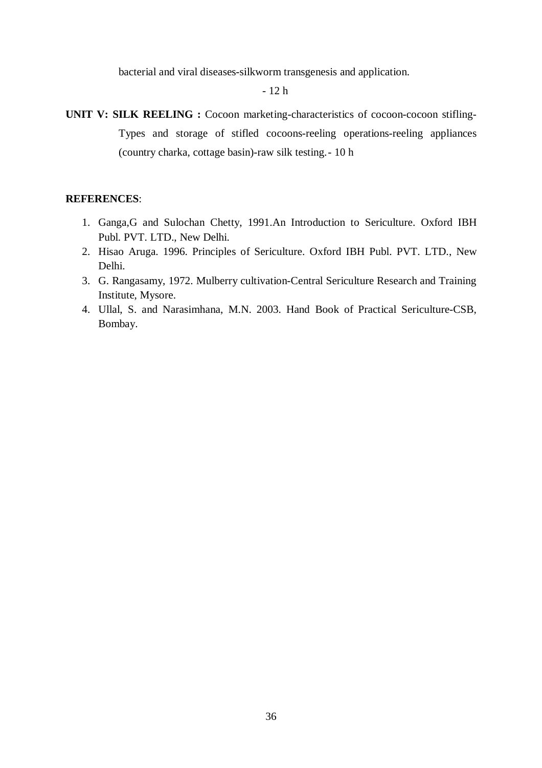bacterial and viral diseases-silkworm transgenesis and application.

- 12 h

**UNIT V: SILK REELING :** Cocoon marketing-characteristics of cocoon-cocoon stifling-Types and storage of stifled cocoons-reeling operations-reeling appliances (country charka, cottage basin)-raw silk testing.- 10 h

**REFERENCES**:

1. Ganga,G and Sulochan Chetty, 1991.An Introduction to Sericulture. Oxford IBH Publ. PVT. LTD., New Delhi.
2. Hisao Aruga. 1996. Principles of Sericulture. Oxford IBH Publ. PVT. LTD., New Delhi.
3. G. Rangasamy, 1972. Mulberry cultivation-Central Sericulture Research and Training Institute, Mysore.
4. Ullal, S. and Narasimhana, M.N. 2003. Hand Book of Practical Sericulture-CSB, Bombay.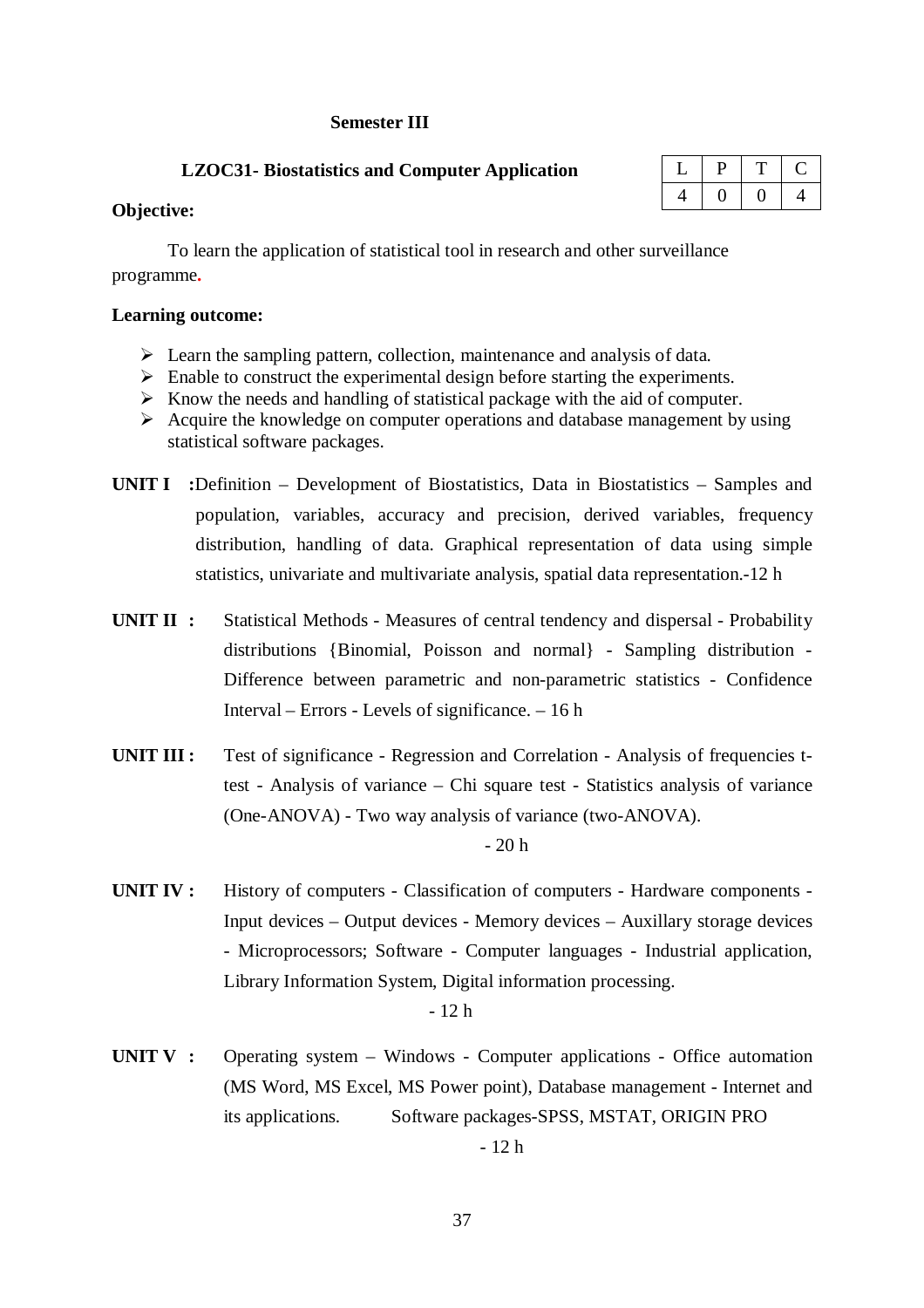**Semester III**

**LZOC31- Biostatistics and Computer Application**

| L | P | T | C |
|---|---|---|---|
| 4 | 0 | 0 | 4 |

**Objective:**

To learn the application of statistical tool in research and other surveillance programme.

**Learning outcome:**

- Learn the sampling pattern, collection, maintenance and analysis of data.
- Enable to construct the experimental design before starting the experiments.
- Know the needs and handling of statistical package with the aid of computer.
- Acquire the knowledge on computer operations and database management by using statistical software packages.

**UNIT I :** Definition – Development of Biostatistics, Data in Biostatistics – Samples and population, variables, accuracy and precision, derived variables, frequency distribution, handling of data. Graphical representation of data using simple statistics, univariate and multivariate analysis, spatial data representation.-12 h

**UNIT II :** Statistical Methods - Measures of central tendency and dispersal - Probability distributions {Binomial, Poisson and normal} - Sampling distribution - Difference between parametric and non-parametric statistics - Confidence Interval – Errors - Levels of significance. – 16 h

**UNIT III :** Test of significance - Regression and Correlation - Analysis of frequencies t-test - Analysis of variance – Chi square test - Statistics analysis of variance (One-ANOVA) - Two way analysis of variance (two-ANOVA).

- 20 h

**UNIT IV :** History of computers - Classification of computers - Hardware components - Input devices – Output devices - Memory devices – Auxillary storage devices - Microprocessors; Software - Computer languages - Industrial application, Library Information System, Digital information processing.

- 12 h

**UNIT V :** Operating system – Windows - Computer applications - Office automation (MS Word, MS Excel, MS Power point), Database management - Internet and its applications. Software packages-SPSS, MSTAT, ORIGIN PRO

- 12 h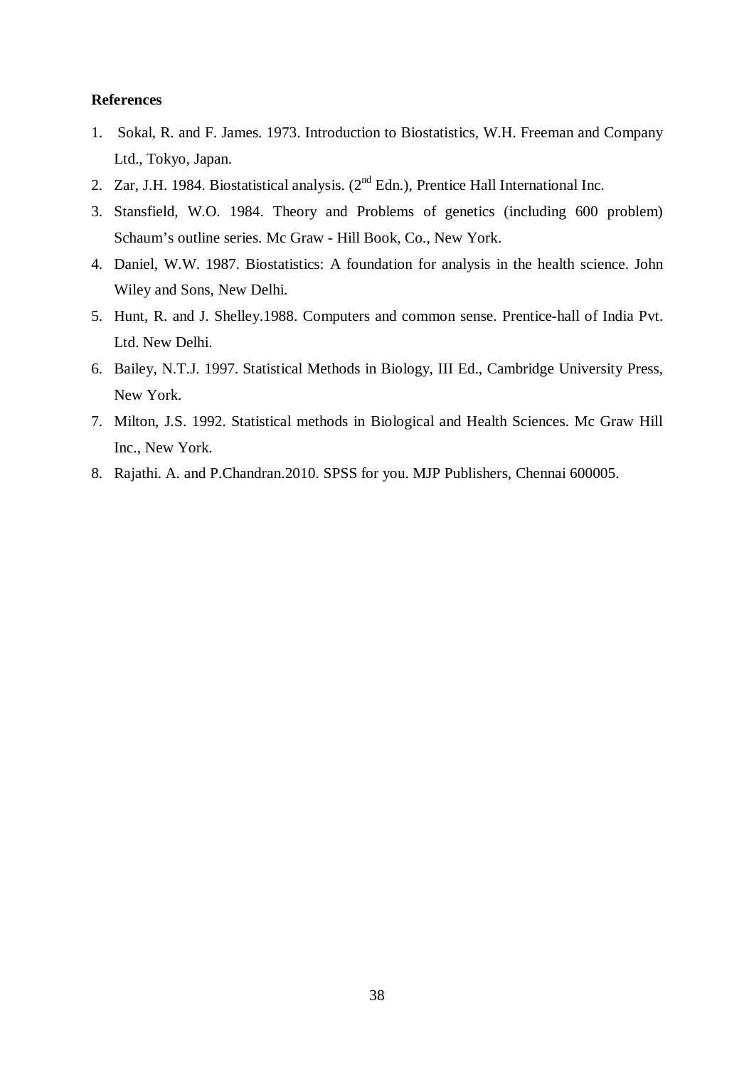**References**

1. Sokal, R. and F. James. 1973. Introduction to Biostatistics, W.H. Freeman and Company Ltd., Tokyo, Japan.
2. Zar, J.H. 1984. Biostatistical analysis. ($2^{nd}$ Edn.), Prentice Hall International Inc.
3. Stansfield, W.O. 1984. Theory and Problems of genetics (including 600 problem) Schaum's outline series. Mc Graw - Hill Book, Co., New York.
4. Daniel, W.W. 1987. Biostatistics: A foundation for analysis in the health science. John Wiley and Sons, New Delhi.
5. Hunt, R. and J. Shelley.1988. Computers and common sense. Prentice-hall of India Pvt. Ltd. New Delhi.
6. Bailey, N.T.J. 1997. Statistical Methods in Biology, III Ed., Cambridge University Press, New York.
7. Milton, J.S. 1992. Statistical methods in Biological and Health Sciences. Mc Graw Hill Inc., New York.
8. Rajathi. A. and P.Chandran.2010. SPSS for you. MJP Publishers, Chennai 600005.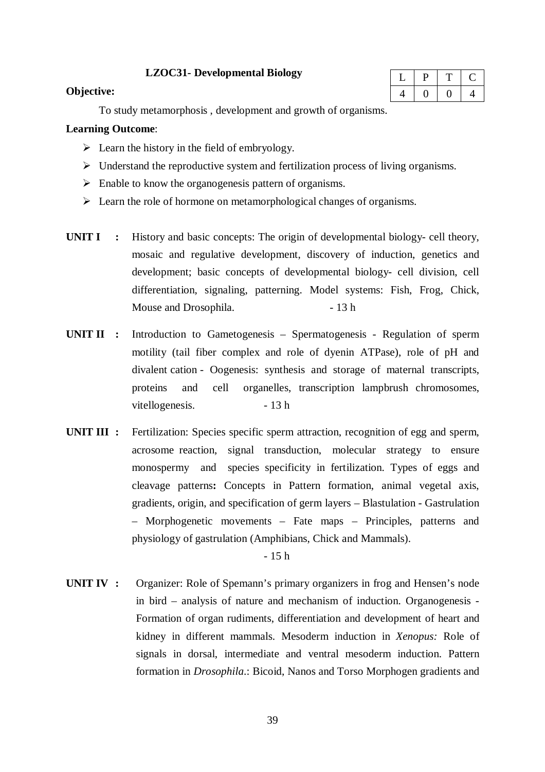## LZOC31- Developmental Biology

| L | P | T | C |
|---|---|---|---|
| 4 | 0 | 0 | 4 |

**Objective:**

To study metamorphosis , development and growth of organisms.

**Learning Outcome**:

- Learn the history in the field of embryology.
- Understand the reproductive system and fertilization process of living organisms.
- Enable to know the organogenesis pattern of organisms.
- Learn the role of hormone on metamorphological changes of organisms.

**UNIT I :** History and basic concepts: The origin of developmental biology- cell theory, mosaic and regulative development, discovery of induction, genetics and development; basic concepts of developmental biology- cell division, cell differentiation, signaling, patterning. Model systems: Fish, Frog, Chick, Mouse and Drosophila. - 13 h

**UNIT II :** Introduction to Gametogenesis – Spermatogenesis - Regulation of sperm motility (tail fiber complex and role of dyenin ATPase), role of pH and divalent cation - Oogenesis: synthesis and storage of maternal transcripts, proteins and cell organelles, transcription lampbrush chromosomes, vitellogenesis. - 13 h

**UNIT III :** Fertilization: Species specific sperm attraction, recognition of egg and sperm, acrosome reaction, signal transduction, molecular strategy to ensure monospermy and species specificity in fertilization. Types of eggs and cleavage patterns**:** Concepts in Pattern formation, animal vegetal axis, gradients, origin, and specification of germ layers – Blastulation - Gastrulation – Morphogenetic movements – Fate maps – Principles, patterns and physiology of gastrulation (Amphibians, Chick and Mammals).

- 15 h

**UNIT IV :** Organizer: Role of Spemann's primary organizers in frog and Hensen's node in bird – analysis of nature and mechanism of induction. Organogenesis - Formation of organ rudiments, differentiation and development of heart and kidney in different mammals. Mesoderm induction in *Xenopus:* Role of signals in dorsal, intermediate and ventral mesoderm induction. Pattern formation in *Drosophila*.: Bicoid, Nanos and Torso Morphogen gradients and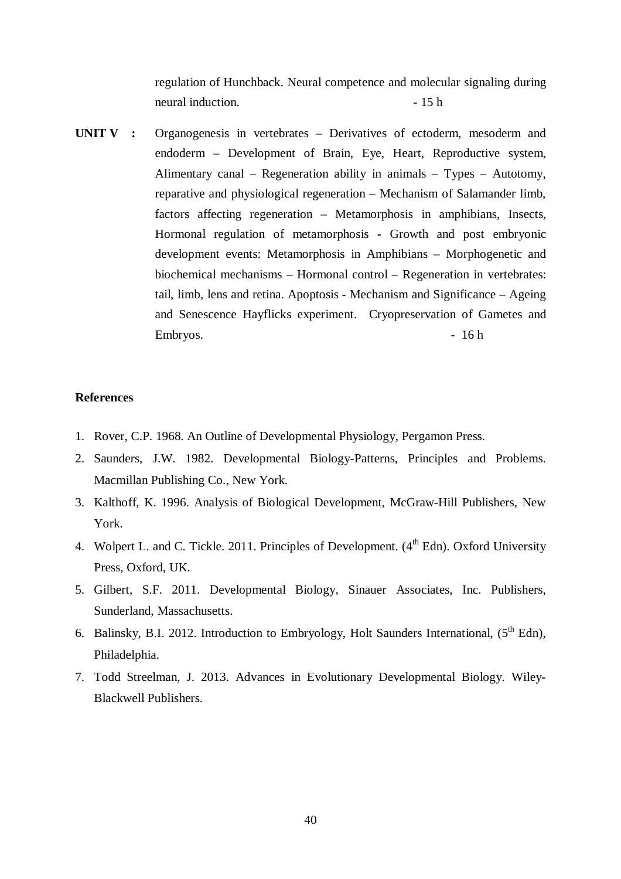regulation of Hunchback. Neural competence and molecular signaling during neural induction. - 15 h

**UNIT V :** Organogenesis in vertebrates – Derivatives of ectoderm, mesoderm and endoderm – Development of Brain, Eye, Heart, Reproductive system, Alimentary canal – Regeneration ability in animals – Types – Autotomy, reparative and physiological regeneration – Mechanism of Salamander limb, factors affecting regeneration – Metamorphosis in amphibians, Insects, Hormonal regulation of metamorphosis - Growth and post embryonic development events: Metamorphosis in Amphibians – Morphogenetic and biochemical mechanisms – Hormonal control – Regeneration in vertebrates: tail, limb, lens and retina. Apoptosis - Mechanism and Significance – Ageing and Senescence Hayflicks experiment. Cryopreservation of Gametes and Embryos. - 16 h

**References**

1. Rover, C.P. 1968. An Outline of Developmental Physiology, Pergamon Press.
2. Saunders, J.W. 1982. Developmental Biology-Patterns, Principles and Problems. Macmillan Publishing Co., New York.
3. Kalthoff, K. 1996. Analysis of Biological Development, McGraw-Hill Publishers, New York.
4. Wolpert L. and C. Tickle. 2011. Principles of Development. (4th Edn). Oxford University Press, Oxford, UK.
5. Gilbert, S.F. 2011. Developmental Biology, Sinauer Associates, Inc. Publishers, Sunderland, Massachusetts.
6. Balinsky, B.I. 2012. Introduction to Embryology, Holt Saunders International, (5th Edn), Philadelphia.
7. Todd Streelman, J. 2013. Advances in Evolutionary Developmental Biology. Wiley-Blackwell Publishers.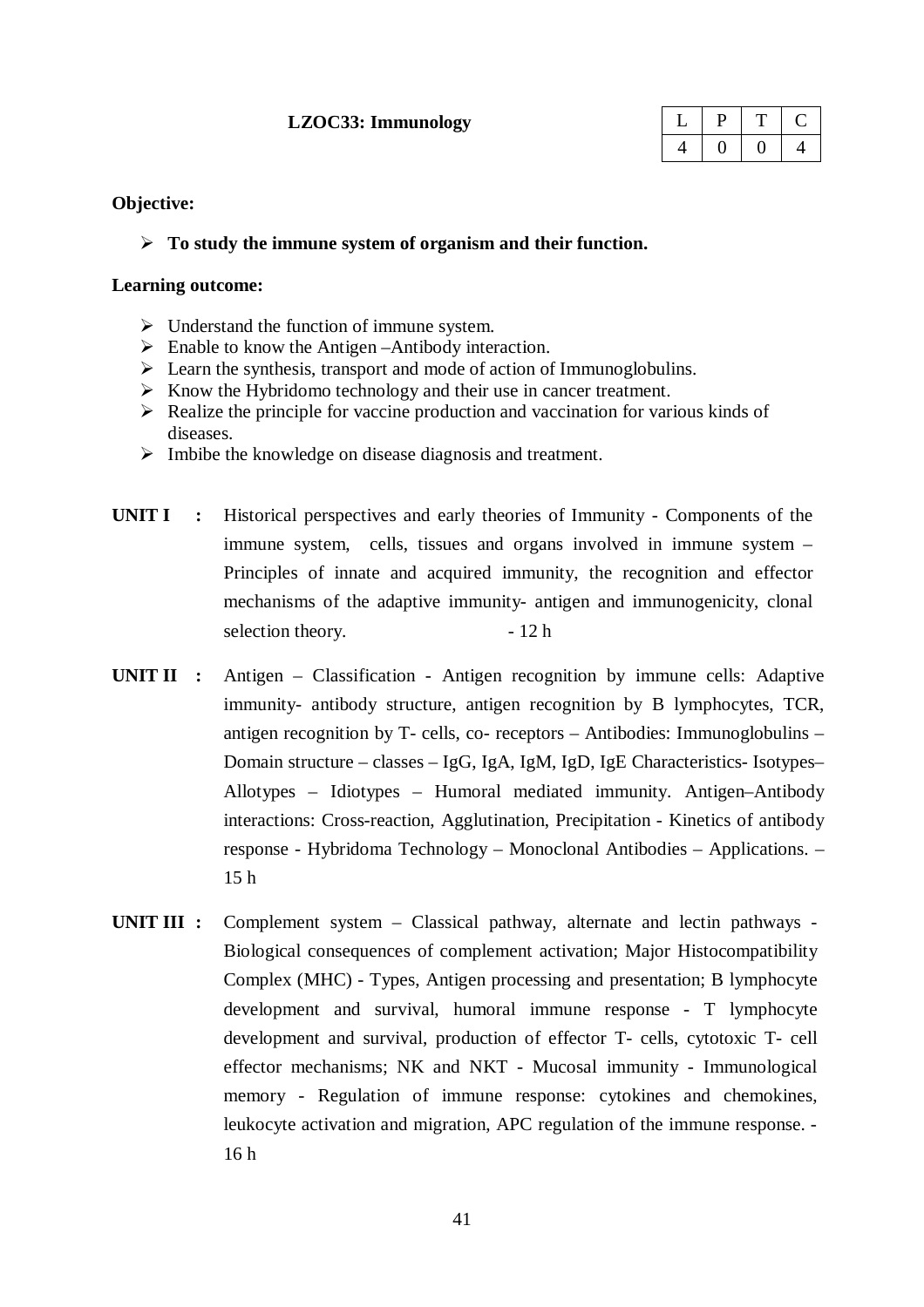**LZOC33: Immunology**

| L | P | T | C |
|---|---|---|---|
| 4 | 0 | 0 | 4 |

**Objective:**

- **To study the immune system of organism and their function.**

**Learning outcome:**

- Understand the function of immune system.
- Enable to know the Antigen –Antibody interaction.
- Learn the synthesis, transport and mode of action of Immunoglobulins.
- Know the Hybridomo technology and their use in cancer treatment.
- Realize the principle for vaccine production and vaccination for various kinds of diseases.
- Imbibe the knowledge on disease diagnosis and treatment.

**UNIT I :** Historical perspectives and early theories of Immunity - Components of the immune system, cells, tissues and organs involved in immune system – Principles of innate and acquired immunity, the recognition and effector mechanisms of the adaptive immunity- antigen and immunogenicity, clonal selection theory. - 12 h

**UNIT II :** Antigen – Classification - Antigen recognition by immune cells: Adaptive immunity- antibody structure, antigen recognition by B lymphocytes, TCR, antigen recognition by T- cells, co- receptors – Antibodies: Immunoglobulins – Domain structure – classes – IgG, IgA, IgM, IgD, IgE Characteristics- Isotypes– Allotypes – Idiotypes – Humoral mediated immunity. Antigen–Antibody interactions: Cross-reaction, Agglutination, Precipitation - Kinetics of antibody response - Hybridoma Technology – Monoclonal Antibodies – Applications. – 15 h

**UNIT III :** Complement system – Classical pathway, alternate and lectin pathways - Biological consequences of complement activation; Major Histocompatibility Complex (MHC) - Types, Antigen processing and presentation; B lymphocyte development and survival, humoral immune response - T lymphocyte development and survival, production of effector T- cells, cytotoxic T- cell effector mechanisms; NK and NKT - Mucosal immunity - Immunological memory - Regulation of immune response: cytokines and chemokines, leukocyte activation and migration, APC regulation of the immune response. - 16 h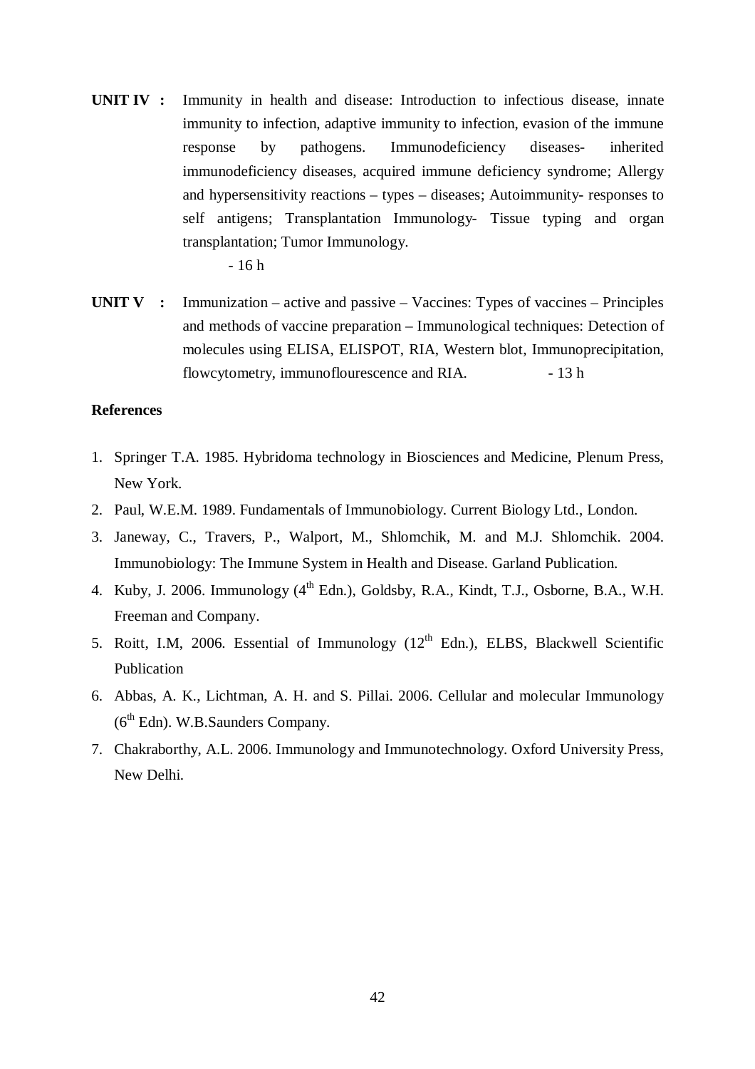**UNIT IV :** Immunity in health and disease: Introduction to infectious disease, innate immunity to infection, adaptive immunity to infection, evasion of the immune response by pathogens. Immunodeficiency diseases- inherited immunodeficiency diseases, acquired immune deficiency syndrome; Allergy and hypersensitivity reactions – types – diseases; Autoimmunity- responses to self antigens; Transplantation Immunology- Tissue typing and organ transplantation; Tumor Immunology.
- 16 h

**UNIT V :** Immunization – active and passive – Vaccines: Types of vaccines – Principles and methods of vaccine preparation – Immunological techniques: Detection of molecules using ELISA, ELISPOT, RIA, Western blot, Immunoprecipitation, flowcytometry, immunoflourescence and RIA. - 13 h

**References**

1. Springer T.A. 1985. Hybridoma technology in Biosciences and Medicine, Plenum Press, New York.
2. Paul, W.E.M. 1989. Fundamentals of Immunobiology. Current Biology Ltd., London.
3. Janeway, C., Travers, P., Walport, M., Shlomchik, M. and M.J. Shlomchik. 2004. Immunobiology: The Immune System in Health and Disease. Garland Publication.
4. Kuby, J. 2006. Immunology (4$^{th}$ Edn.), Goldsby, R.A., Kindt, T.J., Osborne, B.A., W.H. Freeman and Company.
5. Roitt, I.M, 2006. Essential of Immunology (12$^{th}$ Edn.), ELBS, Blackwell Scientific Publication
6. Abbas, A. K., Lichtman, A. H. and S. Pillai. 2006. Cellular and molecular Immunology (6$^{th}$ Edn). W.B.Saunders Company.
7. Chakraborthy, A.L. 2006. Immunology and Immunotechnology. Oxford University Press, New Delhi.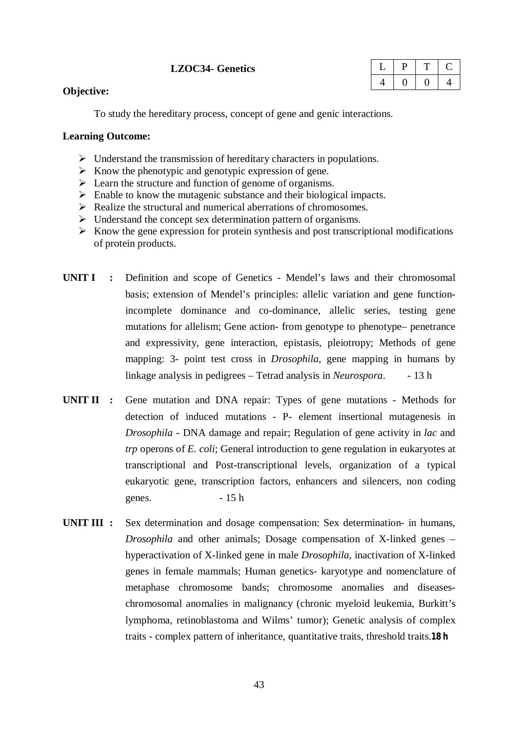## LZOC34- Genetics

| L | P | T | C |
|---|---|---|---|
| 4 | 0 | 0 | 4 |

**Objective:**

To study the hereditary process, concept of gene and genic interactions.

**Learning Outcome:**

- Understand the transmission of hereditary characters in populations.
- Know the phenotypic and genotypic expression of gene.
- Learn the structure and function of genome of organisms.
- Enable to know the mutagenic substance and their biological impacts.
- Realize the structural and numerical aberrations of chromosomes.
- Understand the concept sex determination pattern of organisms.
- Know the gene expression for protein synthesis and post transcriptional modifications of protein products.

**UNIT I :** Definition and scope of Genetics - Mendel's laws and their chromosomal basis; extension of Mendel's principles: allelic variation and gene function- incomplete dominance and co-dominance, allelic series, testing gene mutations for allelism; Gene action- from genotype to phenotype– penetrance and expressivity, gene interaction, epistasis, pleiotropy; Methods of gene mapping: 3- point test cross in *Drosophila*, gene mapping in humans by linkage analysis in pedigrees – Tetrad analysis in *Neurospora*. - 13 h

**UNIT II :** Gene mutation and DNA repair: Types of gene mutations - Methods for detection of induced mutations - P- element insertional mutagenesis in *Drosophila* - DNA damage and repair; Regulation of gene activity in *lac* and *trp* operons of *E. coli*; General introduction to gene regulation in eukaryotes at transcriptional and Post-transcriptional levels, organization of a typical eukaryotic gene, transcription factors, enhancers and silencers, non coding genes. - 15 h

**UNIT III :** Sex determination and dosage compensation: Sex determination- in humans, *Drosophila* and other animals; Dosage compensation of X-linked genes – hyperactivation of X-linked gene in male *Drosophila*, inactivation of X-linked genes in female mammals; Human genetics- karyotype and nomenclature of metaphase chromosome bands; chromosome anomalies and diseases- chromosomal anomalies in malignancy (chronic myeloid leukemia, Burkitt's lymphoma, retinoblastoma and Wilms' tumor); Genetic analysis of complex traits - complex pattern of inheritance, quantitative traits, threshold traits.**18 h**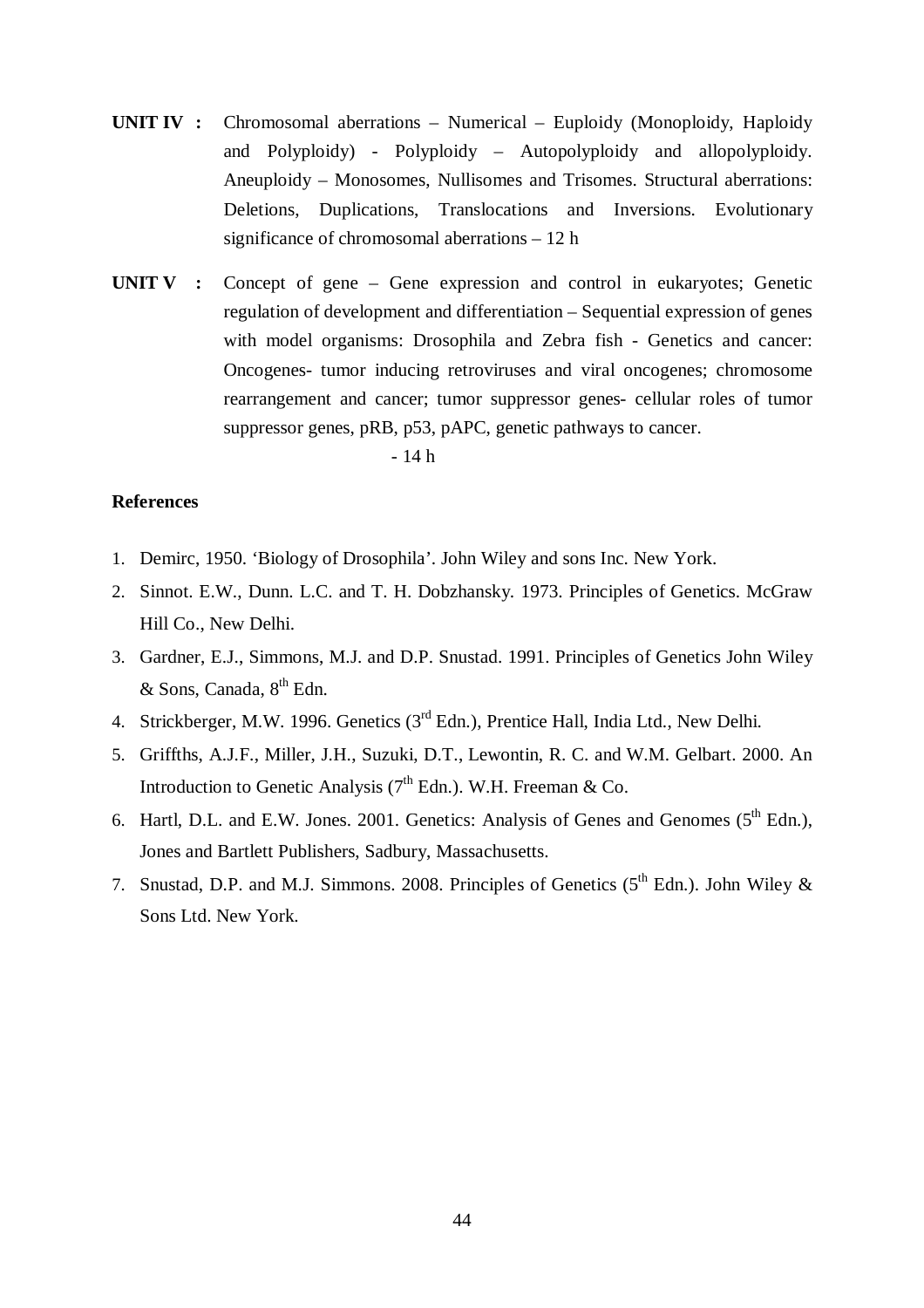**UNIT IV :** Chromosomal aberrations – Numerical – Euploidy (Monoploidy, Haploidy and Polyploidy) - Polyploidy – Autopolyploidy and allopolyploidy. Aneuploidy – Monosomes, Nullisomes and Trisomes. Structural aberrations: Deletions, Duplications, Translocations and Inversions. Evolutionary significance of chromosomal aberrations – 12 h

**UNIT V :** Concept of gene – Gene expression and control in eukaryotes; Genetic regulation of development and differentiation – Sequential expression of genes with model organisms: Drosophila and Zebra fish - Genetics and cancer: Oncogenes- tumor inducing retroviruses and viral oncogenes; chromosome rearrangement and cancer; tumor suppressor genes- cellular roles of tumor suppressor genes, pRB, p53, pAPC, genetic pathways to cancer. - 14 h

**References**

1. Demirc, 1950. 'Biology of Drosophila'. John Wiley and sons Inc. New York.
2. Sinnot. E.W., Dunn. L.C. and T. H. Dobzhansky. 1973. Principles of Genetics. McGraw Hill Co., New Delhi.
3. Gardner, E.J., Simmons, M.J. and D.P. Snustad. 1991. Principles of Genetics John Wiley & Sons, Canada, 8th Edn.
4. Strickberger, M.W. 1996. Genetics (3rd Edn.), Prentice Hall, India Ltd., New Delhi.
5. Griffths, A.J.F., Miller, J.H., Suzuki, D.T., Lewontin, R. C. and W.M. Gelbart. 2000. An Introduction to Genetic Analysis (7th Edn.). W.H. Freeman & Co.
6. Hartl, D.L. and E.W. Jones. 2001. Genetics: Analysis of Genes and Genomes (5th Edn.), Jones and Bartlett Publishers, Sadbury, Massachusetts.
7. Snustad, D.P. and M.J. Simmons. 2008. Principles of Genetics (5th Edn.). John Wiley & Sons Ltd. New York.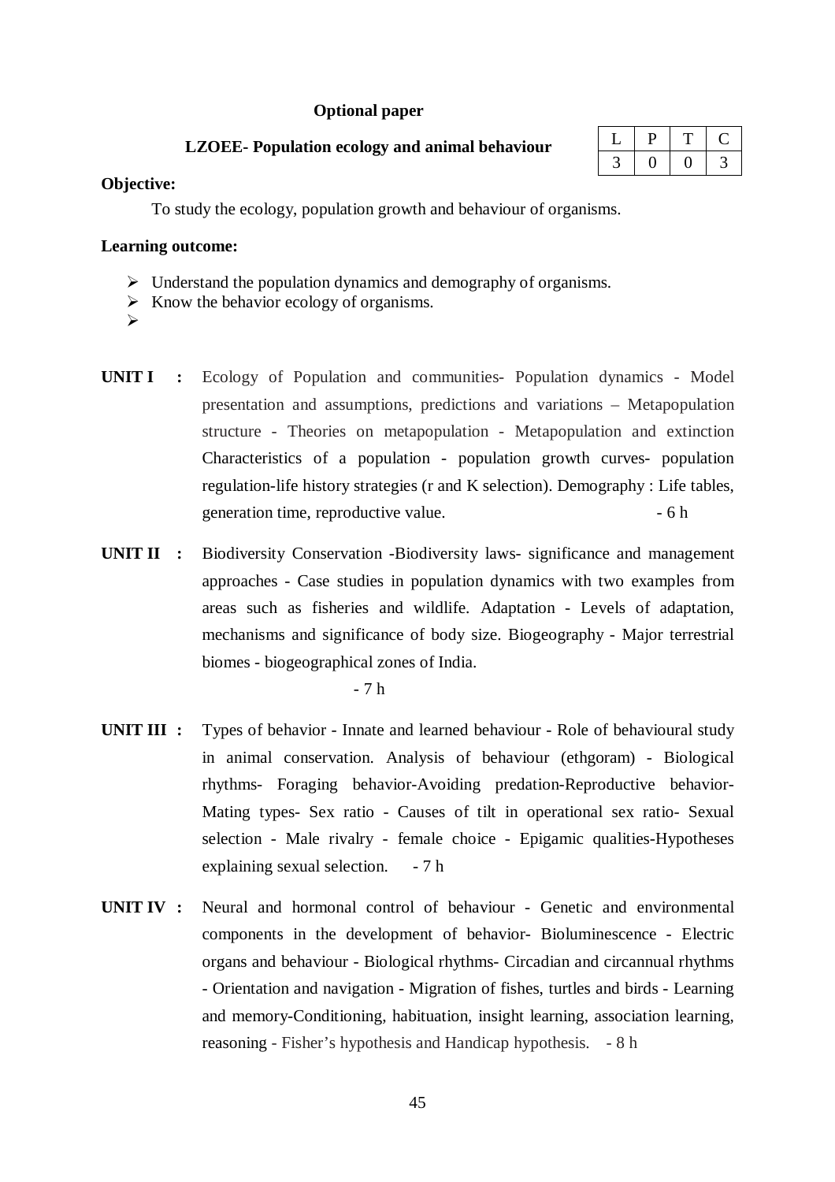**Optional paper**

**LZOEE- Population ecology and animal behaviour**

| L | P | T | C |
|---|---|---|---|
| 3 | 0 | 0 | 3 |

**Objective:**

To study the ecology, population growth and behaviour of organisms.

**Learning outcome:**

- Understand the population dynamics and demography of organisms.
- Know the behavior ecology of organisms.
- 

**UNIT I :** Ecology of Population and communities- Population dynamics - Model presentation and assumptions, predictions and variations – Metapopulation structure - Theories on metapopulation - Metapopulation and extinction Characteristics of a population - population growth curves- population regulation-life history strategies (r and K selection). Demography : Life tables, generation time, reproductive value. - 6 h

**UNIT II :** Biodiversity Conservation -Biodiversity laws- significance and management approaches - Case studies in population dynamics with two examples from areas such as fisheries and wildlife. Adaptation - Levels of adaptation, mechanisms and significance of body size. Biogeography - Major terrestrial biomes - biogeographical zones of India.

- 7 h

**UNIT III :** Types of behavior - Innate and learned behaviour - Role of behavioural study in animal conservation. Analysis of behaviour (ethgoram) - Biological rhythms- Foraging behavior-Avoiding predation-Reproductive behavior-Mating types- Sex ratio - Causes of tilt in operational sex ratio- Sexual selection - Male rivalry - female choice - Epigamic qualities-Hypotheses explaining sexual selection. - 7 h

**UNIT IV :** Neural and hormonal control of behaviour - Genetic and environmental components in the development of behavior- Bioluminescence - Electric organs and behaviour - Biological rhythms- Circadian and circannual rhythms - Orientation and navigation - Migration of fishes, turtles and birds - Learning and memory-Conditioning, habituation, insight learning, association learning, reasoning - Fisher's hypothesis and Handicap hypothesis. - 8 h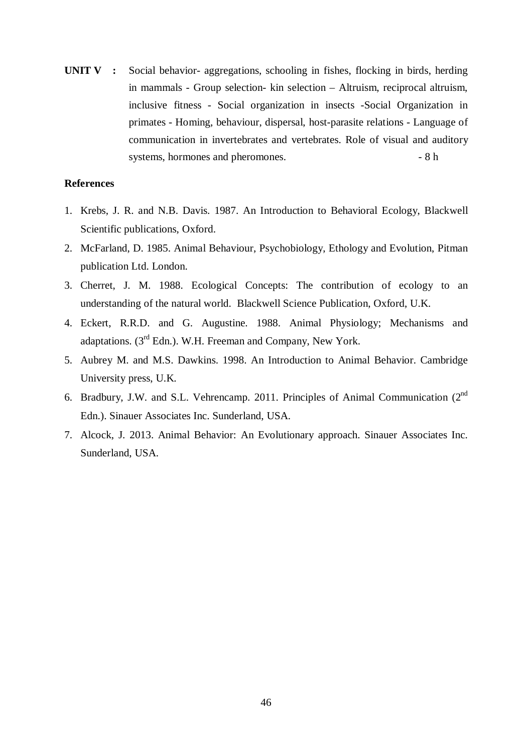**UNIT V :** Social behavior- aggregations, schooling in fishes, flocking in birds, herding in mammals - Group selection- kin selection – Altruism, reciprocal altruism, inclusive fitness - Social organization in insects -Social Organization in primates - Homing, behaviour, dispersal, host-parasite relations - Language of communication in invertebrates and vertebrates. Role of visual and auditory systems, hormones and pheromones. - 8 h

**References**

1. Krebs, J. R. and N.B. Davis. 1987. An Introduction to Behavioral Ecology, Blackwell Scientific publications, Oxford.
2. McFarland, D. 1985. Animal Behaviour, Psychobiology, Ethology and Evolution, Pitman publication Ltd. London.
3. Cherret, J. M. 1988. Ecological Concepts: The contribution of ecology to an understanding of the natural world. Blackwell Science Publication, Oxford, U.K.
4. Eckert, R.R.D. and G. Augustine. 1988. Animal Physiology; Mechanisms and adaptations. (3rd Edn.). W.H. Freeman and Company, New York.
5. Aubrey M. and M.S. Dawkins. 1998. An Introduction to Animal Behavior. Cambridge University press, U.K.
6. Bradbury, J.W. and S.L. Vehrencamp. 2011. Principles of Animal Communication (2nd Edn.). Sinauer Associates Inc. Sunderland, USA.
7. Alcock, J. 2013. Animal Behavior: An Evolutionary approach. Sinauer Associates Inc. Sunderland, USA.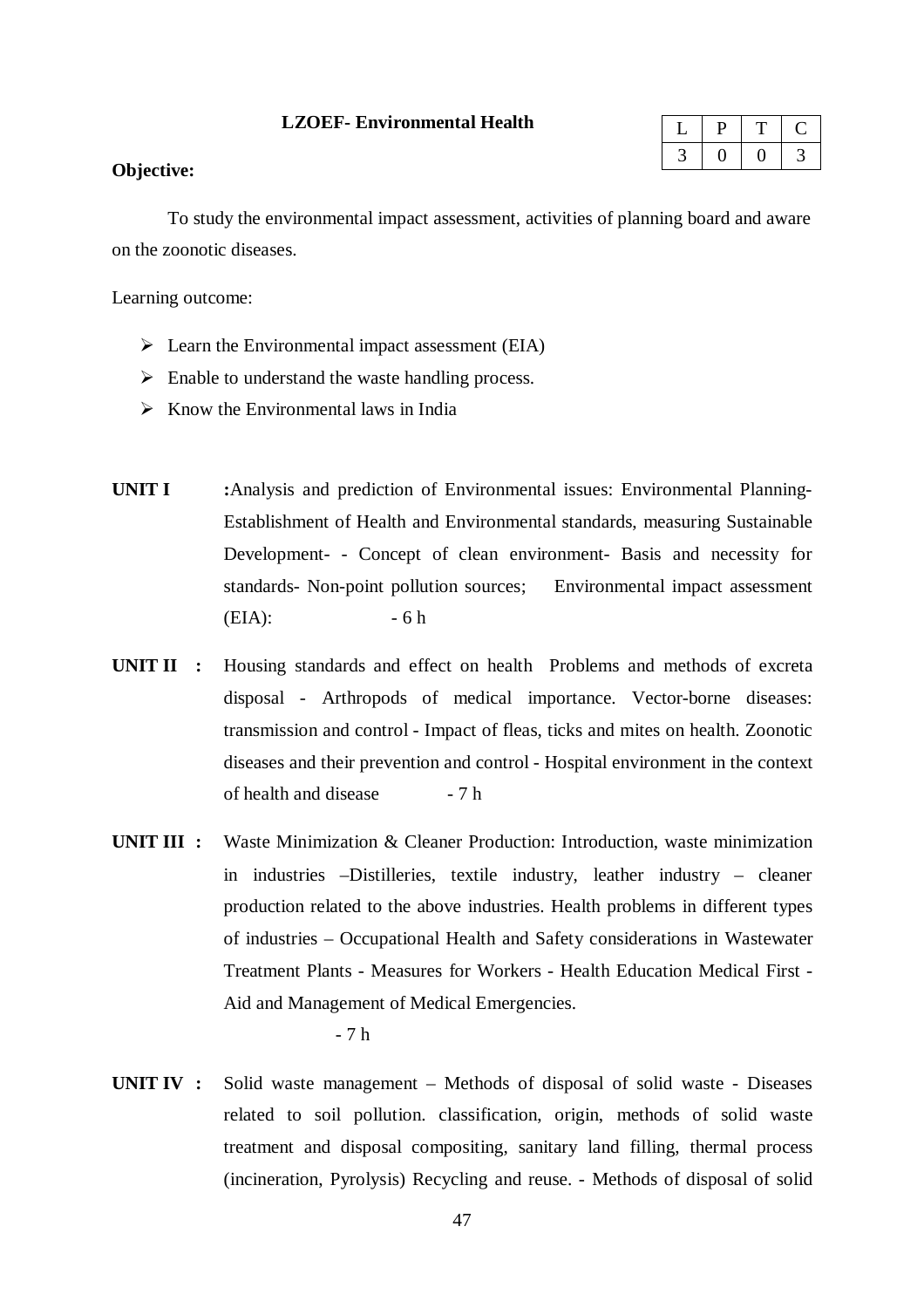## LZOEF- Environmental Health

| L | P | T | C |
|---|---|---|---|
| 3 | 0 | 0 | 3 |

**Objective:**

To study the environmental impact assessment, activities of planning board and aware on the zoonotic diseases.

Learning outcome:

- Learn the Environmental impact assessment (EIA)
- Enable to understand the waste handling process.
- Know the Environmental laws in India

**UNIT I** **:**Analysis and prediction of Environmental issues: Environmental Planning- Establishment of Health and Environmental standards, measuring Sustainable Development- - Concept of clean environment- Basis and necessity for standards- Non-point pollution sources; Environmental impact assessment (EIA): - 6 h

**UNIT II :** Housing standards and effect on health Problems and methods of excreta disposal - Arthropods of medical importance. Vector-borne diseases: transmission and control - Impact of fleas, ticks and mites on health. Zoonotic diseases and their prevention and control - Hospital environment in the context of health and disease - 7 h

**UNIT III :** Waste Minimization & Cleaner Production: Introduction, waste minimization in industries –Distilleries, textile industry, leather industry – cleaner production related to the above industries. Health problems in different types of industries – Occupational Health and Safety considerations in Wastewater Treatment Plants - Measures for Workers - Health Education Medical First - Aid and Management of Medical Emergencies.

- 7 h

**UNIT IV :** Solid waste management – Methods of disposal of solid waste - Diseases related to soil pollution. classification, origin, methods of solid waste treatment and disposal compositing, sanitary land filling, thermal process (incineration, Pyrolysis) Recycling and reuse. - Methods of disposal of solid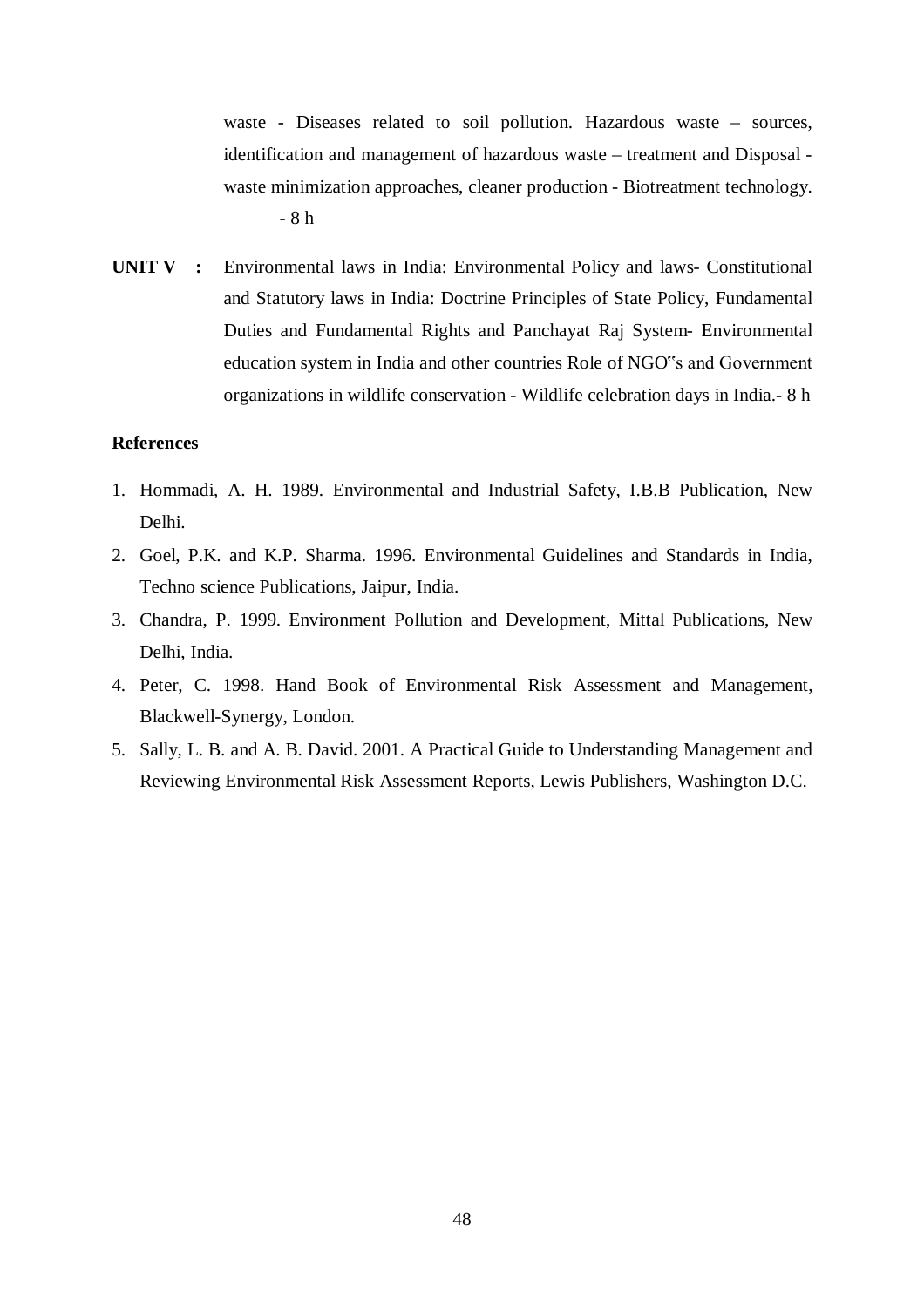waste - Diseases related to soil pollution. Hazardous waste – sources, identification and management of hazardous waste – treatment and Disposal - waste minimization approaches, cleaner production - Biotreatment technology. - 8 h

**UNIT V :** Environmental laws in India: Environmental Policy and laws- Constitutional and Statutory laws in India: Doctrine Principles of State Policy, Fundamental Duties and Fundamental Rights and Panchayat Raj System- Environmental education system in India and other countries Role of NGO‟s and Government organizations in wildlife conservation - Wildlife celebration days in India.- 8 h

**References**

1. Hommadi, A. H. 1989. Environmental and Industrial Safety, I.B.B Publication, New Delhi.
2. Goel, P.K. and K.P. Sharma. 1996. Environmental Guidelines and Standards in India, Techno science Publications, Jaipur, India.
3. Chandra, P. 1999. Environment Pollution and Development, Mittal Publications, New Delhi, India.
4. Peter, C. 1998. Hand Book of Environmental Risk Assessment and Management, Blackwell-Synergy, London.
5. Sally, L. B. and A. B. David. 2001. A Practical Guide to Understanding Management and Reviewing Environmental Risk Assessment Reports, Lewis Publishers, Washington D.C.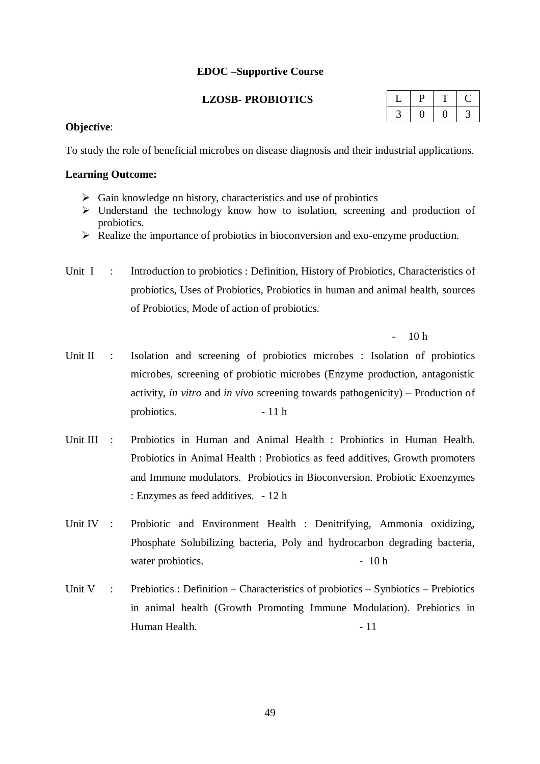**EDOC –Supportive Course**

**LZOSB- PROBIOTICS**

| L | P | T | C |
|---|---|---|---|
| 3 | 0 | 0 | 3 |

**Objective**:

To study the role of beneficial microbes on disease diagnosis and their industrial applications.

**Learning Outcome:**

- Gain knowledge on history, characteristics and use of probiotics
- Understand the technology know how to isolation, screening and production of probiotics.
- Realize the importance of probiotics in bioconversion and exo-enzyme production.

Unit I : Introduction to probiotics : Definition, History of Probiotics, Characteristics of probiotics, Uses of Probiotics, Probiotics in human and animal health, sources of Probiotics, Mode of action of probiotics.

- 10 h

Unit II : Isolation and screening of probiotics microbes : Isolation of probiotics microbes, screening of probiotic microbes (Enzyme production, antagonistic activity, *in vitro* and *in vivo* screening towards pathogenicity) – Production of probiotics. - 11 h

Unit III : Probiotics in Human and Animal Health : Probiotics in Human Health. Probiotics in Animal Health : Probiotics as feed additives, Growth promoters and Immune modulators. Probiotics in Bioconversion. Probiotic Exoenzymes : Enzymes as feed additives. - 12 h

Unit IV : Probiotic and Environment Health : Denitrifying, Ammonia oxidizing, Phosphate Solubilizing bacteria, Poly and hydrocarbon degrading bacteria, water probiotics. - 10 h

Unit V : Prebiotics : Definition – Characteristics of probiotics – Synbiotics – Prebiotics in animal health (Growth Promoting Immune Modulation). Prebiotics in Human Health. - 11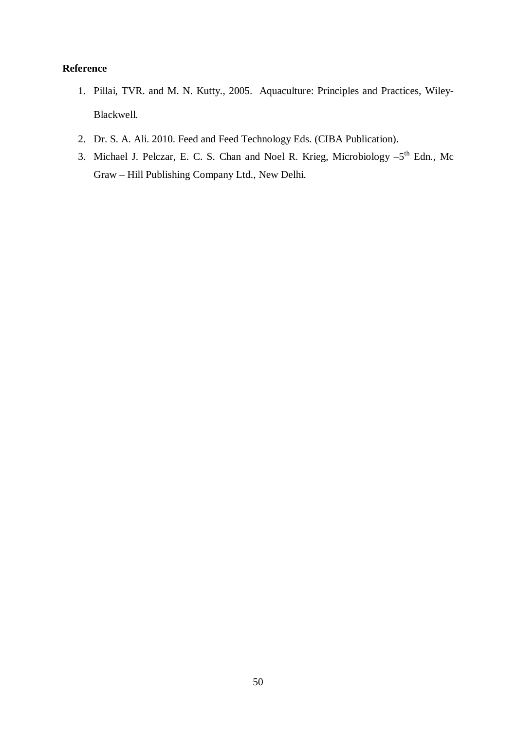**Reference**

1. Pillai, TVR. and M. N. Kutty., 2005. Aquaculture: Principles and Practices, Wiley-Blackwell.
2. Dr. S. A. Ali. 2010. Feed and Feed Technology Eds. (CIBA Publication).
3. Michael J. Pelczar, E. C. S. Chan and Noel R. Krieg, Microbiology –$5^{th}$ Edn., Mc Graw – Hill Publishing Company Ltd., New Delhi.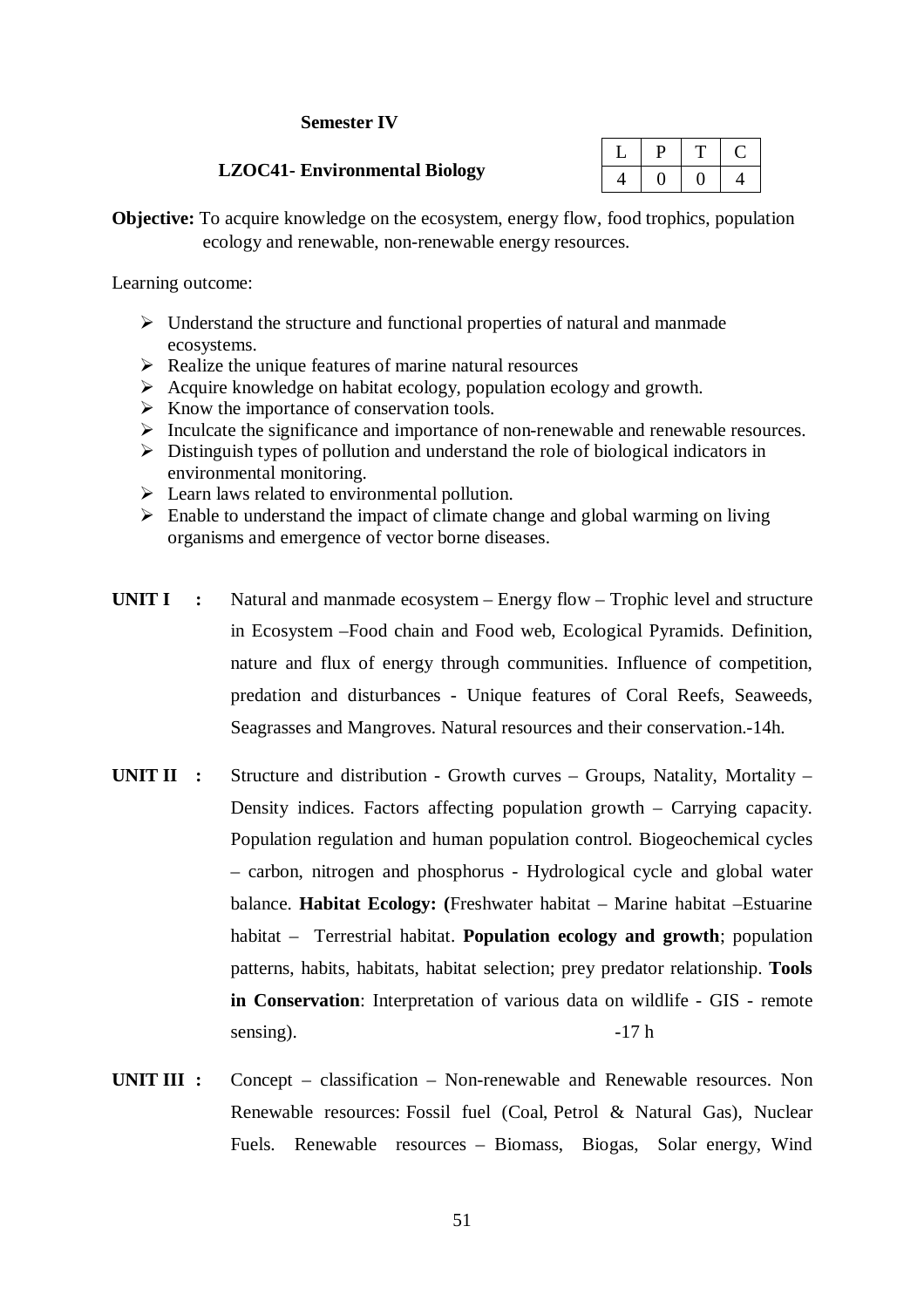**Semester IV**

**LZOC41- Environmental Biology**

| L | P | T | C |
|---|---|---|---|
| 4 | 0 | 0 | 4 |

**Objective:** To acquire knowledge on the ecosystem, energy flow, food trophics, population ecology and renewable, non-renewable energy resources.

Learning outcome:

- Understand the structure and functional properties of natural and manmade ecosystems.
- Realize the unique features of marine natural resources
- Acquire knowledge on habitat ecology, population ecology and growth.
- Know the importance of conservation tools.
- Inculcate the significance and importance of non-renewable and renewable resources.
- Distinguish types of pollution and understand the role of biological indicators in environmental monitoring.
- Learn laws related to environmental pollution.
- Enable to understand the impact of climate change and global warming on living organisms and emergence of vector borne diseases.

**UNIT I :** Natural and manmade ecosystem – Energy flow – Trophic level and structure in Ecosystem –Food chain and Food web, Ecological Pyramids. Definition, nature and flux of energy through communities. Influence of competition, predation and disturbances - Unique features of Coral Reefs, Seaweeds, Seagrasses and Mangroves. Natural resources and their conservation.-14h.

**UNIT II :** Structure and distribution - Growth curves – Groups, Natality, Mortality – Density indices. Factors affecting population growth – Carrying capacity. Population regulation and human population control. Biogeochemical cycles – carbon, nitrogen and phosphorus - Hydrological cycle and global water balance. **Habitat Ecology: (**Freshwater habitat – Marine habitat –Estuarine habitat – Terrestrial habitat. **Population ecology and growth**; population patterns, habits, habitats, habitat selection; prey predator relationship. **Tools in Conservation**: Interpretation of various data on wildlife - GIS - remote sensing). -17 h

**UNIT III :** Concept – classification – Non-renewable and Renewable resources. Non Renewable resources: Fossil fuel (Coal, Petrol & Natural Gas), Nuclear Fuels. Renewable resources – Biomass, Biogas, Solar energy, Wind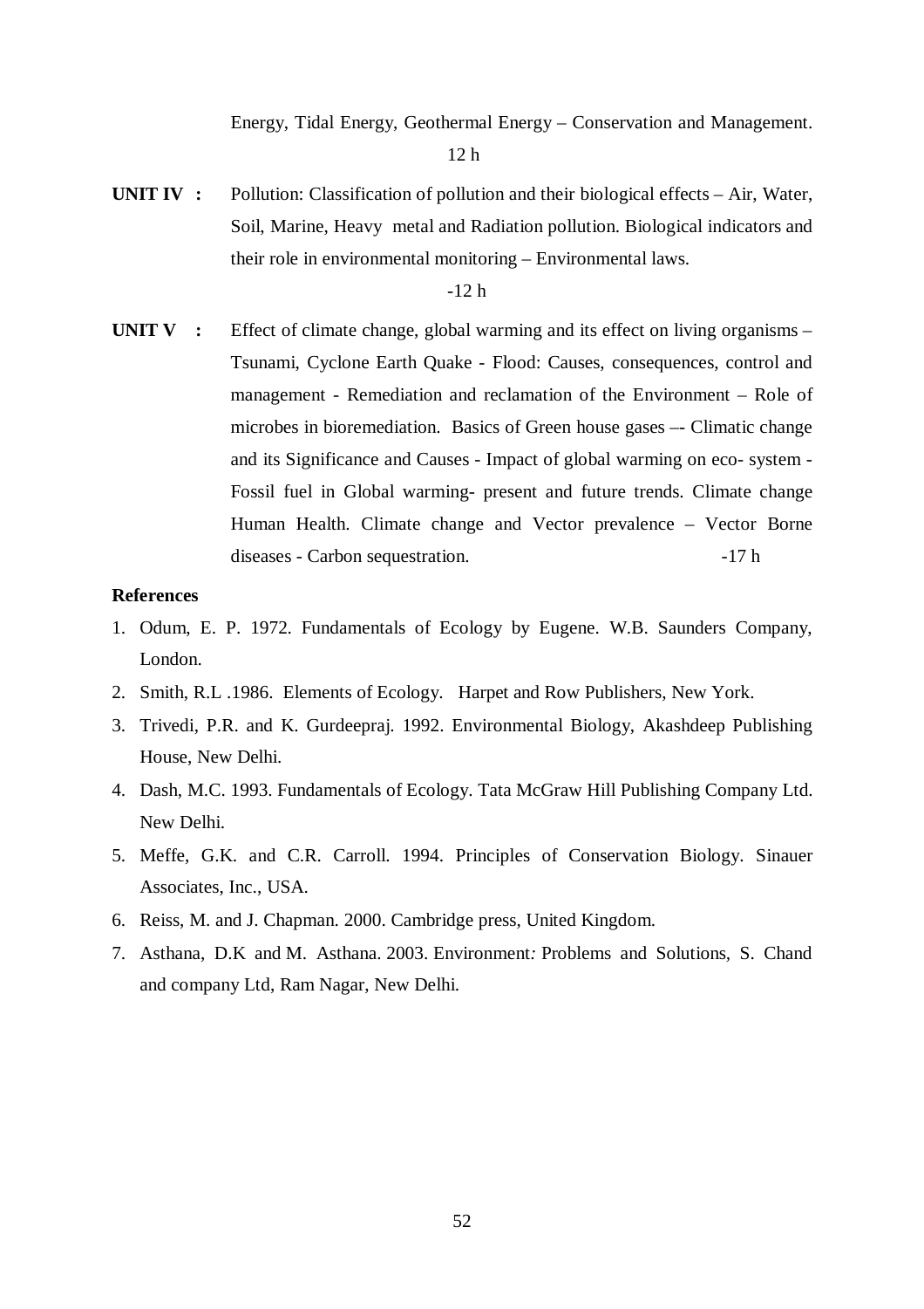Energy, Tidal Energy, Geothermal Energy – Conservation and Management.

12 h

**UNIT IV :** Pollution: Classification of pollution and their biological effects – Air, Water, Soil, Marine, Heavy metal and Radiation pollution. Biological indicators and their role in environmental monitoring – Environmental laws.

-12 h

**UNIT V :** Effect of climate change, global warming and its effect on living organisms – Tsunami, Cyclone Earth Quake - Flood: Causes, consequences, control and management - Remediation and reclamation of the Environment – Role of microbes in bioremediation. Basics of Green house gases –- Climatic change and its Significance and Causes - Impact of global warming on eco- system - Fossil fuel in Global warming- present and future trends. Climate change Human Health. Climate change and Vector prevalence – Vector Borne diseases - Carbon sequestration. -17 h

**References**

1. Odum, E. P. 1972. Fundamentals of Ecology by Eugene. W.B. Saunders Company, London.
2. Smith, R.L .1986. Elements of Ecology. Harpet and Row Publishers, New York.
3. Trivedi, P.R. and K. Gurdeepraj. 1992. Environmental Biology, Akashdeep Publishing House, New Delhi.
4. Dash, M.C. 1993. Fundamentals of Ecology. Tata McGraw Hill Publishing Company Ltd. New Delhi.
5. Meffe, G.K. and C.R. Carroll. 1994. Principles of Conservation Biology. Sinauer Associates, Inc., USA.
6. Reiss, M. and J. Chapman. 2000. Cambridge press, United Kingdom.
7. Asthana, D.K and M. Asthana. 2003. Environment*:* Problems and Solutions, S. Chand and company Ltd, Ram Nagar, New Delhi.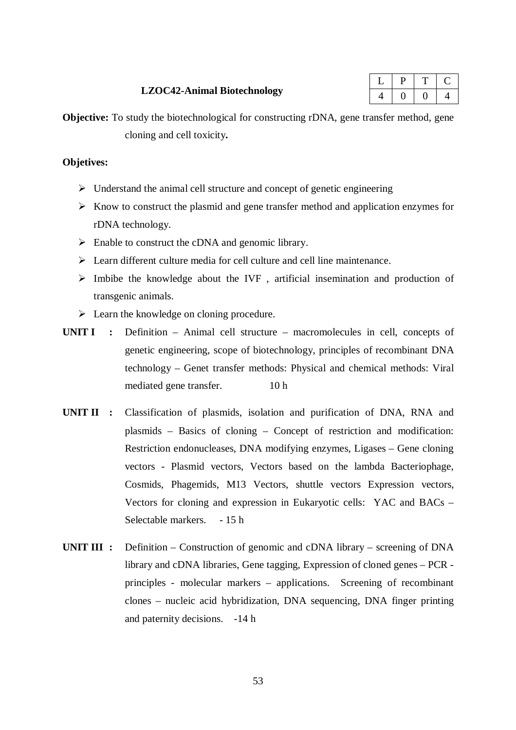## LZOC42-Animal Biotechnology

| L | P | T | C |
|---|---|---|---|
| 4 | 0 | 0 | 4 |

**Objective:** To study the biotechnological for constructing rDNA, gene transfer method, gene cloning and cell toxicity**.**

**Objetives:**

- Understand the animal cell structure and concept of genetic engineering
- Know to construct the plasmid and gene transfer method and application enzymes for rDNA technology.
- Enable to construct the cDNA and genomic library.
- Learn different culture media for cell culture and cell line maintenance.
- Imbibe the knowledge about the IVF , artificial insemination and production of transgenic animals.
- Learn the knowledge on cloning procedure.

**UNIT I :** Definition – Animal cell structure – macromolecules in cell, concepts of genetic engineering, scope of biotechnology, principles of recombinant DNA technology – Genet transfer methods: Physical and chemical methods: Viral mediated gene transfer. 10 h

**UNIT II :** Classification of plasmids, isolation and purification of DNA, RNA and plasmids – Basics of cloning – Concept of restriction and modification: Restriction endonucleases, DNA modifying enzymes, Ligases – Gene cloning vectors - Plasmid vectors, Vectors based on the lambda Bacteriophage, Cosmids, Phagemids, M13 Vectors, shuttle vectors Expression vectors, Vectors for cloning and expression in Eukaryotic cells: YAC and BACs – Selectable markers. - 15 h

**UNIT III :** Definition – Construction of genomic and cDNA library – screening of DNA library and cDNA libraries, Gene tagging, Expression of cloned genes – PCR - principles - molecular markers – applications. Screening of recombinant clones – nucleic acid hybridization, DNA sequencing, DNA finger printing and paternity decisions. -14 h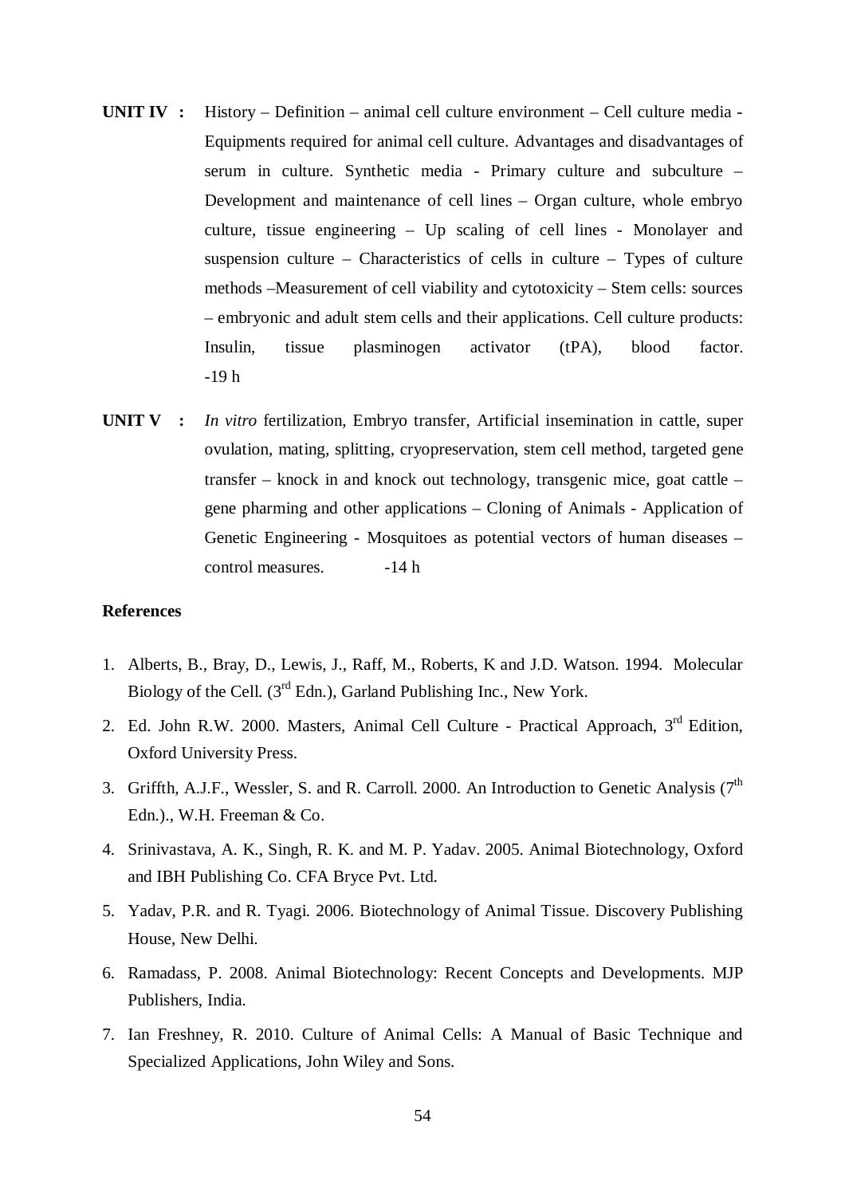**UNIT IV :** History – Definition – animal cell culture environment – Cell culture media - Equipments required for animal cell culture. Advantages and disadvantages of serum in culture. Synthetic media - Primary culture and subculture – Development and maintenance of cell lines – Organ culture, whole embryo culture, tissue engineering – Up scaling of cell lines - Monolayer and suspension culture – Characteristics of cells in culture – Types of culture methods –Measurement of cell viability and cytotoxicity – Stem cells: sources – embryonic and adult stem cells and their applications. Cell culture products: Insulin, tissue plasminogen activator (tPA), blood factor. -19 h

**UNIT V :** *In vitro* fertilization, Embryo transfer, Artificial insemination in cattle, super ovulation, mating, splitting, cryopreservation, stem cell method, targeted gene transfer – knock in and knock out technology, transgenic mice, goat cattle – gene pharming and other applications – Cloning of Animals - Application of Genetic Engineering - Mosquitoes as potential vectors of human diseases – control measures. -14 h

**References**

1. Alberts, B., Bray, D., Lewis, J., Raff, M., Roberts, K and J.D. Watson. 1994. Molecular Biology of the Cell. (3rd Edn.), Garland Publishing Inc., New York.
2. Ed. John R.W. 2000. Masters, Animal Cell Culture - Practical Approach, 3rd Edition, Oxford University Press.
3. Griffth, A.J.F., Wessler, S. and R. Carroll. 2000. An Introduction to Genetic Analysis (7th Edn.)., W.H. Freeman & Co.
4. Srinivastava, A. K., Singh, R. K. and M. P. Yadav. 2005. Animal Biotechnology, Oxford and IBH Publishing Co. CFA Bryce Pvt. Ltd.
5. Yadav, P.R. and R. Tyagi. 2006. Biotechnology of Animal Tissue. Discovery Publishing House, New Delhi.
6. Ramadass, P. 2008. Animal Biotechnology: Recent Concepts and Developments. MJP Publishers, India.
7. Ian Freshney, R. 2010. Culture of Animal Cells: A Manual of Basic Technique and Specialized Applications, John Wiley and Sons.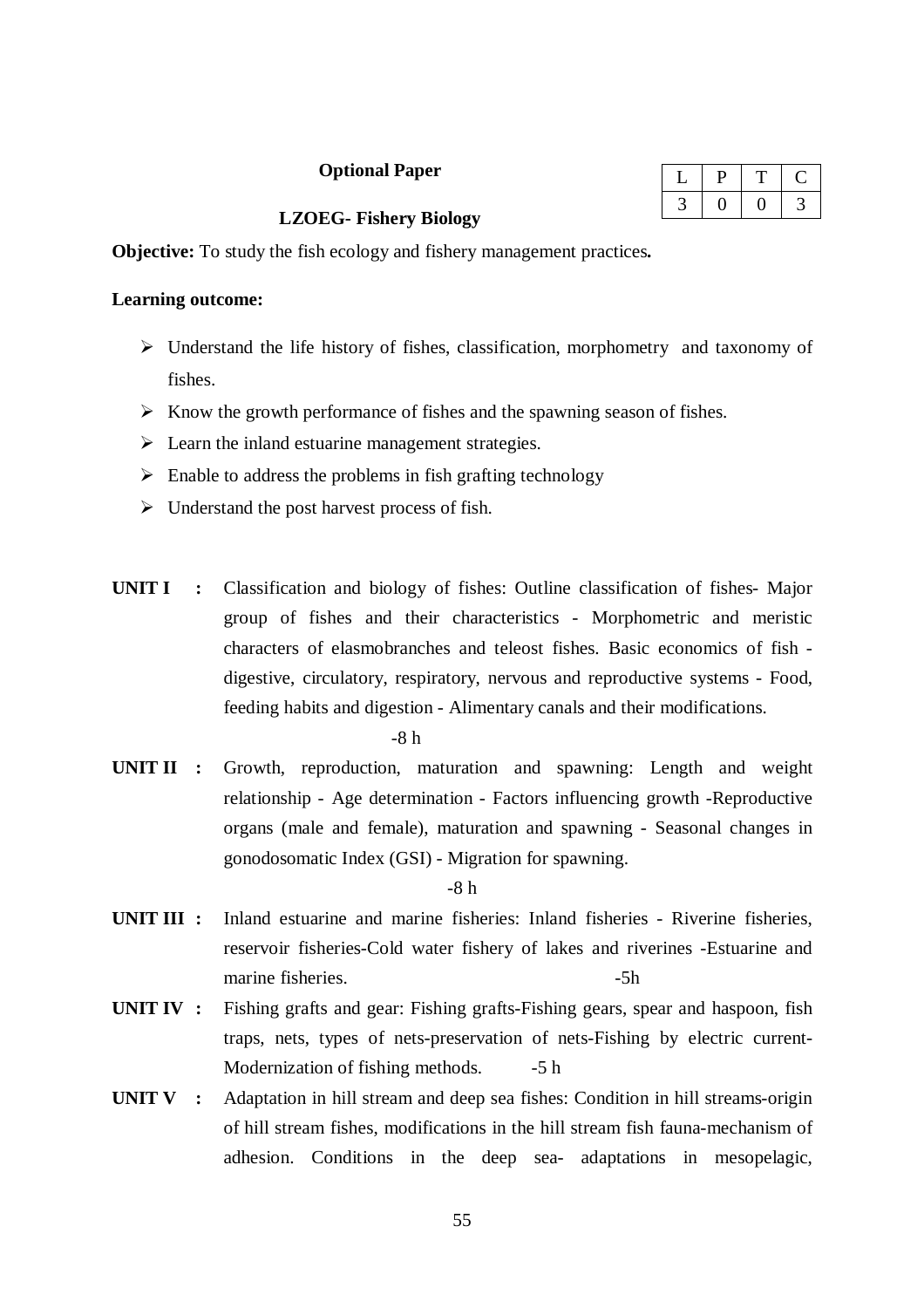**Optional Paper**

| L | P | T | C |
|---|---|---|---|
| 3 | 0 | 0 | 3 |

**LZOEG- Fishery Biology**

**Objective:** To study the fish ecology and fishery management practices**.**

**Learning outcome:**

- Understand the life history of fishes, classification, morphometry and taxonomy of fishes.
- Know the growth performance of fishes and the spawning season of fishes.
- Learn the inland estuarine management strategies.
- Enable to address the problems in fish grafting technology
- Understand the post harvest process of fish.

**UNIT I :** Classification and biology of fishes: Outline classification of fishes- Major group of fishes and their characteristics - Morphometric and meristic characters of elasmobranches and teleost fishes. Basic economics of fish - digestive, circulatory, respiratory, nervous and reproductive systems - Food, feeding habits and digestion - Alimentary canals and their modifications.

-8 h

**UNIT II :** Growth, reproduction, maturation and spawning: Length and weight relationship - Age determination - Factors influencing growth -Reproductive organs (male and female), maturation and spawning - Seasonal changes in gonodosomatic Index (GSI) - Migration for spawning.

-8 h

**UNIT III :** Inland estuarine and marine fisheries: Inland fisheries - Riverine fisheries, reservoir fisheries-Cold water fishery of lakes and riverines -Estuarine and marine fisheries. -5h

**UNIT IV :** Fishing grafts and gear: Fishing grafts-Fishing gears, spear and haspoon, fish traps, nets, types of nets-preservation of nets-Fishing by electric current-Modernization of fishing methods. -5 h

**UNIT V :** Adaptation in hill stream and deep sea fishes: Condition in hill streams-origin of hill stream fishes, modifications in the hill stream fish fauna-mechanism of adhesion. Conditions in the deep sea- adaptations in mesopelagic,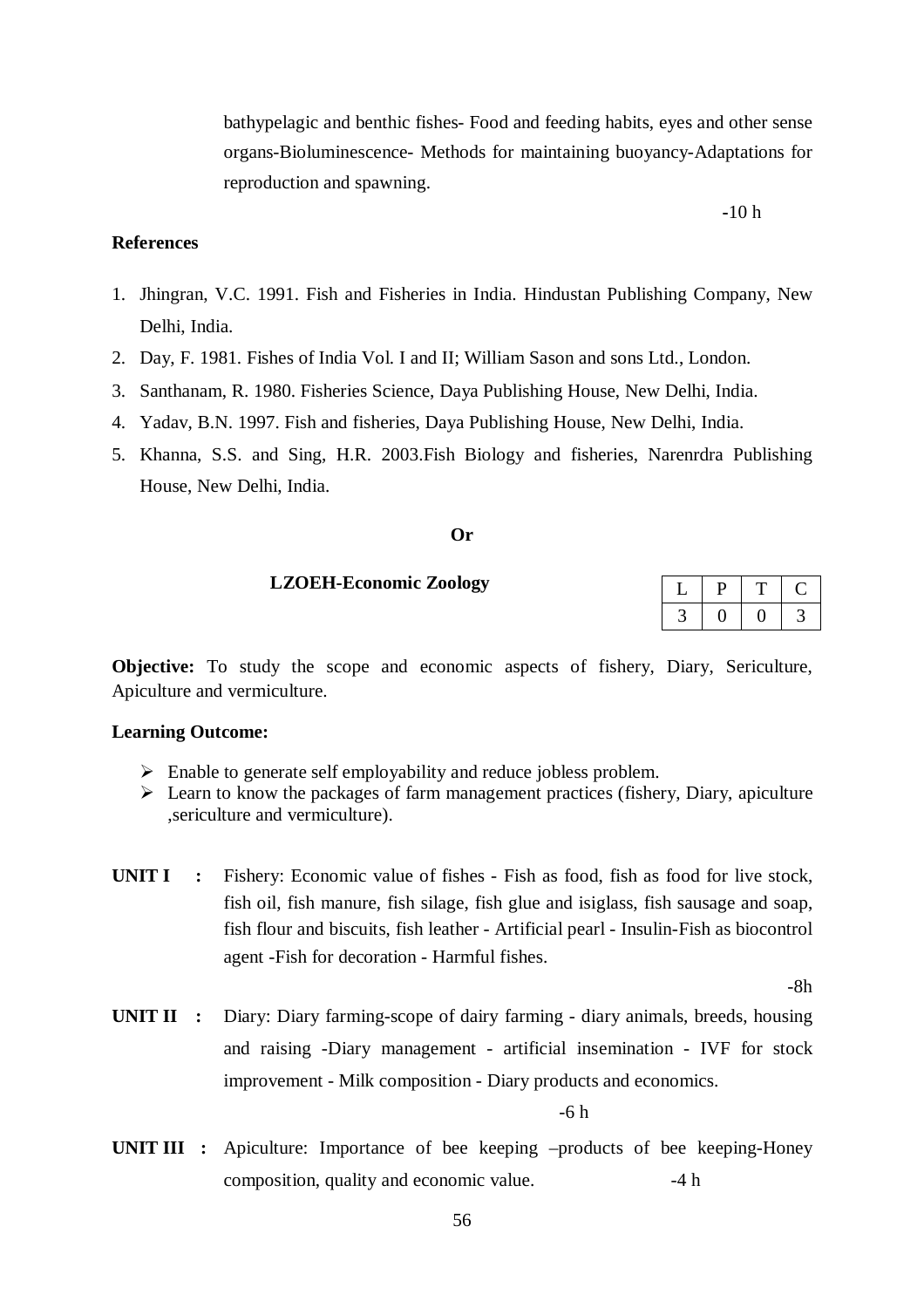bathypelagic and benthic fishes- Food and feeding habits, eyes and other sense organs-Bioluminescence- Methods for maintaining buoyancy-Adaptations for reproduction and spawning.

-10 h

**References**

1. Jhingran, V.C. 1991. Fish and Fisheries in India. Hindustan Publishing Company, New Delhi, India.
2. Day, F. 1981. Fishes of India Vol. I and II; William Sason and sons Ltd., London.
3. Santhanam, R. 1980. Fisheries Science, Daya Publishing House, New Delhi, India.
4. Yadav, B.N. 1997. Fish and fisheries, Daya Publishing House, New Delhi, India.
5. Khanna, S.S. and Sing, H.R. 2003.Fish Biology and fisheries, Narenrdra Publishing House, New Delhi, India.

**Or**

**LZOEH-Economic Zoology**

| L | P | T | C |
|---|---|---|---|
| 3 | 0 | 0 | 3 |

**Objective:** To study the scope and economic aspects of fishery, Diary, Sericulture, Apiculture and vermiculture.

**Learning Outcome:**

- Enable to generate self employability and reduce jobless problem.
- Learn to know the packages of farm management practices (fishery, Diary, apiculture ,sericulture and vermiculture).

**UNIT I :** Fishery: Economic value of fishes - Fish as food, fish as food for live stock, fish oil, fish manure, fish silage, fish glue and isiglass, fish sausage and soap, fish flour and biscuits, fish leather - Artificial pearl - Insulin-Fish as biocontrol agent -Fish for decoration - Harmful fishes.

-8h

**UNIT II :** Diary: Diary farming-scope of dairy farming - diary animals, breeds, housing and raising -Diary management - artificial insemination - IVF for stock improvement - Milk composition - Diary products and economics.

-6 h

**UNIT III :** Apiculture: Importance of bee keeping –products of bee keeping-Honey composition, quality and economic value. -4 h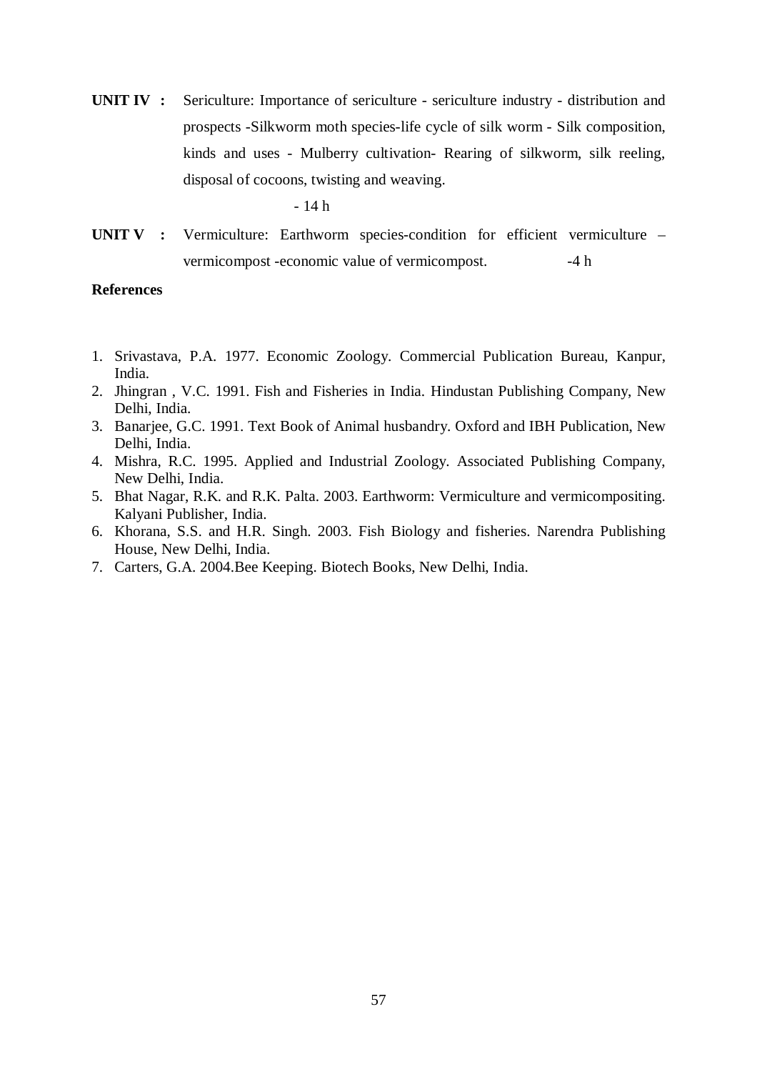**UNIT IV :** Sericulture: Importance of sericulture - sericulture industry - distribution and prospects -Silkworm moth species-life cycle of silk worm - Silk composition, kinds and uses - Mulberry cultivation- Rearing of silkworm, silk reeling, disposal of cocoons, twisting and weaving.

- 14 h

**UNIT V :** Vermiculture: Earthworm species-condition for efficient vermiculture – vermicompost -economic value of vermicompost. -4 h

**References**

1. Srivastava, P.A. 1977. Economic Zoology. Commercial Publication Bureau, Kanpur, India.
2. Jhingran , V.C. 1991. Fish and Fisheries in India. Hindustan Publishing Company, New Delhi, India.
3. Banarjee, G.C. 1991. Text Book of Animal husbandry. Oxford and IBH Publication, New Delhi, India.
4. Mishra, R.C. 1995. Applied and Industrial Zoology. Associated Publishing Company, New Delhi, India.
5. Bhat Nagar, R.K. and R.K. Palta. 2003. Earthworm: Vermiculture and vermicompositing. Kalyani Publisher, India.
6. Khorana, S.S. and H.R. Singh. 2003. Fish Biology and fisheries. Narendra Publishing House, New Delhi, India.
7. Carters, G.A. 2004.Bee Keeping. Biotech Books, New Delhi, India.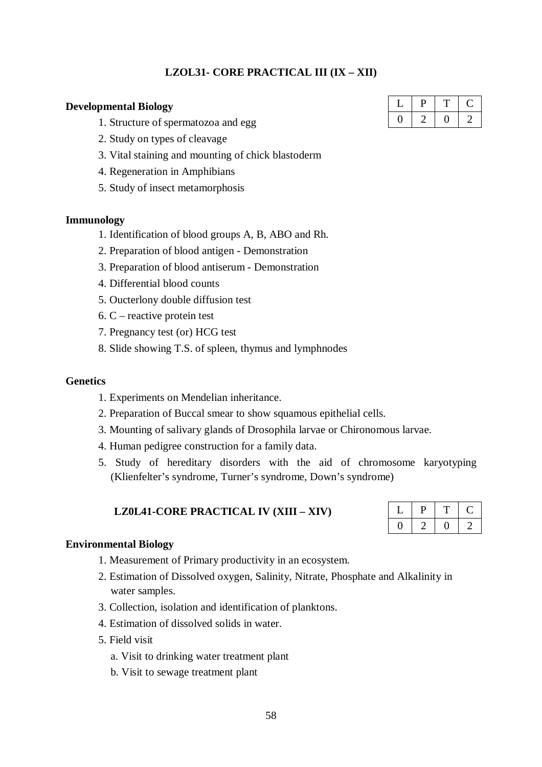## LZOL31- CORE PRACTICAL III (IX – XII)

| L | P | T | C |
|---|---|---|---|
| 0 | 2 | 0 | 2 |

**Developmental Biology**

1. Structure of spermatozoa and egg
2. Study on types of cleavage
3. Vital staining and mounting of chick blastoderm
4. Regeneration in Amphibians
5. Study of insect metamorphosis

**Immunology**

1. Identification of blood groups A, B, ABO and Rh.
2. Preparation of blood antigen - Demonstration
3. Preparation of blood antiserum - Demonstration
4. Differential blood counts
5. Oucterlony double diffusion test
6. C – reactive protein test
7. Pregnancy test (or) HCG test
8. Slide showing T.S. of spleen, thymus and lymphnodes

**Genetics**

1. Experiments on Mendelian inheritance.
2. Preparation of Buccal smear to show squamous epithelial cells.
3. Mounting of salivary glands of Drosophila larvae or Chironomous larvae.
4. Human pedigree construction for a family data.
5. Study of hereditary disorders with the aid of chromosome karyotyping (Klienfelter's syndrome, Turner's syndrome, Down's syndrome)

## LZ0L41-CORE PRACTICAL IV (XIII – XIV)

| L | P | T | C |
|---|---|---|---|
| 0 | 2 | 0 | 2 |

**Environmental Biology**

1. Measurement of Primary productivity in an ecosystem.
2. Estimation of Dissolved oxygen, Salinity, Nitrate, Phosphate and Alkalinity in water samples.
3. Collection, isolation and identification of planktons.
4. Estimation of dissolved solids in water.
5. Field visit
   a. Visit to drinking water treatment plant
   b. Visit to sewage treatment plant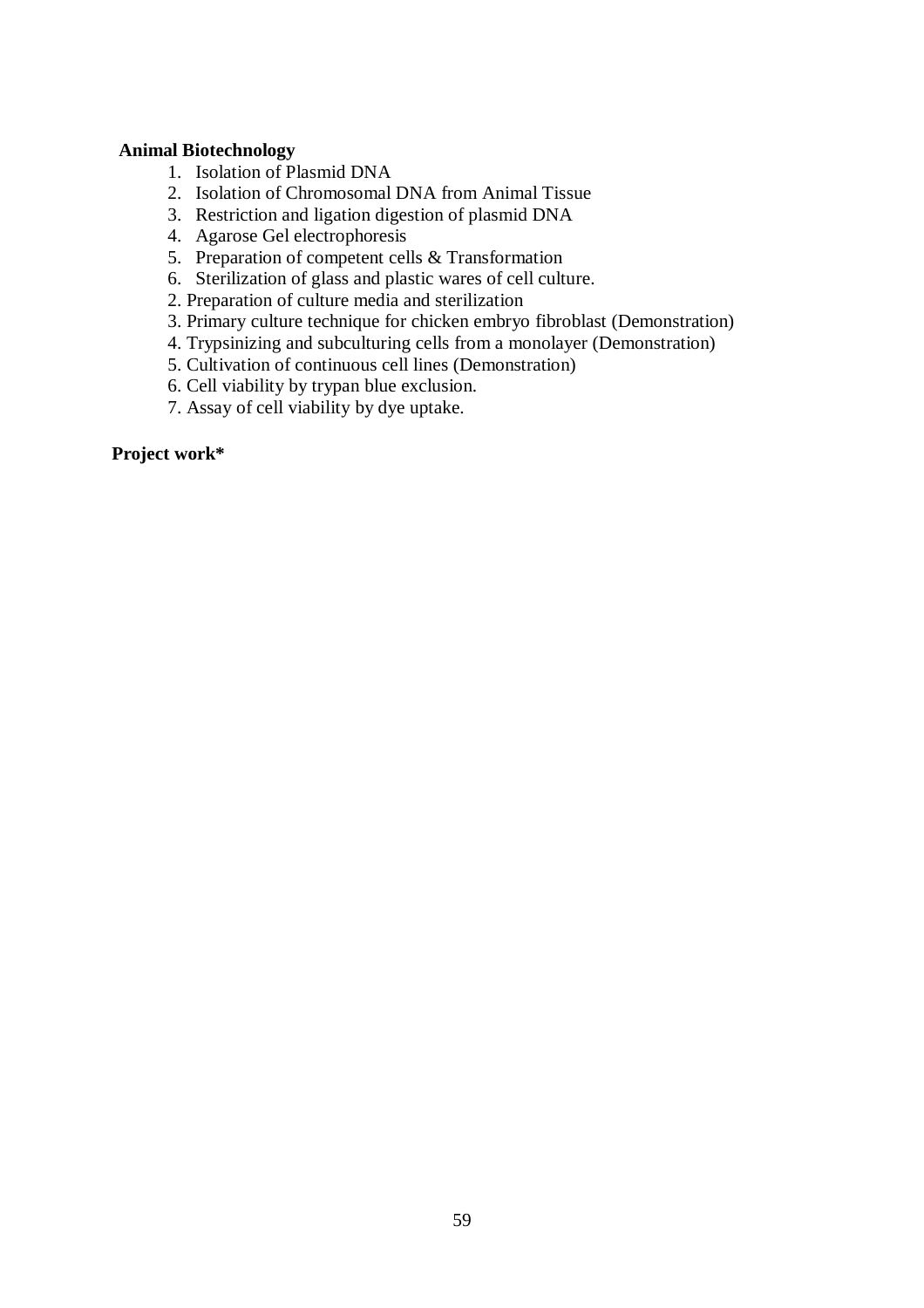**Animal Biotechnology**

1. Isolation of Plasmid DNA
2. Isolation of Chromosomal DNA from Animal Tissue
3. Restriction and ligation digestion of plasmid DNA
4. Agarose Gel electrophoresis
5. Preparation of competent cells & Transformation
6. Sterilization of glass and plastic wares of cell culture.
2. Preparation of culture media and sterilization
3. Primary culture technique for chicken embryo fibroblast (Demonstration)
4. Trypsinizing and subculturing cells from a monolayer (Demonstration)
5. Cultivation of continuous cell lines (Demonstration)
6. Cell viability by trypan blue exclusion.
7. Assay of cell viability by dye uptake.

**Project work***